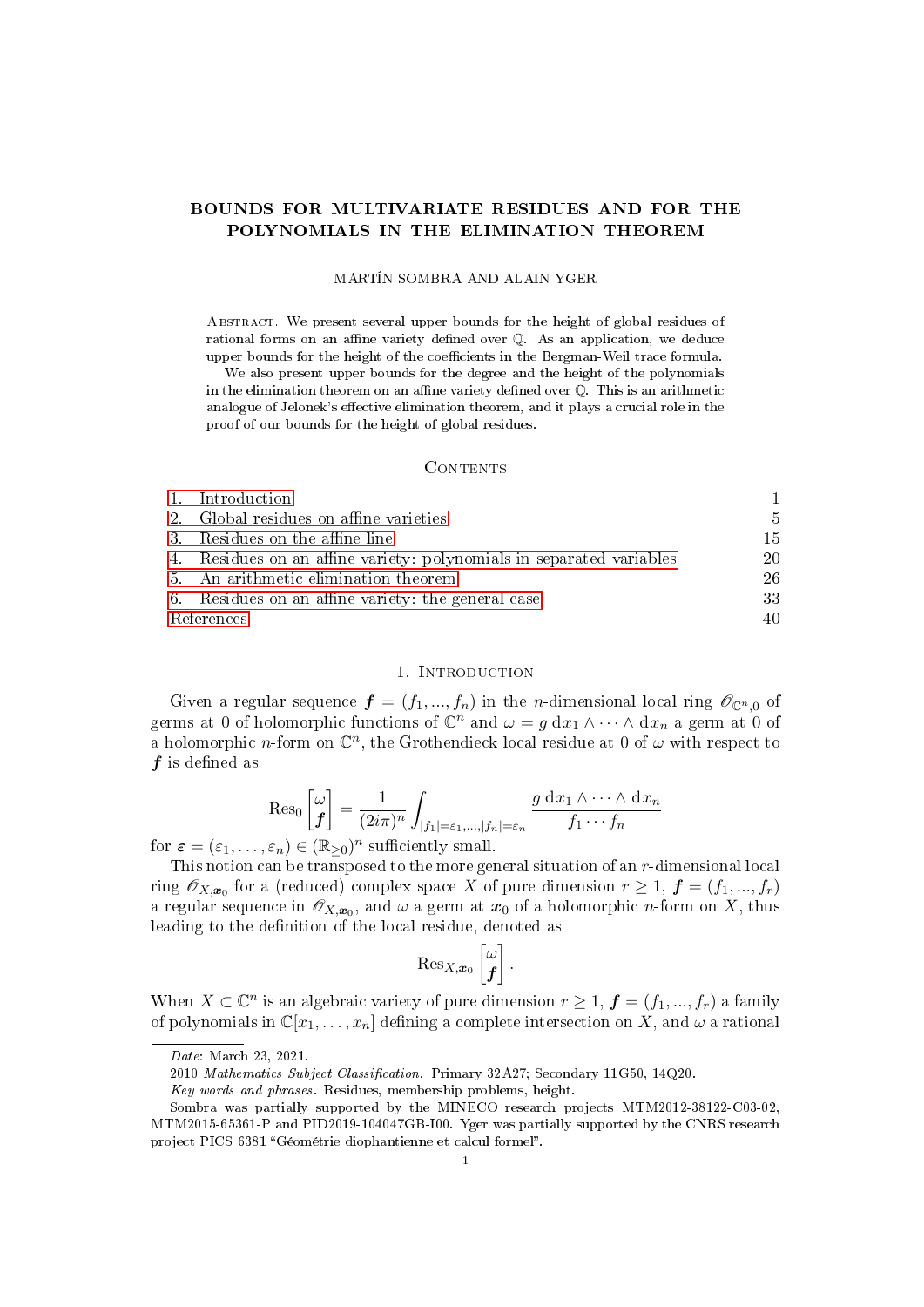# BOUNDS FOR MULTIVARIATE RESIDUES AND FOR THE POLYNOMIALS IN THE ELIMINATION THEOREM

MARTÍN SOMBRA AND ALAIN YGER

Abstract. We present several upper bounds for the height of global residues of rational forms on an affine variety defined over $\mathbb{Q}$. As an application, we deduce upper bounds for the height of the coefficients in the Bergman-Weil trace formula.

We also present upper bounds for the degree and the height of the polynomials in the elimination theorem on an affine variety defined over $\mathbb{Q}$. This is an arithmetic analogue of Jelonek's effective elimination theorem, and it plays a crucial role in the proof of our bounds for the height of global residues.

## Contents

1. Introduction — 1
2. Global residues on affine varieties — 5
3. Residues on the affine line — 15
4. Residues on an affine variety: polynomials in separated variables — 20
5. An arithmetic elimination theorem — 26
6. Residues on an affine variety: the general case — 33

References — 40

## 1. Introduction

Given a regular sequence $\boldsymbol{f} = (f_1, ..., f_n)$ in the $n$-dimensional local ring $\mathscr{O}_{\mathbb{C}^n,0}$ of germs at 0 of holomorphic functions of $\mathbb{C}^n$ and $\omega = g\,\mathrm{d}x_1 \wedge \cdots \wedge \mathrm{d}x_n$ a germ at 0 of a holomorphic $n$-form on $\mathbb{C}^n$, the Grothendieck local residue at 0 of $\omega$ with respect to $\boldsymbol{f}$ is defined as

$$\operatorname{Res}_0 \begin{bmatrix} \omega \\ \boldsymbol{f} \end{bmatrix} = \frac{1}{(2i\pi)^n} \int_{|f_1|=\varepsilon_1,\dots,|f_n|=\varepsilon_n} \frac{g\,\mathrm{d}x_1 \wedge \cdots \wedge \mathrm{d}x_n}{f_1 \cdots f_n}$$

for $\boldsymbol{\varepsilon} = (\varepsilon_1, \dots, \varepsilon_n) \in (\mathbb{R}_{\geq 0})^n$ sufficiently small.

This notion can be transposed to the more general situation of an $r$-dimensional local ring $\mathscr{O}_{X,\boldsymbol{x}_0}$ for a (reduced) complex space $X$ of pure dimension $r \geq 1$, $\boldsymbol{f} = (f_1, ..., f_r)$ a regular sequence in $\mathscr{O}_{X,\boldsymbol{x}_0}$, and $\omega$ a germ at $\boldsymbol{x}_0$ of a holomorphic $n$-form on $X$, thus leading to the definition of the local residue, denoted as

$$\operatorname{Res}_{X,\boldsymbol{x}_0} \begin{bmatrix} \omega \\ \boldsymbol{f} \end{bmatrix}.$$

When $X \subset \mathbb{C}^n$ is an algebraic variety of pure dimension $r \geq 1$, $\boldsymbol{f} = (f_1, ..., f_r)$ a family of polynomials in $\mathbb{C}[x_1, \dots, x_n]$ defining a complete intersection on $X$, and $\omega$ a rational

---

*Date*: March 23, 2021.

2010 *Mathematics Subject Classification.* Primary 32A27; Secondary 11G50, 14Q20.

*Key words and phrases.* Residues, membership problems, height.

Sombra was partially supported by the MINECO research projects MTM2012-38122-C03-02, MTM2015-65361-P and PID2019-104047GB-I00. Yger was partially supported by the CNRS research project PICS 6381 "Géométrie diophantienne et calcul formel".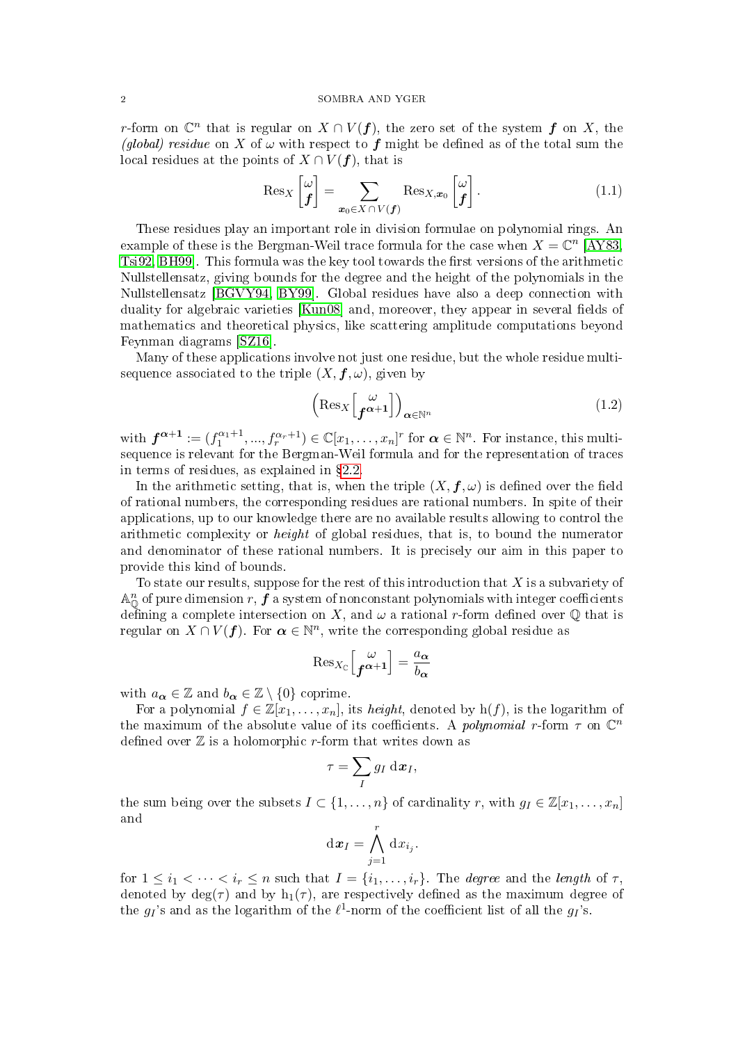$r$-form on $\mathbb{C}^n$ that is regular on $X \cap V(\boldsymbol{f})$, the zero set of the system $\boldsymbol{f}$ on $X$, the *(global) residue* on $X$ of $\omega$ with respect to $\boldsymbol{f}$ might be defined as of the total sum the local residues at the points of $X \cap V(\boldsymbol{f})$, that is

$$\operatorname{Res}_X \begin{bmatrix} \omega \\ \boldsymbol{f} \end{bmatrix} = \sum_{\boldsymbol{x}_0 \in X \cap V(\boldsymbol{f})} \operatorname{Res}_{X, \boldsymbol{x}_0} \begin{bmatrix} \omega \\ \boldsymbol{f} \end{bmatrix}. \tag{1.1}$$

These residues play an important role in division formulae on polynomial rings. An example of these is the Bergman-Weil trace formula for the case when $X = \mathbb{C}^n$ [AY83, Tsi92, BH99]. This formula was the key tool towards the first versions of the arithmetic Nullstellensatz, giving bounds for the degree and the height of the polynomials in the Nullstellensatz [BGVY94, BY99]. Global residues have also a deep connection with duality for algebraic varieties [Kun08] and, moreover, they appear in several fields of mathematics and theoretical physics, like scattering amplitude computations beyond Feynman diagrams [SZ16].

Many of these applications involve not just one residue, but the whole residue multisequence associated to the triple $(X, \boldsymbol{f}, \omega)$, given by

$$\left( \operatorname{Res}_X \Big[ \frac{\omega}{\boldsymbol{f}^{\boldsymbol{\alpha}+\boldsymbol{1}}} \Big] \right)_{\boldsymbol{\alpha} \in \mathbb{N}^n} \tag{1.2}$$

with $\boldsymbol{f}^{\boldsymbol{\alpha}+\boldsymbol{1}} := (f_1^{\alpha_1+1}, ..., f_r^{\alpha_r+1}) \in \mathbb{C}[x_1, \ldots, x_n]^r$ for $\boldsymbol{\alpha} \in \mathbb{N}^n$. For instance, this multisequence is relevant for the Bergman-Weil formula and for the representation of traces in terms of residues, as explained in §2.2.

In the arithmetic setting, that is, when the triple $(X, \boldsymbol{f}, \omega)$ is defined over the field of rational numbers, the corresponding residues are rational numbers. In spite of their applications, up to our knowledge there are no available results allowing to control the arithmetic complexity or *height* of global residues, that is, to bound the numerator and denominator of these rational numbers. It is precisely our aim in this paper to provide this kind of bounds.

To state our results, suppose for the rest of this introduction that $X$ is a subvariety of $\mathbb{A}^n_{\mathbb{Q}}$ of pure dimension $r$, $\boldsymbol{f}$ a system of nonconstant polynomials with integer coefficients defining a complete intersection on $X$, and $\omega$ a rational $r$-form defined over $\mathbb{Q}$ that is regular on $X \cap V(\boldsymbol{f})$. For $\boldsymbol{\alpha} \in \mathbb{N}^n$, write the corresponding global residue as

$$\operatorname{Res}_{X_{\mathbb{C}}} \Big[ \frac{\omega}{\boldsymbol{f}^{\boldsymbol{\alpha}+\boldsymbol{1}}} \Big] = \frac{a_{\boldsymbol{\alpha}}}{b_{\boldsymbol{\alpha}}}$$

with $a_{\boldsymbol{\alpha}} \in \mathbb{Z}$ and $b_{\boldsymbol{\alpha}} \in \mathbb{Z} \setminus \{0\}$ coprime.

For a polynomial $f \in \mathbb{Z}[x_1, \ldots, x_n]$, its *height*, denoted by $\mathrm{h}(f)$, is the logarithm of the maximum of the absolute value of its coefficients. A *polynomial* $r$-form $\tau$ on $\mathbb{C}^n$ defined over $\mathbb{Z}$ is a holomorphic $r$-form that writes down as

$$\tau = \sum_I g_I \, \mathrm{d}\boldsymbol{x}_I,$$

the sum being over the subsets $I \subset \{1, \ldots, n\}$ of cardinality $r$, with $g_I \in \mathbb{Z}[x_1, \ldots, x_n]$ and

$$\mathrm{d}\boldsymbol{x}_I = \bigwedge_{j=1}^{r} \mathrm{d}x_{i_j}.$$

for $1 \le i_1 < \cdots < i_r \le n$ such that $I = \{i_1, \ldots, i_r\}$. The *degree* and the *length* of $\tau$, denoted by $\deg(\tau)$ and by $\mathrm{h}_1(\tau)$, are respectively defined as the maximum degree of the $g_I$'s and as the logarithm of the $\ell^1$-norm of the coefficient list of all the $g_I$'s.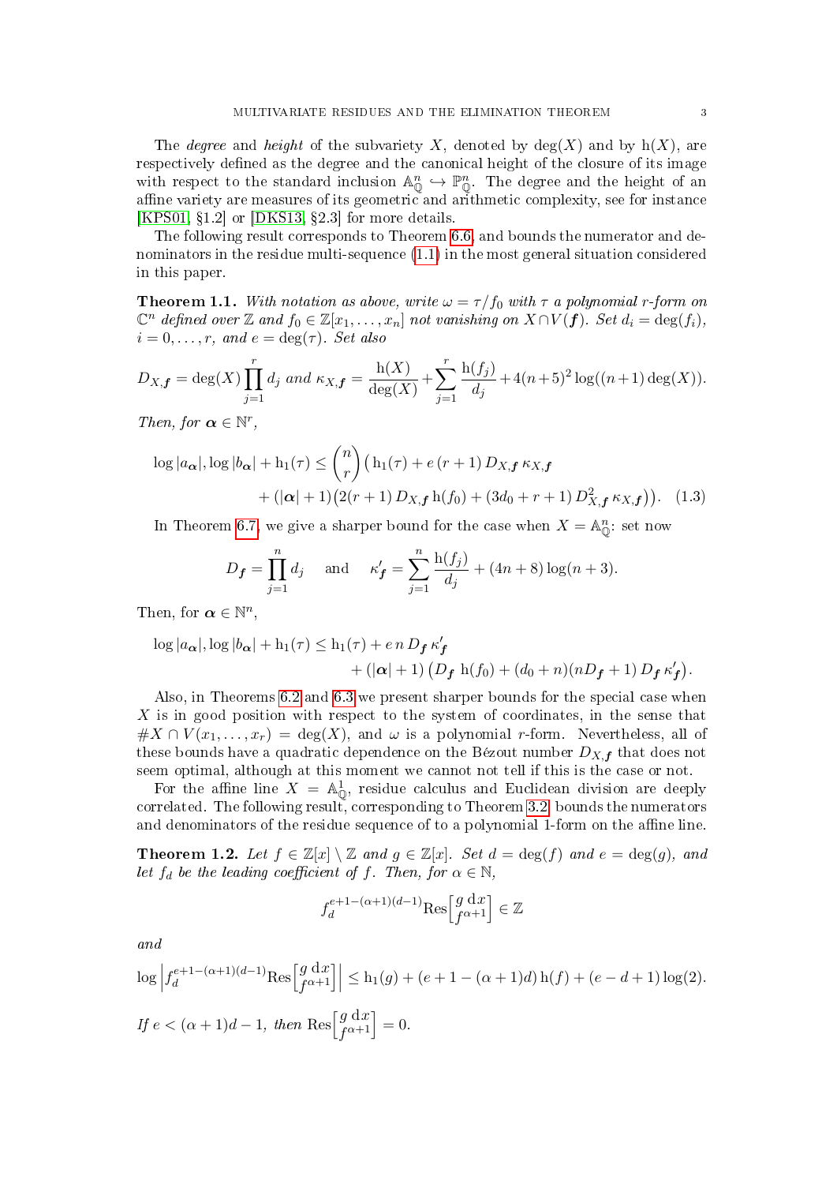The *degree* and *height* of the subvariety $X$, denoted by $\deg(X)$ and by $\mathrm{h}(X)$, are respectively defined as the degree and the canonical height of the closure of its image with respect to the standard inclusion $\mathbb{A}^n_{\mathbb{Q}} \hookrightarrow \mathbb{P}^n_{\mathbb{Q}}$. The degree and the height of an affine variety are measures of its geometric and arithmetic complexity, see for instance [KPS01, §1.2] or [DKS13, §2.3] for more details.

The following result corresponds to Theorem 6.6, and bounds the numerator and denominators in the residue multi-sequence (1.1) in the most general situation considered in this paper.

**Theorem 1.1.** *With notation as above, write $\omega = \tau/f_0$ with $\tau$ a polynomial $r$-form on $\mathbb{C}^n$ defined over $\mathbb{Z}$ and $f_0 \in \mathbb{Z}[x_1, \dots, x_n]$ not vanishing on $X \cap V(\boldsymbol{f})$. Set $d_i = \deg(f_i)$, $i = 0, \dots, r$, and $e = \deg(\tau)$. Set also*

$$D_{X,\boldsymbol{f}} = \deg(X) \prod_{j=1}^{r} d_j \text{ and } \kappa_{X,\boldsymbol{f}} = \frac{\mathrm{h}(X)}{\deg(X)} + \sum_{j=1}^{r} \frac{\mathrm{h}(f_j)}{d_j} + 4(n+5)^2 \log((n+1)\deg(X)).$$

*Then, for $\boldsymbol{\alpha} \in \mathbb{N}^r$,*

$$\begin{aligned}\log|a_{\boldsymbol{\alpha}}|, \log|b_{\boldsymbol{\alpha}}| + \mathrm{h}_1(\tau) \leq \binom{n}{r} \big( &\mathrm{h}_1(\tau) + e\,(r+1)\, D_{X,\boldsymbol{f}}\, \kappa_{X,\boldsymbol{f}} \\ &+ (|\boldsymbol{\alpha}|+1)\big(2(r+1)\, D_{X,\boldsymbol{f}}\, \mathrm{h}(f_0) + (3d_0 + r + 1)\, D_{X,\boldsymbol{f}}^2\, \kappa_{X,\boldsymbol{f}}\big)\big). \quad (1.3)\end{aligned}$$

In Theorem 6.7, we give a sharper bound for the case when $X = \mathbb{A}^n_{\mathbb{Q}}$: set now

$$D_{\boldsymbol{f}} = \prod_{j=1}^{n} d_j \quad \text{ and } \quad \kappa'_{\boldsymbol{f}} = \sum_{j=1}^{n} \frac{\mathrm{h}(f_j)}{d_j} + (4n+8)\log(n+3).$$

Then, for $\boldsymbol{\alpha} \in \mathbb{N}^n$,

$$\begin{aligned}\log|a_{\boldsymbol{\alpha}}|, \log|b_{\boldsymbol{\alpha}}| + \mathrm{h}_1(\tau) \leq \mathrm{h}_1(\tau) &+ e\,n\,D_{\boldsymbol{f}}\,\kappa'_{\boldsymbol{f}} \\ &+ (|\boldsymbol{\alpha}|+1)\left(D_{\boldsymbol{f}}\ \mathrm{h}(f_0) + (d_0+n)(nD_{\boldsymbol{f}}+1)\, D_{\boldsymbol{f}}\,\kappa'_{\boldsymbol{f}}\right).\end{aligned}$$

Also, in Theorems 6.2 and 6.3 we present sharper bounds for the special case when $X$ is in good position with respect to the system of coordinates, in the sense that $\#X \cap V(x_1, \dots, x_r) = \deg(X)$, and $\omega$ is a polynomial $r$-form. Nevertheless, all of these bounds have a quadratic dependence on the Bézout number $D_{X,\boldsymbol{f}}$ that does not seem optimal, although at this moment we cannot not tell if this is the case or not.

For the affine line $X = \mathbb{A}^1_{\mathbb{Q}}$, residue calculus and Euclidean division are deeply correlated. The following result, corresponding to Theorem 3.2, bounds the numerators and denominators of the residue sequence of to a polynomial 1-form on the affine line.

**Theorem 1.2.** *Let $f \in \mathbb{Z}[x] \setminus \mathbb{Z}$ and $g \in \mathbb{Z}[x]$. Set $d = \deg(f)$ and $e = \deg(g)$, and let $f_d$ be the leading coefficient of $f$. Then, for $\alpha \in \mathbb{N}$,*

$$f_d^{e+1-(\alpha+1)(d-1)} \mathrm{Res}\Big[\frac{g\,\mathrm{d}x}{f^{\alpha+1}}\Big] \in \mathbb{Z}$$

*and*

$$\log\Big| f_d^{e+1-(\alpha+1)(d-1)} \mathrm{Res}\Big[\frac{g\,\mathrm{d}x}{f^{\alpha+1}}\Big]\Big| \leq \mathrm{h}_1(g) + (e+1-(\alpha+1)d)\,\mathrm{h}(f) + (e-d+1)\log(2).$$

*If $e < (\alpha+1)d - 1$, then $\mathrm{Res}\Big[\frac{g\,\mathrm{d}x}{f^{\alpha+1}}\Big] = 0$.*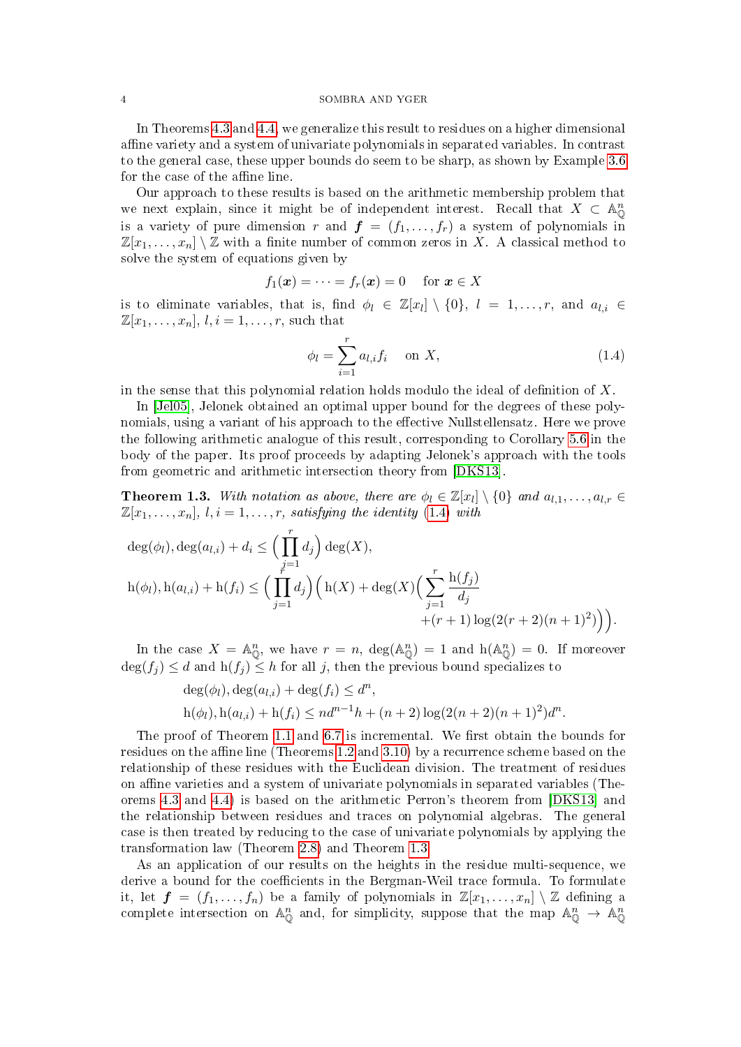In Theorems 4.3 and 4.4, we generalize this result to residues on a higher dimensional affine variety and a system of univariate polynomials in separated variables. In contrast to the general case, these upper bounds do seem to be sharp, as shown by Example 3.6 for the case of the affine line.

Our approach to these results is based on the arithmetic membership problem that we next explain, since it might be of independent interest. Recall that $X \subset \mathbb{A}^n_{\mathbb{Q}}$ is a variety of pure dimension $r$ and $\boldsymbol{f} = (f_1, \dots, f_r)$ a system of polynomials in $\mathbb{Z}[x_1, \dots, x_n] \setminus \mathbb{Z}$ with a finite number of common zeros in $X$. A classical method to solve the system of equations given by

$$f_1(\boldsymbol{x}) = \cdots = f_r(\boldsymbol{x}) = 0 \quad \text{for } \boldsymbol{x} \in X$$

is to eliminate variables, that is, find $\phi_l \in \mathbb{Z}[x_l] \setminus \{0\}$, $l = 1, \dots, r$, and $a_{l,i} \in \mathbb{Z}[x_1, \dots, x_n]$, $l, i = 1, \dots, r$, such that

$$\phi_l = \sum_{i=1}^{r} a_{l,i} f_i \quad \text{on } X, \tag{1.4}$$

in the sense that this polynomial relation holds modulo the ideal of definition of $X$.

In [Jel05], Jelonek obtained an optimal upper bound for the degrees of these polynomials, using a variant of his approach to the effective Nullstellensatz. Here we prove the following arithmetic analogue of this result, corresponding to Corollary 5.6 in the body of the paper. Its proof proceeds by adapting Jelonek's approach with the tools from geometric and arithmetic intersection theory from [DKS13].

**Theorem 1.3.** *With notation as above, there are $\phi_l \in \mathbb{Z}[x_l] \setminus \{0\}$ and $a_{l,1}, \dots, a_{l,r} \in \mathbb{Z}[x_1, \dots, x_n]$, $l, i = 1, \dots, r$, satisfying the identity (1.4) with*

$$\deg(\phi_l), \deg(a_{l,i}) + d_i \leq \Big(\prod_{j=1}^{r} d_j\Big) \deg(X),$$

$$\mathrm{h}(\phi_l), \mathrm{h}(a_{l,i}) + \mathrm{h}(f_i) \leq \Big(\prod_{j=1}^{r} d_j\Big)\Big(\mathrm{h}(X) + \deg(X)\Big(\sum_{j=1}^{r} \frac{\mathrm{h}(f_j)}{d_j} + (r+1)\log(2(r+2)(n+1)^2)\Big)\Big).$$

In the case $X = \mathbb{A}^n_{\mathbb{Q}}$, we have $r = n$, $\deg(\mathbb{A}^n_{\mathbb{Q}}) = 1$ and $\mathrm{h}(\mathbb{A}^n_{\mathbb{Q}}) = 0$. If moreover $\deg(f_j) \leq d$ and $\mathrm{h}(f_j) \leq h$ for all $j$, then the previous bound specializes to

$$\deg(\phi_l), \deg(a_{l,i}) + \deg(f_i) \leq d^n,$$

$$\mathrm{h}(\phi_l), \mathrm{h}(a_{l,i}) + \mathrm{h}(f_i) \leq nd^{n-1}h + (n+2)\log(2(n+2)(n+1)^2)d^n.$$

The proof of Theorem 1.1 and 6.7 is incremental. We first obtain the bounds for residues on the affine line (Theorems 1.2 and 3.10) by a recurrence scheme based on the relationship of these residues with the Euclidean division. The treatment of residues on affine varieties and a system of univariate polynomials in separated variables (Theorems 4.3 and 4.4) is based on the arithmetic Perron's theorem from [DKS13] and the relationship between residues and traces on polynomial algebras. The general case is then treated by reducing to the case of univariate polynomials by applying the transformation law (Theorem 2.8) and Theorem 1.3.

As an application of our results on the heights in the residue multi-sequence, we derive a bound for the coefficients in the Bergman-Weil trace formula. To formulate it, let $\boldsymbol{f} = (f_1, \dots, f_n)$ be a family of polynomials in $\mathbb{Z}[x_1, \dots, x_n] \setminus \mathbb{Z}$ defining a complete intersection on $\mathbb{A}^n_{\mathbb{Q}}$ and, for simplicity, suppose that the map $\mathbb{A}^n_{\mathbb{Q}} \to \mathbb{A}^n_{\mathbb{Q}}$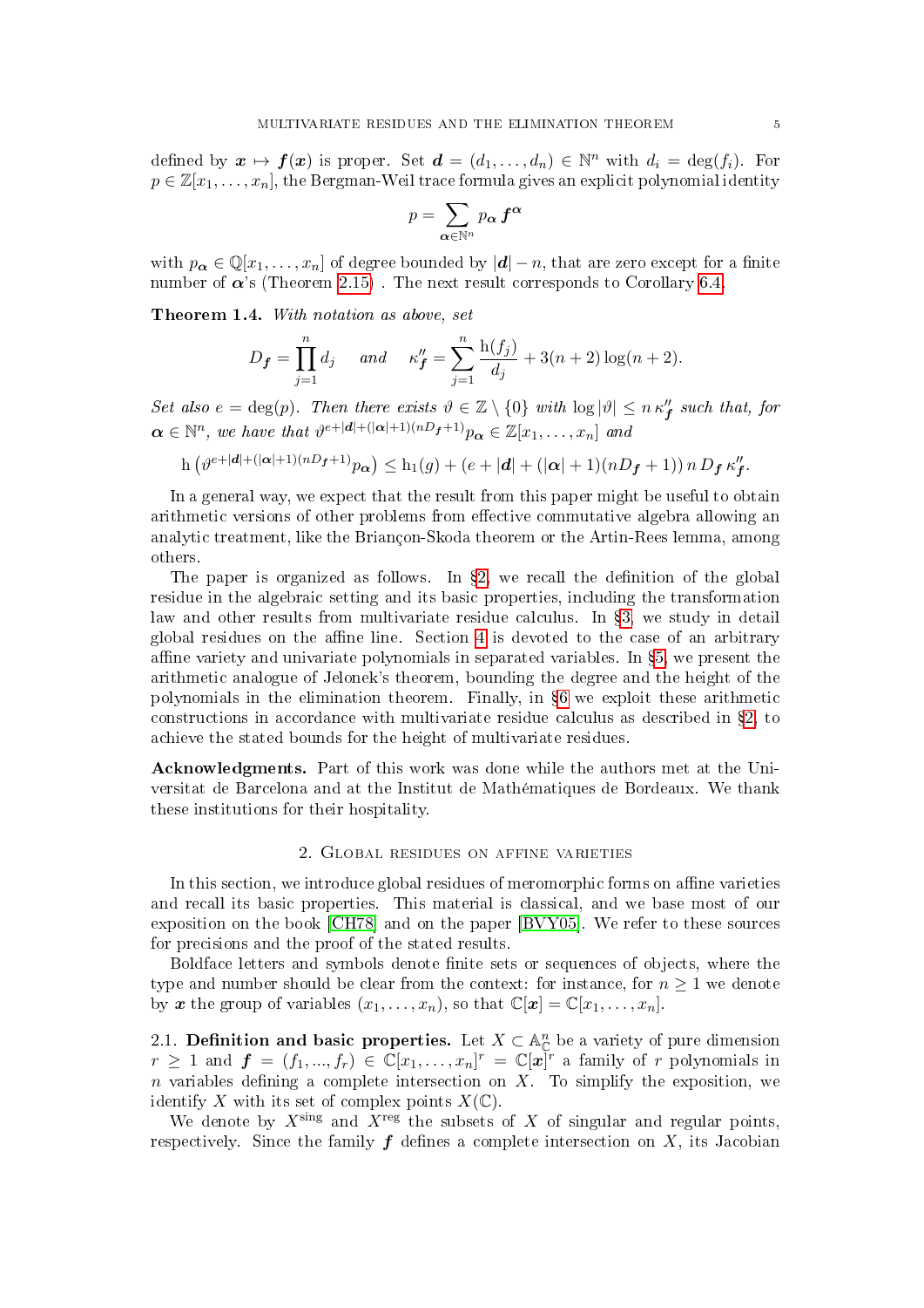defined by $\boldsymbol{x} \mapsto \boldsymbol{f}(\boldsymbol{x})$ is proper. Set $\boldsymbol{d} = (d_1, \dots, d_n) \in \mathbb{N}^n$ with $d_i = \deg(f_i)$. For $p \in \mathbb{Z}[x_1, \dots, x_n]$, the Bergman-Weil trace formula gives an explicit polynomial identity

$$p = \sum_{\boldsymbol{\alpha} \in \mathbb{N}^n} p_{\boldsymbol{\alpha}} \, \boldsymbol{f}^{\boldsymbol{\alpha}}$$

with $p_{\boldsymbol{\alpha}} \in \mathbb{Q}[x_1, \dots, x_n]$ of degree bounded by $|\boldsymbol{d}| - n$, that are zero except for a finite number of $\boldsymbol{\alpha}$'s (Theorem 2.15) . The next result corresponds to Corollary 6.4.

**Theorem 1.4.** *With notation as above, set*

$$D_{\boldsymbol{f}} = \prod_{j=1}^{n} d_j \quad \text{ and } \quad \kappa''_{\boldsymbol{f}} = \sum_{j=1}^{n} \frac{\mathrm{h}(f_j)}{d_j} + 3(n+2)\log(n+2).$$

*Set also $e = \deg(p)$. Then there exists $\vartheta \in \mathbb{Z} \setminus \{0\}$ with $\log |\vartheta| \le n \, \kappa''_{\boldsymbol{f}}$ such that, for $\boldsymbol{\alpha} \in \mathbb{N}^n$, we have that $\vartheta^{e+|\boldsymbol{d}|+(|\boldsymbol{\alpha}|+1)(nD_{\boldsymbol{f}}+1)} p_{\boldsymbol{\alpha}} \in \mathbb{Z}[x_1, \dots, x_n]$ and*

$$\mathrm{h}\left(\vartheta^{e+|\boldsymbol{d}|+(|\boldsymbol{\alpha}|+1)(nD_{\boldsymbol{f}}+1)} p_{\boldsymbol{\alpha}}\right) \le \mathrm{h}_1(g) + (e + |\boldsymbol{d}| + (|\boldsymbol{\alpha}|+1)(nD_{\boldsymbol{f}}+1)) \, n \, D_{\boldsymbol{f}} \, \kappa''_{\boldsymbol{f}}.$$

In a general way, we expect that the result from this paper might be useful to obtain arithmetic versions of other problems from effective commutative algebra allowing an analytic treatment, like the Briançon-Skoda theorem or the Artin-Rees lemma, among others.

The paper is organized as follows. In §2, we recall the definition of the global residue in the algebraic setting and its basic properties, including the transformation law and other results from multivariate residue calculus. In §3, we study in detail global residues on the affine line. Section 4 is devoted to the case of an arbitrary affine variety and univariate polynomials in separated variables. In §5, we present the arithmetic analogue of Jelonek's theorem, bounding the degree and the height of the polynomials in the elimination theorem. Finally, in §6 we exploit these arithmetic constructions in accordance with multivariate residue calculus as described in §2, to achieve the stated bounds for the height of multivariate residues.

**Acknowledgments.** Part of this work was done while the authors met at the Universitat de Barcelona and at the Institut de Mathématiques de Bordeaux. We thank these institutions for their hospitality.

## 2. Global residues on affine varieties

In this section, we introduce global residues of meromorphic forms on affine varieties and recall its basic properties. This material is classical, and we base most of our exposition on the book [CH78] and on the paper [BVY05]. We refer to these sources for precisions and the proof of the stated results.

Boldface letters and symbols denote finite sets or sequences of objects, where the type and number should be clear from the context: for instance, for $n \ge 1$ we denote by $\boldsymbol{x}$ the group of variables $(x_1, \dots, x_n)$, so that $\mathbb{C}[\boldsymbol{x}] = \mathbb{C}[x_1, \dots, x_n]$.

2.1. **Definition and basic properties.** Let $X \subset \mathbb{A}^n_{\mathbb{C}}$ be a variety of pure dimension $r \ge 1$ and $\boldsymbol{f} = (f_1, ..., f_r) \in \mathbb{C}[x_1, \dots, x_n]^r = \mathbb{C}[\boldsymbol{x}]^r$ a family of $r$ polynomials in $n$ variables defining a complete intersection on $X$. To simplify the exposition, we identify $X$ with its set of complex points $X(\mathbb{C})$.

We denote by $X^{\mathrm{sing}}$ and $X^{\mathrm{reg}}$ the subsets of $X$ of singular and regular points, respectively. Since the family $\boldsymbol{f}$ defines a complete intersection on $X$, its Jacobian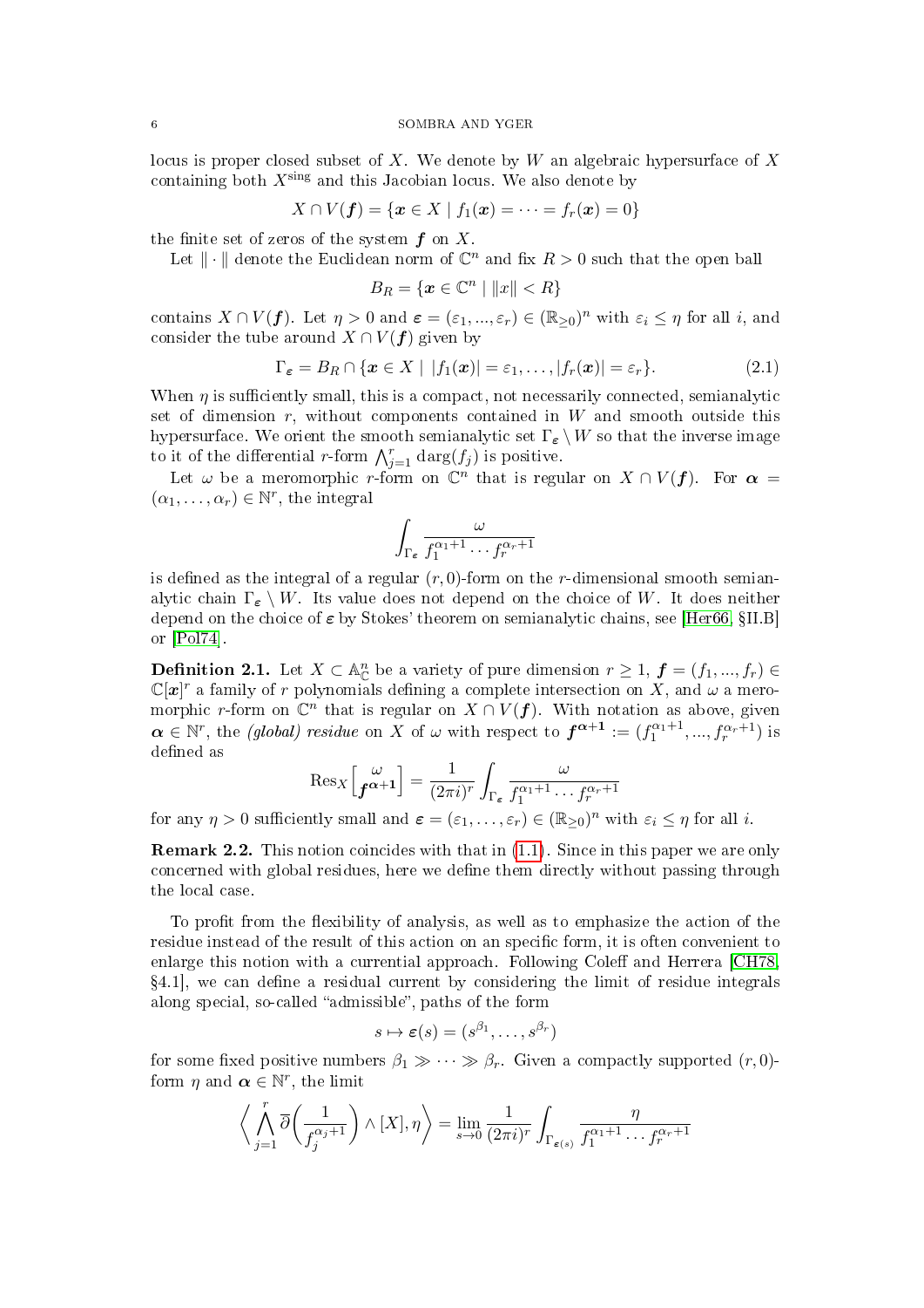locus is proper closed subset of $X$. We denote by $W$ an algebraic hypersurface of $X$ containing both $X^{\rm sing}$ and this Jacobian locus. We also denote by

$$X \cap V(\boldsymbol{f}) = \{\boldsymbol{x} \in X \mid f_1(\boldsymbol{x}) = \cdots = f_r(\boldsymbol{x}) = 0\}$$

the finite set of zeros of the system $\boldsymbol{f}$ on $X$.

Let $\|\cdot\|$ denote the Euclidean norm of $\mathbb{C}^n$ and fix $R > 0$ such that the open ball

$$B_R = \{\boldsymbol{x} \in \mathbb{C}^n \mid \|x\| < R\}$$

contains $X \cap V(\boldsymbol{f})$. Let $\eta > 0$ and $\boldsymbol{\varepsilon} = (\varepsilon_1, ..., \varepsilon_r) \in (\mathbb{R}_{\geq 0})^n$ with $\varepsilon_i \leq \eta$ for all $i$, and consider the tube around $X \cap V(\boldsymbol{f})$ given by

$$\Gamma_{\boldsymbol{\varepsilon}} = B_R \cap \{\boldsymbol{x} \in X \mid |f_1(\boldsymbol{x})| = \varepsilon_1, \ldots, |f_r(\boldsymbol{x})| = \varepsilon_r\}. \tag{2.1}$$

When $\eta$ is sufficiently small, this is a compact, not necessarily connected, semianalytic set of dimension $r$, without components contained in $W$ and smooth outside this hypersurface. We orient the smooth semianalytic set $\Gamma_{\boldsymbol{\varepsilon}} \setminus W$ so that the inverse image to it of the differential $r$-form $\bigwedge_{j=1}^r \mathrm{d}\arg(f_j)$ is positive.

Let $\omega$ be a meromorphic $r$-form on $\mathbb{C}^n$ that is regular on $X \cap V(\boldsymbol{f})$. For $\boldsymbol{\alpha} = (\alpha_1, \ldots, \alpha_r) \in \mathbb{N}^r$, the integral

$$\int_{\Gamma_{\boldsymbol{\varepsilon}}} \frac{\omega}{f_1^{\alpha_1+1} \cdots f_r^{\alpha_r+1}}$$

is defined as the integral of a regular $(r, 0)$-form on the $r$-dimensional smooth semianalytic chain $\Gamma_{\boldsymbol{\varepsilon}} \setminus W$. Its value does not depend on the choice of $W$. It does neither depend on the choice of $\boldsymbol{\varepsilon}$ by Stokes' theorem on semianalytic chains, see [Her66, §II.B] or [Pol74].

**Definition 2.1.** Let $X \subset \mathbb{A}^n_{\mathbb{C}}$ be a variety of pure dimension $r \geq 1$, $\boldsymbol{f} = (f_1, ..., f_r) \in \mathbb{C}[\boldsymbol{x}]^r$ a family of $r$ polynomials defining a complete intersection on $X$, and $\omega$ a meromorphic $r$-form on $\mathbb{C}^n$ that is regular on $X \cap V(\boldsymbol{f})$. With notation as above, given $\boldsymbol{\alpha} \in \mathbb{N}^r$, the *(global) residue* on $X$ of $\omega$ with respect to $\boldsymbol{f}^{\boldsymbol{\alpha}+\boldsymbol{1}} := (f_1^{\alpha_1+1}, ..., f_r^{\alpha_r+1})$ is defined as

$$\operatorname{Res}_X\Big[\frac{\omega}{\boldsymbol{f}^{\boldsymbol{\alpha}+\boldsymbol{1}}}\Big] = \frac{1}{(2\pi i)^r} \int_{\Gamma_{\boldsymbol{\varepsilon}}} \frac{\omega}{f_1^{\alpha_1+1} \cdots f_r^{\alpha_r+1}}$$

for any $\eta > 0$ sufficiently small and $\boldsymbol{\varepsilon} = (\varepsilon_1, \ldots, \varepsilon_r) \in (\mathbb{R}_{\geq 0})^n$ with $\varepsilon_i \leq \eta$ for all $i$.

**Remark 2.2.** This notion coincides with that in (1.1). Since in this paper we are only concerned with global residues, here we define them directly without passing through the local case.

To profit from the flexibility of analysis, as well as to emphasize the action of the residue instead of the result of this action on an specific form, it is often convenient to enlarge this notion with a currential approach. Following Coleff and Herrera [CH78, §4.1], we can define a residual current by considering the limit of residue integrals along special, so-called "admissible", paths of the form

$$s \mapsto \boldsymbol{\varepsilon}(s) = (s^{\beta_1}, \ldots, s^{\beta_r})$$

for some fixed positive numbers $\beta_1 \gg \cdots \gg \beta_r$. Given a compactly supported $(r, 0)$-form $\eta$ and $\boldsymbol{\alpha} \in \mathbb{N}^r$, the limit

$$\Big\langle \bigwedge_{j=1}^r \overline{\partial}\Big(\frac{1}{f_j^{\alpha_j+1}}\Big) \wedge [X], \eta \Big\rangle = \lim_{s \to 0} \frac{1}{(2\pi i)^r} \int_{\Gamma_{\boldsymbol{\varepsilon}(s)}} \frac{\eta}{f_1^{\alpha_1+1} \cdots f_r^{\alpha_r+1}}$$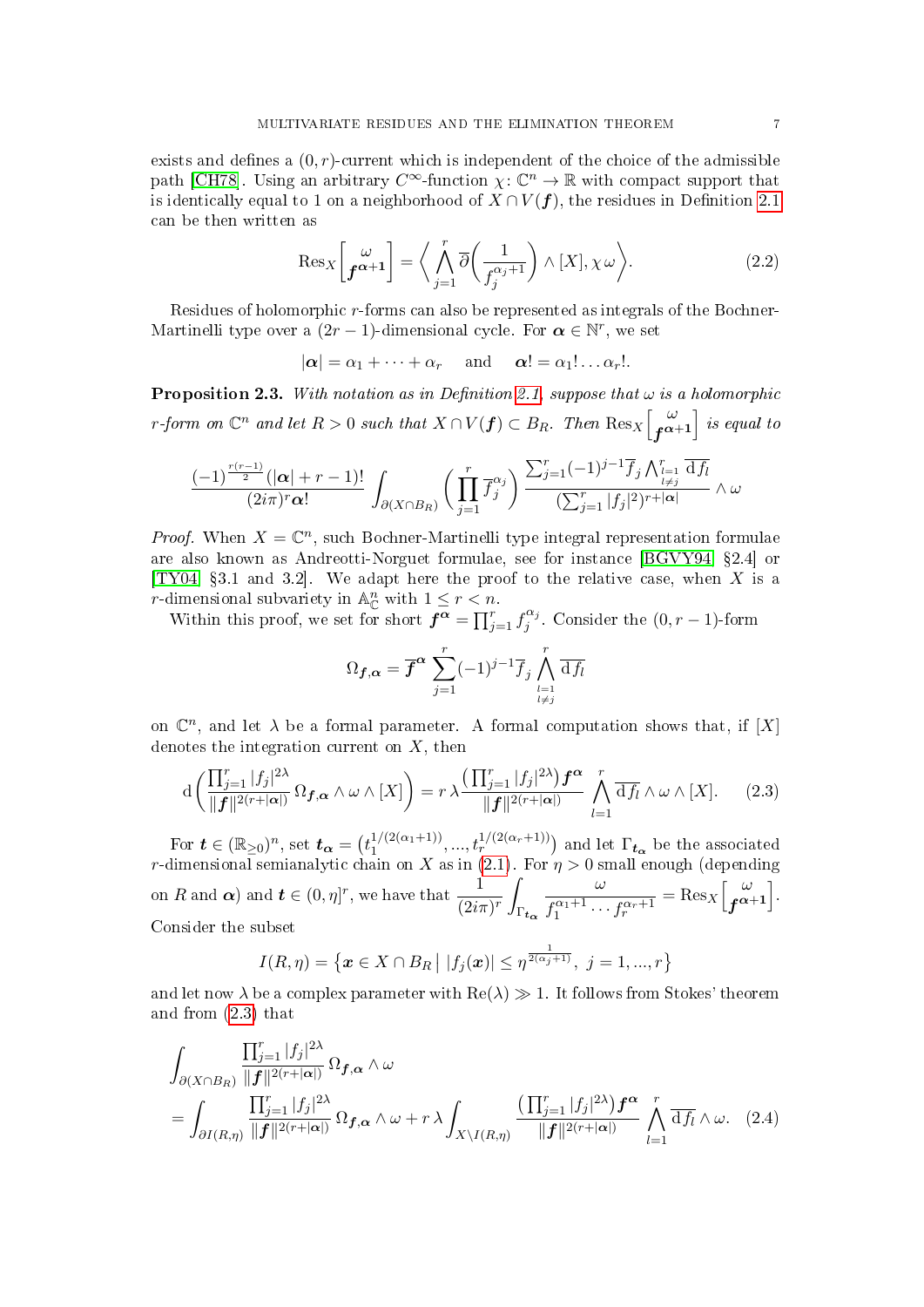exists and defines a $(0,r)$-current which is independent of the choice of the admissible path [CH78]. Using an arbitrary $C^\infty$-function $\chi\colon \mathbb{C}^n \to \mathbb{R}$ with compact support that is identically equal to 1 on a neighborhood of $X \cap V(\boldsymbol{f})$, the residues in Definition 2.1 can be then written as

$$\mathrm{Res}_X\left[\frac{\omega}{\boldsymbol{f}^{\boldsymbol{\alpha}+\mathbf{1}}}\right] = \left\langle \bigwedge_{j=1}^{r} \overline{\partial}\left(\frac{1}{f_j^{\alpha_j+1}}\right) \wedge [X], \chi\,\omega \right\rangle. \tag{2.2}$$

Residues of holomorphic $r$-forms can also be represented as integrals of the Bochner-Martinelli type over a $(2r-1)$-dimensional cycle. For $\boldsymbol{\alpha} \in \mathbb{N}^r$, we set

$$|\boldsymbol{\alpha}| = \alpha_1 + \cdots + \alpha_r \quad \text{and} \quad \boldsymbol{\alpha}! = \alpha_1! \dots \alpha_r!.$$

**Proposition 2.3.** *With notation as in Definition 2.1, suppose that $\omega$ is a holomorphic $r$-form on $\mathbb{C}^n$ and let $R > 0$ such that $X \cap V(\boldsymbol{f}) \subset B_R$. Then $\mathrm{Res}_X\left[\frac{\omega}{\boldsymbol{f}^{\boldsymbol{\alpha}+\mathbf{1}}}\right]$ is equal to*

$$\frac{(-1)^{\frac{r(r-1)}{2}}(|\boldsymbol{\alpha}|+r-1)!}{(2i\pi)^r \boldsymbol{\alpha}!} \int_{\partial(X\cap B_R)} \left(\prod_{j=1}^{r} \overline{f}_j^{\alpha_j}\right) \frac{\sum_{j=1}^{r}(-1)^{j-1}\overline{f}_j \bigwedge_{\substack{l=1\\l\neq j}}^{r} \overline{\mathrm{d}f_l}}{(\sum_{j=1}^{r}|f_j|^2)^{r+|\boldsymbol{\alpha}|}} \wedge \omega$$

*Proof.* When $X = \mathbb{C}^n$, such Bochner-Martinelli type integral representation formulae are also known as Andreotti-Norguet formulae, see for instance [BGVY94, §2.4] or [TY04, §3.1 and 3.2]. We adapt here the proof to the relative case, when $X$ is a $r$-dimensional subvariety in $\mathbb{A}^n_{\mathbb{C}}$ with $1 \le r < n$.

Within this proof, we set for short $\boldsymbol{f}^{\boldsymbol{\alpha}} = \prod_{j=1}^{r} f_j^{\alpha_j}$. Consider the $(0,r-1)$-form

$$\Omega_{\boldsymbol{f},\boldsymbol{\alpha}} = \overline{\boldsymbol{f}}^{\boldsymbol{\alpha}} \sum_{j=1}^{r}(-1)^{j-1}\overline{f}_j \bigwedge_{\substack{l=1\\l\neq j}}^{r} \overline{\mathrm{d}f_l}$$

on $\mathbb{C}^n$, and let $\lambda$ be a formal parameter. A formal computation shows that, if $[X]$ denotes the integration current on $X$, then

$$\mathrm{d}\left(\frac{\prod_{j=1}^{r}|f_j|^{2\lambda}}{\|\boldsymbol{f}\|^{2(r+|\boldsymbol{\alpha}|)}}\,\Omega_{\boldsymbol{f},\boldsymbol{\alpha}} \wedge \omega \wedge [X]\right) = r\,\lambda \frac{\left(\prod_{j=1}^{r}|f_j|^{2\lambda}\right)\boldsymbol{f}^{\boldsymbol{\alpha}}}{\|\boldsymbol{f}\|^{2(r+|\boldsymbol{\alpha}|)}} \bigwedge_{l=1}^{r} \overline{\mathrm{d}f_l} \wedge \omega \wedge [X]. \tag{2.3}$$

For $\boldsymbol{t} \in (\mathbb{R}_{\geq 0})^n$, set $\boldsymbol{t}_{\boldsymbol{\alpha}} = \left(t_1^{1/(2(\alpha_1+1))}, \dots, t_r^{1/(2(\alpha_r+1))}\right)$ and let $\Gamma_{\boldsymbol{t}_{\boldsymbol{\alpha}}}$ be the associated $r$-dimensional semianalytic chain on $X$ as in (2.1). For $\eta > 0$ small enough (depending on $R$ and $\boldsymbol{\alpha}$) and $\boldsymbol{t} \in (0,\eta]^r$, we have that $\dfrac{1}{(2i\pi)^r}\displaystyle\int_{\Gamma_{\boldsymbol{t}_{\boldsymbol{\alpha}}}} \frac{\omega}{f_1^{\alpha_1+1}\cdots f_r^{\alpha_r+1}} = \mathrm{Res}_X\left[\frac{\omega}{\boldsymbol{f}^{\boldsymbol{\alpha}+\mathbf{1}}}\right]$. Consider the subset

$$I(R,\eta) = \left\{\boldsymbol{x} \in X \cap B_R \;\middle|\; |f_j(\boldsymbol{x})| \le \eta^{\frac{1}{2(\alpha_j+1)}},\ j = 1, \dots, r\right\}$$

and let now $\lambda$ be a complex parameter with $\mathrm{Re}(\lambda) \gg 1$. It follows from Stokes' theorem and from (2.3) that

$$\begin{aligned}
&\int_{\partial(X\cap B_R)} \frac{\prod_{j=1}^{r}|f_j|^{2\lambda}}{\|\boldsymbol{f}\|^{2(r+|\boldsymbol{\alpha}|)}}\,\Omega_{\boldsymbol{f},\boldsymbol{\alpha}} \wedge \omega \\
&= \int_{\partial I(R,\eta)} \frac{\prod_{j=1}^{r}|f_j|^{2\lambda}}{\|\boldsymbol{f}\|^{2(r+|\boldsymbol{\alpha}|)}}\,\Omega_{\boldsymbol{f},\boldsymbol{\alpha}} \wedge \omega + r\,\lambda \int_{X\setminus I(R,\eta)} \frac{\left(\prod_{j=1}^{r}|f_j|^{2\lambda}\right)\boldsymbol{f}^{\boldsymbol{\alpha}}}{\|\boldsymbol{f}\|^{2(r+|\boldsymbol{\alpha}|)}} \bigwedge_{l=1}^{r} \overline{\mathrm{d}f_l} \wedge \omega.
\end{aligned} \tag{2.4}$$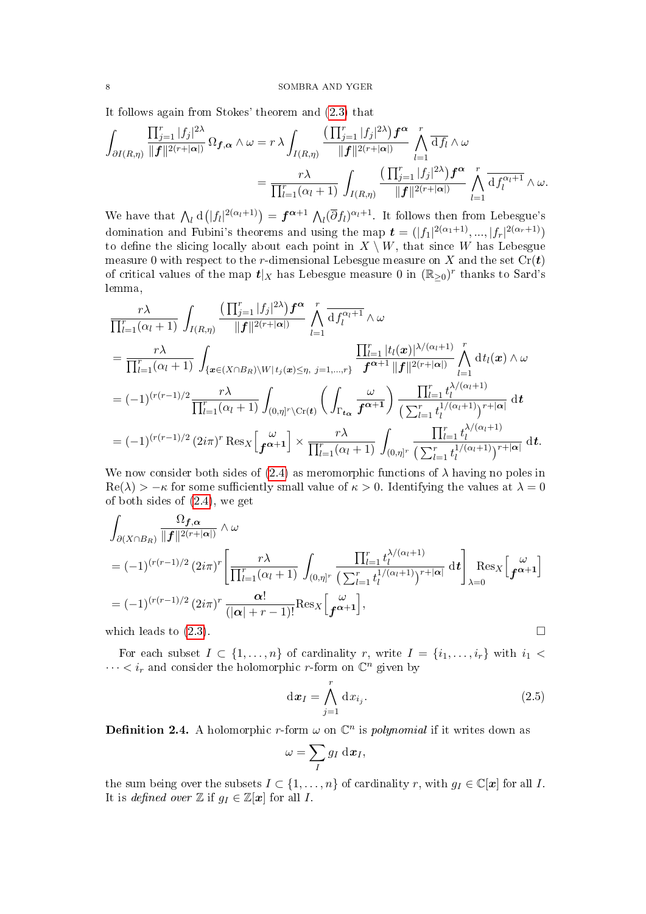It follows again from Stokes' theorem and (2.3) that

$$\int_{\partial I(R,\eta)} \frac{\prod_{j=1}^r |f_j|^{2\lambda}}{\|\boldsymbol{f}\|^{2(r+|\boldsymbol{\alpha}|)}}\, \Omega_{\boldsymbol{f},\boldsymbol{\alpha}} \wedge \omega = r\,\lambda \int_{I(R,\eta)} \frac{\big(\prod_{j=1}^r |f_j|^{2\lambda}\big) \boldsymbol{f}^{\boldsymbol{\alpha}}}{\|\boldsymbol{f}\|^{2(r+|\boldsymbol{\alpha}|)}} \bigwedge_{l=1}^r \overline{\mathrm{d} f_l} \wedge \omega$$

$$= \frac{r\lambda}{\prod_{l=1}^r (\alpha_l+1)} \int_{I(R,\eta)} \frac{\big(\prod_{j=1}^r |f_j|^{2\lambda}\big) \boldsymbol{f}^{\boldsymbol{\alpha}}}{\|\boldsymbol{f}\|^{2(r+|\boldsymbol{\alpha}|)}} \bigwedge_{l=1}^r \overline{\mathrm{d} f_l^{\alpha_l+1}} \wedge \omega.$$

We have that $\bigwedge_l \mathrm{d}\big(|f_l|^{2(\alpha_l+1)}\big) = \boldsymbol{f}^{\boldsymbol{\alpha}+1} \bigwedge_l (\overline{\partial} f_l)^{\alpha_l+1}$. It follows then from Lebesgue's domination and Fubini's theorems and using the map $\boldsymbol{t} = (|f_1|^{2(\alpha_1+1)}, \dots, |f_r|^{2(\alpha_r+1)})$ to define the slicing locally about each point in $X \setminus W$, that since $W$ has Lebesgue measure 0 with respect to the $r$-dimensional Lebesgue measure on $X$ and the set $\mathrm{Cr}(\boldsymbol{t})$ of critical values of the map $\boldsymbol{t}|_X$ has Lebesgue measure 0 in $(\mathbb{R}_{\geq 0})^r$ thanks to Sard's lemma,

$$\frac{r\lambda}{\prod_{l=1}^r (\alpha_l+1)} \int_{I(R,\eta)} \frac{\big(\prod_{j=1}^r |f_j|^{2\lambda}\big) \boldsymbol{f}^{\boldsymbol{\alpha}}}{\|\boldsymbol{f}\|^{2(r+|\boldsymbol{\alpha}|)}} \bigwedge_{l=1}^r \overline{\mathrm{d} f_l^{\alpha_l+1}} \wedge \omega$$

$$= \frac{r\lambda}{\prod_{l=1}^r (\alpha_l+1)} \int_{\{\boldsymbol{x} \in (X\cap B_R)\setminus W \,|\, t_j(\boldsymbol{x}) \leq \eta,\ j=1,\dots,r\}} \frac{\prod_{l=1}^r |t_l(\boldsymbol{x})|^{\lambda/(\alpha_l+1)}}{\boldsymbol{f}^{\boldsymbol{\alpha}+1}\, \|\boldsymbol{f}\|^{2(r+|\boldsymbol{\alpha}|)}} \bigwedge_{l=1}^r \mathrm{d} t_l(\boldsymbol{x}) \wedge \omega$$

$$= (-1)^{(r(r-1)/2} \frac{r\lambda}{\prod_{l=1}^r (\alpha_l+1)} \int_{(0,\eta]^r \setminus \mathrm{Cr}(\boldsymbol{t})} \bigg( \int_{\Gamma_{\boldsymbol{t}\boldsymbol{\alpha}}} \frac{\omega}{\boldsymbol{f}^{\boldsymbol{\alpha}+1}} \bigg) \frac{\prod_{l=1}^r t_l^{\lambda/(\alpha_l+1)}}{\big(\sum_{l=1}^r t_l^{1/(\alpha_l+1)}\big)^{r+|\boldsymbol{\alpha}|}}\, \mathrm{d}\boldsymbol{t}$$

$$= (-1)^{(r(r-1)/2} (2i\pi)^r\, \mathrm{Res}_X\Big[\frac{\omega}{\boldsymbol{f}^{\boldsymbol{\alpha}+1}}\Big] \times \frac{r\lambda}{\prod_{l=1}^r (\alpha_l+1)} \int_{(0,\eta]^r} \frac{\prod_{l=1}^r t_l^{\lambda/(\alpha_l+1)}}{\big(\sum_{l=1}^r t_l^{1/(\alpha_l+1)}\big)^{r+|\boldsymbol{\alpha}|}}\, \mathrm{d}\boldsymbol{t}.$$

We now consider both sides of (2.4) as meromorphic functions of $\lambda$ having no poles in $\mathrm{Re}(\lambda) > -\kappa$ for some sufficiently small value of $\kappa > 0$. Identifying the values at $\lambda = 0$ of both sides of (2.4), we get

$$\int_{\partial(X\cap B_R)} \frac{\Omega_{\boldsymbol{f},\boldsymbol{\alpha}}}{\|\boldsymbol{f}\|^{2(r+|\boldsymbol{\alpha}|)}} \wedge \omega$$

$$= (-1)^{(r(r-1)/2} (2i\pi)^r \bigg[ \frac{r\lambda}{\prod_{l=1}^r (\alpha_l+1)} \int_{(0,\eta]^r} \frac{\prod_{l=1}^r t_l^{\lambda/(\alpha_l+1)}}{\big(\sum_{l=1}^r t_l^{1/(\alpha_l+1)}\big)^{r+|\boldsymbol{\alpha}|}}\, \mathrm{d}\boldsymbol{t} \bigg]_{\lambda=0} \mathrm{Res}_X\Big[\frac{\omega}{\boldsymbol{f}^{\boldsymbol{\alpha}+1}}\Big]$$

$$= (-1)^{(r(r-1)/2} (2i\pi)^r \frac{\boldsymbol{\alpha}!}{(|\boldsymbol{\alpha}|+r-1)!} \mathrm{Res}_X\Big[\frac{\omega}{\boldsymbol{f}^{\boldsymbol{\alpha}+1}}\Big],$$

which leads to (2.3). $\square$

For each subset $I \subset \{1, \dots, n\}$ of cardinality $r$, write $I = \{i_1, \dots, i_r\}$ with $i_1 < \dots < i_r$ and consider the holomorphic $r$-form on $\mathbb{C}^n$ given by

$$\mathrm{d}\boldsymbol{x}_I = \bigwedge_{j=1}^r \mathrm{d} x_{i_j}. \tag{2.5}$$

**Definition 2.4.** A holomorphic $r$-form $\omega$ on $\mathbb{C}^n$ is *polynomial* if it writes down as

$$\omega = \sum_I g_I\, \mathrm{d}\boldsymbol{x}_I,$$

the sum being over the subsets $I \subset \{1, \dots, n\}$ of cardinality $r$, with $g_I \in \mathbb{C}[\boldsymbol{x}]$ for all $I$. It is *defined over* $\mathbb{Z}$ if $g_I \in \mathbb{Z}[\boldsymbol{x}]$ for all $I$.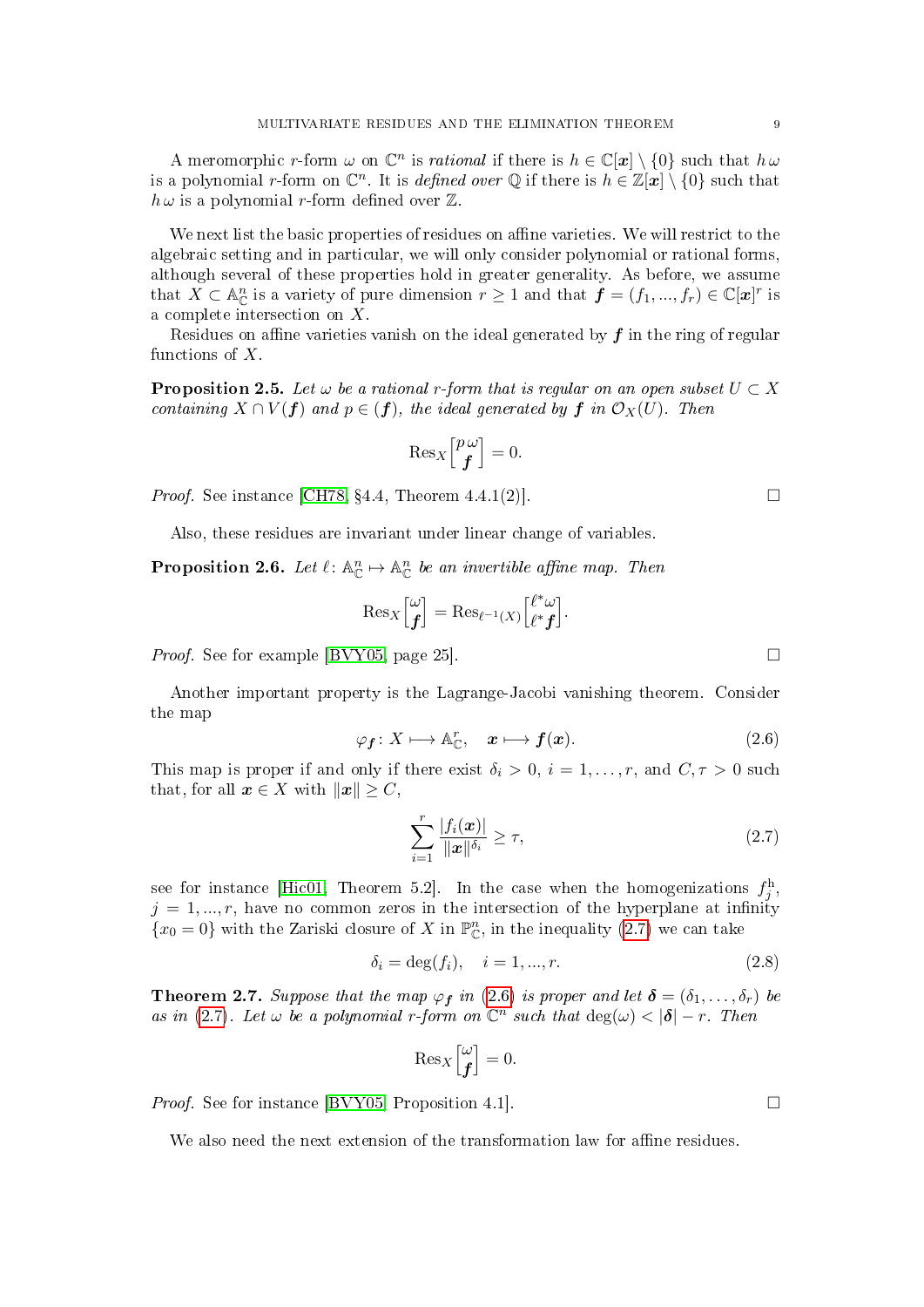A meromorphic $r$-form $\omega$ on $\mathbb{C}^n$ is *rational* if there is $h \in \mathbb{C}[\boldsymbol{x}] \setminus \{0\}$ such that $h\,\omega$ is a polynomial $r$-form on $\mathbb{C}^n$. It is *defined over* $\mathbb{Q}$ if there is $h \in \mathbb{Z}[\boldsymbol{x}] \setminus \{0\}$ such that $h\,\omega$ is a polynomial $r$-form defined over $\mathbb{Z}$.

We next list the basic properties of residues on affine varieties. We will restrict to the algebraic setting and in particular, we will only consider polynomial or rational forms, although several of these properties hold in greater generality. As before, we assume that $X \subset \mathbb{A}^n_{\mathbb{C}}$ is a variety of pure dimension $r \geq 1$ and that $\boldsymbol{f} = (f_1, ..., f_r) \in \mathbb{C}[\boldsymbol{x}]^r$ is a complete intersection on $X$.

Residues on affine varieties vanish on the ideal generated by $\boldsymbol{f}$ in the ring of regular functions of $X$.

**Proposition 2.5.** *Let $\omega$ be a rational $r$-form that is regular on an open subset $U \subset X$ containing $X \cap V(\boldsymbol{f})$ and $p \in (\boldsymbol{f})$, the ideal generated by $\boldsymbol{f}$ in $\mathcal{O}_X(U)$. Then*

$$\operatorname{Res}_X \begin{bmatrix} p\,\omega \\ \boldsymbol{f} \end{bmatrix} = 0.$$

*Proof.* See instance [CH78, §4.4, Theorem 4.4.1(2)]. □

Also, these residues are invariant under linear change of variables.

**Proposition 2.6.** *Let $\ell\colon \mathbb{A}^n_{\mathbb{C}} \mapsto \mathbb{A}^n_{\mathbb{C}}$ be an invertible affine map. Then*

$$\operatorname{Res}_X \begin{bmatrix} \omega \\ \boldsymbol{f} \end{bmatrix} = \operatorname{Res}_{\ell^{-1}(X)} \begin{bmatrix} \ell^* \omega \\ \ell^* \boldsymbol{f} \end{bmatrix}.$$

*Proof.* See for example [BVY05, page 25]. □

Another important property is the Lagrange-Jacobi vanishing theorem. Consider the map

$$\varphi_{\boldsymbol{f}}\colon X \longmapsto \mathbb{A}^r_{\mathbb{C}}, \quad \boldsymbol{x} \longmapsto \boldsymbol{f}(\boldsymbol{x}). \tag{2.6}$$

This map is proper if and only if there exist $\delta_i > 0$, $i = 1, \ldots, r$, and $C, \tau > 0$ such that, for all $\boldsymbol{x} \in X$ with $\|\boldsymbol{x}\| \geq C$,

$$\sum_{i=1}^{r} \frac{|f_i(\boldsymbol{x})|}{\|\boldsymbol{x}\|^{\delta_i}} \geq \tau, \tag{2.7}$$

see for instance [Hic01, Theorem 5.2]. In the case when the homogenizations $f_j^{\mathrm{h}}$, $j = 1, ..., r$, have no common zeros in the intersection of the hyperplane at infinity $\{x_0 = 0\}$ with the Zariski closure of $X$ in $\mathbb{P}^n_{\mathbb{C}}$, in the inequality (2.7) we can take

$$\delta_i = \deg(f_i), \quad i = 1, ..., r. \tag{2.8}$$

**Theorem 2.7.** *Suppose that the map $\varphi_{\boldsymbol{f}}$ in (2.6) is proper and let $\boldsymbol{\delta} = (\delta_1, \ldots, \delta_r)$ be as in (2.7). Let $\omega$ be a polynomial $r$-form on $\mathbb{C}^n$ such that $\deg(\omega) < |\boldsymbol{\delta}| - r$. Then*

$$\operatorname{Res}_X \begin{bmatrix} \omega \\ \boldsymbol{f} \end{bmatrix} = 0.$$

*Proof.* See for instance [BVY05, Proposition 4.1]. □

We also need the next extension of the transformation law for affine residues.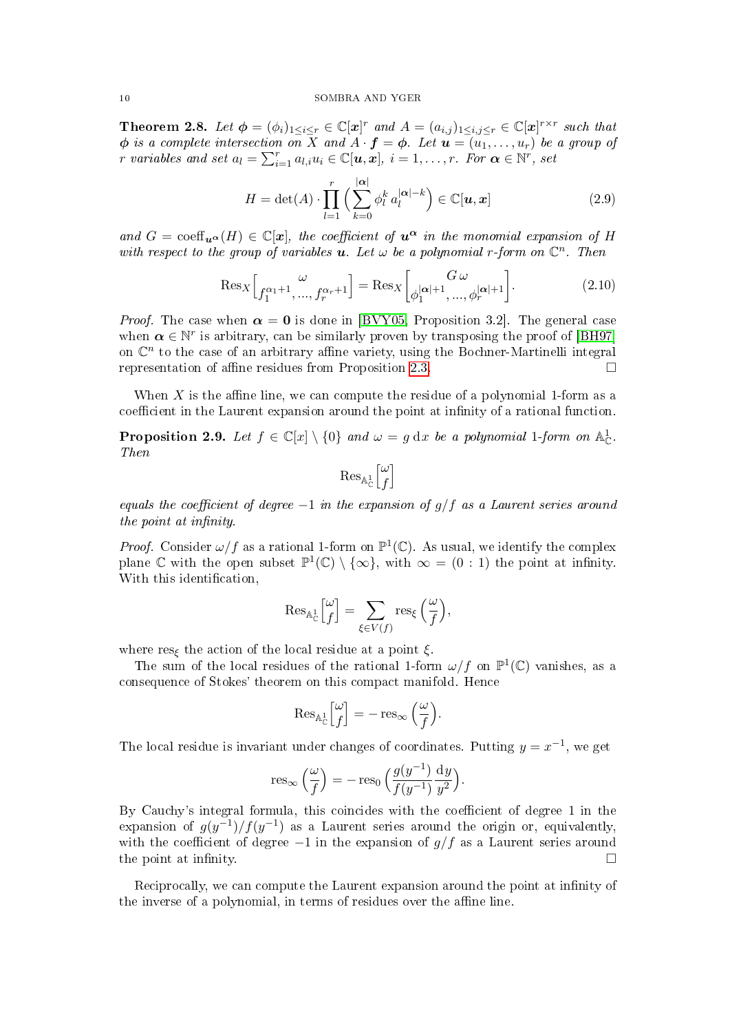**Theorem 2.8.** *Let $\boldsymbol{\phi} = (\phi_i)_{1\le i\le r} \in \mathbb{C}[\boldsymbol{x}]^r$ and $A = (a_{i,j})_{1\le i,j\le r} \in \mathbb{C}[\boldsymbol{x}]^{r\times r}$ such that $\boldsymbol{\phi}$ is a complete intersection on $X$ and $A \cdot \boldsymbol{f} = \boldsymbol{\phi}$. Let $\boldsymbol{u} = (u_1, \dots, u_r)$ be a group of $r$ variables and set $a_l = \sum_{i=1}^r a_{l,i} u_i \in \mathbb{C}[\boldsymbol{u}, \boldsymbol{x}]$, $i = 1, \dots, r$. For $\boldsymbol{\alpha} \in \mathbb{N}^r$, set*

$$H = \det(A) \cdot \prod_{l=1}^{r} \Big( \sum_{k=0}^{|\boldsymbol{\alpha}|} \phi_l^k \, a_l^{|\boldsymbol{\alpha}|-k} \Big) \in \mathbb{C}[\boldsymbol{u}, \boldsymbol{x}] \tag{2.9}$$

*and $G = \operatorname{coeff}_{\boldsymbol{u}^{\boldsymbol{\alpha}}}(H) \in \mathbb{C}[\boldsymbol{x}]$, the coefficient of $\boldsymbol{u}^{\boldsymbol{\alpha}}$ in the monomial expansion of $H$ with respect to the group of variables $\boldsymbol{u}$. Let $\omega$ be a polynomial $r$-form on $\mathbb{C}^n$. Then*

$$\operatorname{Res}_X \Big[ \begin{matrix} \omega \\ f_1^{\alpha_1+1}, \dots, f_r^{\alpha_r+1} \end{matrix} \Big] = \operatorname{Res}_X \Big[ \begin{matrix} G\,\omega \\ \phi_1^{|\boldsymbol{\alpha}|+1}, \dots, \phi_r^{|\boldsymbol{\alpha}|+1} \end{matrix} \Big]. \tag{2.10}$$

*Proof.* The case when $\boldsymbol{\alpha} = \boldsymbol{0}$ is done in [BVY05, Proposition 3.2]. The general case when $\boldsymbol{\alpha} \in \mathbb{N}^r$ is arbitrary, can be similarly proven by transposing the proof of [BH97] on $\mathbb{C}^n$ to the case of an arbitrary affine variety, using the Bochner-Martinelli integral representation of affine residues from Proposition 2.3. $\square$

When $X$ is the affine line, we can compute the residue of a polynomial 1-form as a coefficient in the Laurent expansion around the point at infinity of a rational function.

**Proposition 2.9.** *Let $f \in \mathbb{C}[x] \setminus \{0\}$ and $\omega = g \, \mathrm{d}x$ be a polynomial 1-form on $\mathbb{A}^1_{\mathbb{C}}$. Then*

$$\operatorname{Res}_{\mathbb{A}^1_{\mathbb{C}}} \Big[ \begin{matrix} \omega \\ f \end{matrix} \Big]$$

*equals the coefficient of degree $-1$ in the expansion of $g/f$ as a Laurent series around the point at infinity.*

*Proof.* Consider $\omega/f$ as a rational 1-form on $\mathbb{P}^1(\mathbb{C})$. As usual, we identify the complex plane $\mathbb{C}$ with the open subset $\mathbb{P}^1(\mathbb{C}) \setminus \{\infty\}$, with $\infty = (0:1)$ the point at infinity. With this identification,

$$\operatorname{Res}_{\mathbb{A}^1_{\mathbb{C}}} \Big[ \begin{matrix} \omega \\ f \end{matrix} \Big] = \sum_{\xi \in V(f)} \operatorname{res}_\xi \Big( \frac{\omega}{f} \Big),$$

where $\operatorname{res}_\xi$ the action of the local residue at a point $\xi$.

The sum of the local residues of the rational 1-form $\omega/f$ on $\mathbb{P}^1(\mathbb{C})$ vanishes, as a consequence of Stokes' theorem on this compact manifold. Hence

$$\operatorname{Res}_{\mathbb{A}^1_{\mathbb{C}}} \Big[ \begin{matrix} \omega \\ f \end{matrix} \Big] = -\operatorname{res}_\infty \Big( \frac{\omega}{f} \Big).$$

The local residue is invariant under changes of coordinates. Putting $y = x^{-1}$, we get

$$\operatorname{res}_\infty \Big( \frac{\omega}{f} \Big) = -\operatorname{res}_0 \Big( \frac{g(y^{-1})}{f(y^{-1})} \frac{\mathrm{d}y}{y^2} \Big).$$

By Cauchy's integral formula, this coincides with the coefficient of degree 1 in the expansion of $g(y^{-1})/f(y^{-1})$ as a Laurent series around the origin or, equivalently, with the coefficient of degree $-1$ in the expansion of $g/f$ as a Laurent series around the point at infinity. $\square$

Reciprocally, we can compute the Laurent expansion around the point at infinity of the inverse of a polynomial, in terms of residues over the affine line.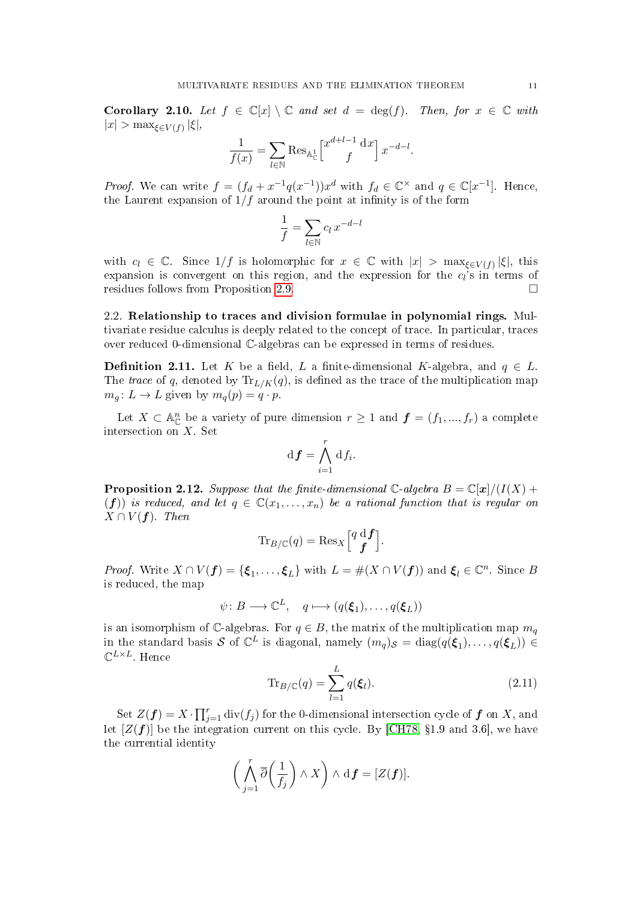**Corollary 2.10.** *Let $f \in \mathbb{C}[x] \setminus \mathbb{C}$ and set $d = \deg(f)$. Then, for $x \in \mathbb{C}$ with $|x| > \max_{\xi \in V(f)} |\xi|$,*

$$\frac{1}{f(x)} = \sum_{l \in \mathbb{N}} \operatorname{Res}_{\mathbb{A}^1_{\mathbb{C}}} \Big[ \begin{matrix} x^{d+l-1} \, \mathrm{d}x \\ f \end{matrix} \Big] \, x^{-d-l}.$$

*Proof.* We can write $f = (f_d + x^{-1} q(x^{-1})) x^d$ with $f_d \in \mathbb{C}^{\times}$ and $q \in \mathbb{C}[x^{-1}]$. Hence, the Laurent expansion of $1/f$ around the point at infinity is of the form

$$\frac{1}{f} = \sum_{l \in \mathbb{N}} c_l \, x^{-d-l}$$

with $c_l \in \mathbb{C}$. Since $1/f$ is holomorphic for $x \in \mathbb{C}$ with $|x| > \max_{\xi \in V(f)} |\xi|$, this expansion is convergent on this region, and the expression for the $c_l$'s in terms of residues follows from Proposition 2.9. $\square$

## 2.2. Relationship to traces and division formulae in polynomial rings.

Multivariate residue calculus is deeply related to the concept of trace. In particular, traces over reduced 0-dimensional $\mathbb{C}$-algebras can be expressed in terms of residues.

**Definition 2.11.** Let $K$ be a field, $L$ a finite-dimensional $K$-algebra, and $q \in L$. The *trace* of $q$, denoted by $\operatorname{Tr}_{L/K}(q)$, is defined as the trace of the multiplication map $m_q \colon L \to L$ given by $m_q(p) = q \cdot p$.

Let $X \subset \mathbb{A}^n_{\mathbb{C}}$ be a variety of pure dimension $r \geq 1$ and $\boldsymbol{f} = (f_1, \ldots, f_r)$ a complete intersection on $X$. Set

$$\mathrm{d}\boldsymbol{f} = \bigwedge_{i=1}^{r} \mathrm{d} f_i.$$

**Proposition 2.12.** *Suppose that the finite-dimensional $\mathbb{C}$-algebra $B = \mathbb{C}[\boldsymbol{x}]/(I(X) + (\boldsymbol{f}))$ is reduced, and let $q \in \mathbb{C}(x_1, \ldots, x_n)$ be a rational function that is regular on $X \cap V(\boldsymbol{f})$. Then*

$$\operatorname{Tr}_{B/\mathbb{C}}(q) = \operatorname{Res}_X \Big[ \begin{matrix} q \, \mathrm{d}\boldsymbol{f} \\ \boldsymbol{f} \end{matrix} \Big].$$

*Proof.* Write $X \cap V(\boldsymbol{f}) = \{\boldsymbol{\xi}_1, \ldots, \boldsymbol{\xi}_L\}$ with $L = \#(X \cap V(\boldsymbol{f}))$ and $\boldsymbol{\xi}_l \in \mathbb{C}^n$. Since $B$ is reduced, the map

$$\psi \colon B \longrightarrow \mathbb{C}^L, \quad q \longmapsto (q(\boldsymbol{\xi}_1), \ldots, q(\boldsymbol{\xi}_L))$$

is an isomorphism of $\mathbb{C}$-algebras. For $q \in B$, the matrix of the multiplication map $m_q$ in the standard basis $\mathcal{S}$ of $\mathbb{C}^L$ is diagonal, namely $(m_q)_{\mathcal{S}} = \operatorname{diag}(q(\boldsymbol{\xi}_1), \ldots, q(\boldsymbol{\xi}_L)) \in \mathbb{C}^{L \times L}$. Hence

$$\operatorname{Tr}_{B/\mathbb{C}}(q) = \sum_{l=1}^{L} q(\boldsymbol{\xi}_l). \tag{2.11}$$

Set $Z(\boldsymbol{f}) = X \cdot \prod_{j=1}^{r} \operatorname{div}(f_j)$ for the 0-dimensional intersection cycle of $\boldsymbol{f}$ on $X$, and let $[Z(\boldsymbol{f})]$ be the integration current on this cycle. By [CH78, §1.9 and 3.6], we have the currential identity

$$\Big( \bigwedge_{j=1}^{r} \overline{\partial} \Big( \frac{1}{f_j} \Big) \wedge X \Big) \wedge \mathrm{d}\boldsymbol{f} = [Z(\boldsymbol{f})].$$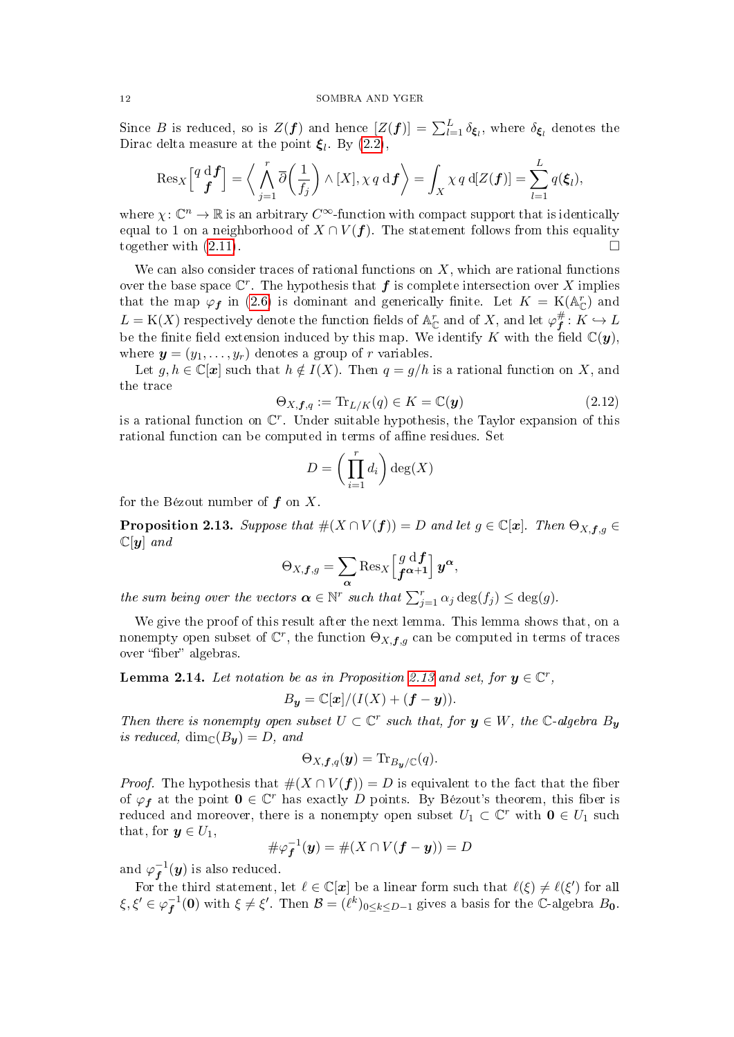Since $B$ is reduced, so is $Z(\boldsymbol{f})$ and hence $[Z(\boldsymbol{f})] = \sum_{l=1}^{L} \delta_{\boldsymbol{\xi}_l}$, where $\delta_{\boldsymbol{\xi}_l}$ denotes the Dirac delta measure at the point $\boldsymbol{\xi}_l$. By (2.2),

$$\operatorname{Res}_X\Big[\begin{matrix} q\,\mathrm{d}\boldsymbol{f} \\ \boldsymbol{f} \end{matrix}\Big] = \Big\langle \bigwedge_{j=1}^{r} \overline{\partial}\Big(\frac{1}{f_j}\Big) \wedge [X], \chi\, q\, \mathrm{d}\boldsymbol{f} \Big\rangle = \int_X \chi\, q\, \mathrm{d}[Z(\boldsymbol{f})] = \sum_{l=1}^{L} q(\boldsymbol{\xi}_l),$$

where $\chi\colon \mathbb{C}^n \to \mathbb{R}$ is an arbitrary $C^\infty$-function with compact support that is identically equal to 1 on a neighborhood of $X \cap V(\boldsymbol{f})$. The statement follows from this equality together with (2.11). □

We can also consider traces of rational functions on $X$, which are rational functions over the base space $\mathbb{C}^r$. The hypothesis that $\boldsymbol{f}$ is complete intersection over $X$ implies that the map $\varphi_{\boldsymbol{f}}$ in (2.6) is dominant and generically finite. Let $K = \mathrm{K}(\mathbb{A}^r_{\mathbb{C}})$ and $L = \mathrm{K}(X)$ respectively denote the function fields of $\mathbb{A}^r_{\mathbb{C}}$ and of $X$, and let $\varphi_{\boldsymbol{f}}^{\#}\colon K \hookrightarrow L$ be the finite field extension induced by this map. We identify $K$ with the field $\mathbb{C}(\boldsymbol{y})$, where $\boldsymbol{y} = (y_1, \dots, y_r)$ denotes a group of $r$ variables.

Let $g, h \in \mathbb{C}[\boldsymbol{x}]$ such that $h \notin I(X)$. Then $q = g/h$ is a rational function on $X$, and the trace

$$\Theta_{X,\boldsymbol{f},q} := \operatorname{Tr}_{L/K}(q) \in K = \mathbb{C}(\boldsymbol{y}) \tag{2.12}$$

is a rational function on $\mathbb{C}^r$. Under suitable hypothesis, the Taylor expansion of this rational function can be computed in terms of affine residues. Set

$$D = \Big(\prod_{i=1}^{r} d_i\Big) \deg(X)$$

for the Bézout number of $\boldsymbol{f}$ on $X$.

**Proposition 2.13.** *Suppose that $\#(X \cap V(\boldsymbol{f})) = D$ and let $g \in \mathbb{C}[\boldsymbol{x}]$. Then $\Theta_{X,\boldsymbol{f},g} \in \mathbb{C}[\boldsymbol{y}]$ and*

$$\Theta_{X,\boldsymbol{f},g} = \sum_{\boldsymbol{\alpha}} \operatorname{Res}_X\Big[\begin{matrix} g\,\mathrm{d}\boldsymbol{f} \\ \boldsymbol{f}^{\boldsymbol{\alpha}+\boldsymbol{1}} \end{matrix}\Big] \boldsymbol{y}^{\boldsymbol{\alpha}},$$

*the sum being over the vectors $\boldsymbol{\alpha} \in \mathbb{N}^r$ such that $\sum_{j=1}^{r} \alpha_j \deg(f_j) \le \deg(g)$.*

We give the proof of this result after the next lemma. This lemma shows that, on a nonempty open subset of $\mathbb{C}^r$, the function $\Theta_{X,\boldsymbol{f},g}$ can be computed in terms of traces over "fiber" algebras.

**Lemma 2.14.** *Let notation be as in Proposition 2.13 and set, for $\boldsymbol{y} \in \mathbb{C}^r$,*

$$B_{\boldsymbol{y}} = \mathbb{C}[\boldsymbol{x}]/(I(X) + (\boldsymbol{f} - \boldsymbol{y})).$$

*Then there is nonempty open subset $U \subset \mathbb{C}^r$ such that, for $\boldsymbol{y} \in W$, the $\mathbb{C}$-algebra $B_{\boldsymbol{y}}$ is reduced, $\dim_{\mathbb{C}}(B_{\boldsymbol{y}}) = D$, and*

$$\Theta_{X,\boldsymbol{f},q}(\boldsymbol{y}) = \operatorname{Tr}_{B_{\boldsymbol{y}}/\mathbb{C}}(q).$$

*Proof.* The hypothesis that $\#(X \cap V(\boldsymbol{f})) = D$ is equivalent to the fact that the fiber of $\varphi_{\boldsymbol{f}}$ at the point $\boldsymbol{0} \in \mathbb{C}^r$ has exactly $D$ points. By Bézout's theorem, this fiber is reduced and moreover, there is a nonempty open subset $U_1 \subset \mathbb{C}^r$ with $\boldsymbol{0} \in U_1$ such that, for $\boldsymbol{y} \in U_1$,

$$\#\varphi_{\boldsymbol{f}}^{-1}(\boldsymbol{y}) = \#(X \cap V(\boldsymbol{f} - \boldsymbol{y})) = D$$

and $\varphi_{\boldsymbol{f}}^{-1}(\boldsymbol{y})$ is also reduced.

For the third statement, let $\ell \in \mathbb{C}[\boldsymbol{x}]$ be a linear form such that $\ell(\xi) \neq \ell(\xi')$ for all $\xi, \xi' \in \varphi_{\boldsymbol{f}}^{-1}(\boldsymbol{0})$ with $\xi \neq \xi'$. Then $\mathcal{B} = (\ell^k)_{0 \le k \le D-1}$ gives a basis for the $\mathbb{C}$-algebra $B_{\boldsymbol{0}}$.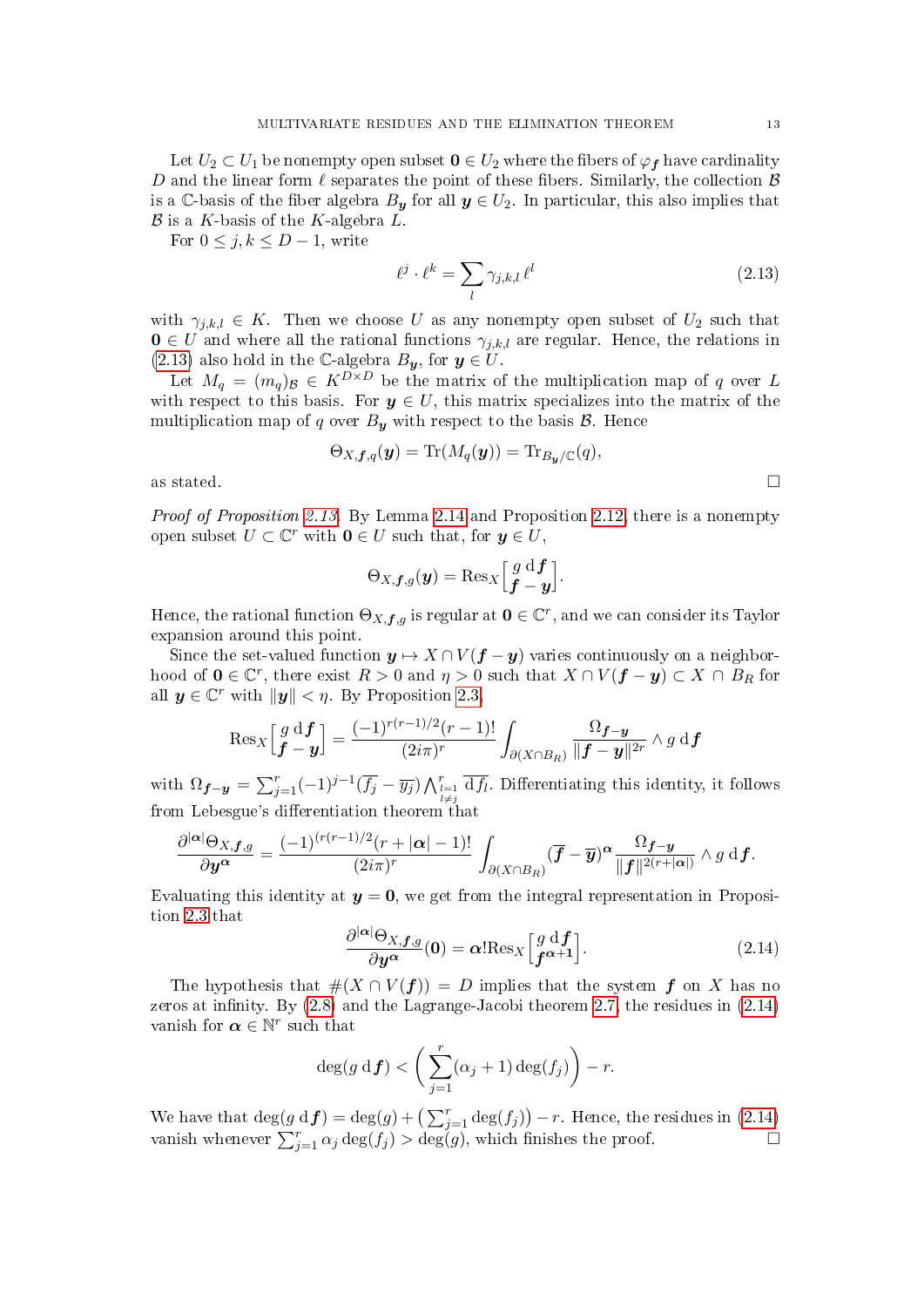Let $U_2 \subset U_1$ be nonempty open subset $\mathbf{0} \in U_2$ where the fibers of $\varphi_{\boldsymbol{f}}$ have cardinality $D$ and the linear form $\ell$ separates the point of these fibers. Similarly, the collection $\mathcal{B}$ is a $\mathbb{C}$-basis of the fiber algebra $B_{\boldsymbol{y}}$ for all $\boldsymbol{y} \in U_2$. In particular, this also implies that $\mathcal{B}$ is a $K$-basis of the $K$-algebra $L$.

For $0 \le j, k \le D-1$, write

$$\ell^j \cdot \ell^k = \sum_l \gamma_{j,k,l}\, \ell^l \tag{2.13}$$

with $\gamma_{j,k,l} \in K$. Then we choose $U$ as any nonempty open subset of $U_2$ such that $\mathbf{0} \in U$ and where all the rational functions $\gamma_{j,k,l}$ are regular. Hence, the relations in (2.13) also hold in the $\mathbb{C}$-algebra $B_{\boldsymbol{y}}$, for $\boldsymbol{y} \in U$.

Let $M_q = (m_q)_{\mathcal{B}} \in K^{D\times D}$ be the matrix of the multiplication map of $q$ over $L$ with respect to this basis. For $\boldsymbol{y} \in U$, this matrix specializes into the matrix of the multiplication map of $q$ over $B_{\boldsymbol{y}}$ with respect to the basis $\mathcal{B}$. Hence

$$\Theta_{X,\boldsymbol{f},q}(\boldsymbol{y}) = \mathrm{Tr}(M_q(\boldsymbol{y})) = \mathrm{Tr}_{B_{\boldsymbol{y}}/\mathbb{C}}(q),$$

as stated. □

*Proof of Proposition 2.13.* By Lemma 2.14 and Proposition 2.12, there is a nonempty open subset $U \subset \mathbb{C}^r$ with $\mathbf{0} \in U$ such that, for $\boldsymbol{y} \in U$,

$$\Theta_{X,\boldsymbol{f},g}(\boldsymbol{y}) = \mathrm{Res}_X\Big[\begin{matrix} g\, \mathrm{d}\boldsymbol{f} \\ \boldsymbol{f}-\boldsymbol{y}\end{matrix}\Big].$$

Hence, the rational function $\Theta_{X,\boldsymbol{f},g}$ is regular at $\mathbf{0} \in \mathbb{C}^r$, and we can consider its Taylor expansion around this point.

Since the set-valued function $\boldsymbol{y} \mapsto X \cap V(\boldsymbol{f}-\boldsymbol{y})$ varies continuously on a neighborhood of $\mathbf{0} \in \mathbb{C}^r$, there exist $R>0$ and $\eta > 0$ such that $X \cap V(\boldsymbol{f}-\boldsymbol{y}) \subset X \cap B_R$ for all $\boldsymbol{y} \in \mathbb{C}^r$ with $\|\boldsymbol{y}\| < \eta$. By Proposition 2.3,

$$\mathrm{Res}_X\Big[\begin{matrix} g\, \mathrm{d}\boldsymbol{f} \\ \boldsymbol{f}-\boldsymbol{y}\end{matrix}\Big] = \frac{(-1)^{r(r-1)/2}(r-1)!}{(2i\pi)^r}\int_{\partial(X\cap B_R)} \frac{\Omega_{\boldsymbol{f}-\boldsymbol{y}}}{\|\boldsymbol{f}-\boldsymbol{y}\|^{2r}} \wedge g\, \mathrm{d}\boldsymbol{f}$$

with $\Omega_{\boldsymbol{f}-\boldsymbol{y}} = \sum_{j=1}^r (-1)^{j-1}(\overline{f_j}-\overline{y_j}) \bigwedge_{\substack{l=1\\ l\neq j}}^r \overline{\mathrm{d}f_l}$. Differentiating this identity, it follows from Lebesgue's differentiation theorem that

$$\frac{\partial^{|\boldsymbol{\alpha}|}\Theta_{X,\boldsymbol{f},g}}{\partial \boldsymbol{y}^{\boldsymbol{\alpha}}} = \frac{(-1)^{(r(r-1)/2}(r+|\boldsymbol{\alpha}|-1)!}{(2i\pi)^r}\int_{\partial(X\cap B_R)} (\overline{\boldsymbol{f}}-\overline{\boldsymbol{y}})^{\boldsymbol{\alpha}} \frac{\Omega_{\boldsymbol{f}-\boldsymbol{y}}}{\|\boldsymbol{f}\|^{2(r+|\boldsymbol{\alpha}|)}} \wedge g\, \mathrm{d}\boldsymbol{f}.$$

Evaluating this identity at $\boldsymbol{y} = \mathbf{0}$, we get from the integral representation in Proposition 2.3 that

$$\frac{\partial^{|\boldsymbol{\alpha}|}\Theta_{X,\boldsymbol{f},g}}{\partial \boldsymbol{y}^{\boldsymbol{\alpha}}}(\mathbf{0}) = \boldsymbol{\alpha}!\mathrm{Res}_X\Big[\begin{matrix} g\, \mathrm{d}\boldsymbol{f} \\ \boldsymbol{f}^{\boldsymbol{\alpha}+\mathbf{1}}\end{matrix}\Big]. \tag{2.14}$$

The hypothesis that $\#(X \cap V(\boldsymbol{f})) = D$ implies that the system $\boldsymbol{f}$ on $X$ has no zeros at infinity. By (2.8) and the Lagrange-Jacobi theorem 2.7, the residues in (2.14) vanish for $\boldsymbol{\alpha} \in \mathbb{N}^r$ such that

$$\deg(g\, \mathrm{d}\boldsymbol{f}) < \Big(\sum_{j=1}^r (\alpha_j+1)\deg(f_j)\Big) - r.$$

We have that $\deg(g\, \mathrm{d}\boldsymbol{f}) = \deg(g) + \big(\sum_{j=1}^r \deg(f_j)\big) - r$. Hence, the residues in (2.14) vanish whenever $\sum_{j=1}^r \alpha_j \deg(f_j) > \deg(g)$, which finishes the proof. □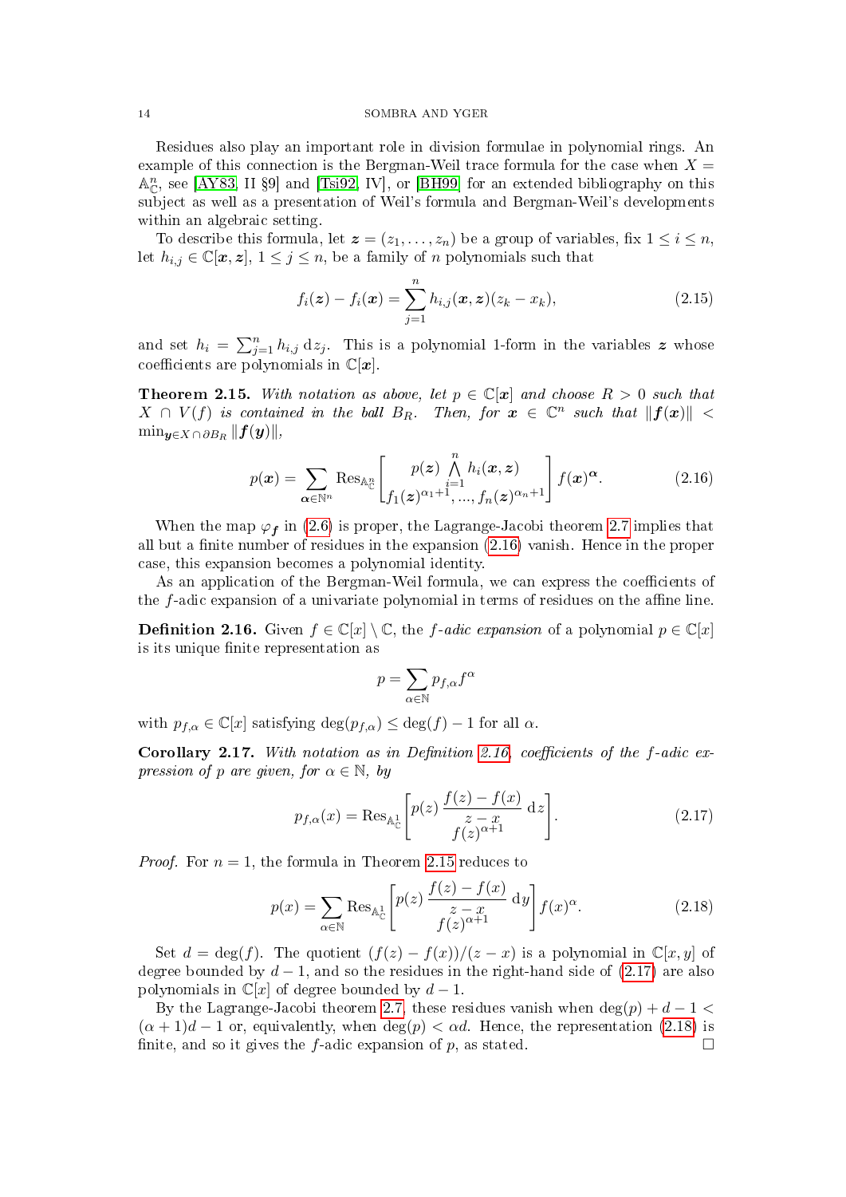Residues also play an important role in division formulae in polynomial rings. An example of this connection is the Bergman-Weil trace formula for the case when $X = \mathbb{A}^n_{\mathbb{C}}$, see [AY83, II §9] and [Tsi92, IV], or [BH99] for an extended bibliography on this subject as well as a presentation of Weil's formula and Bergman-Weil's developments within an algebraic setting.

To describe this formula, let $\boldsymbol{z} = (z_1, \dots, z_n)$ be a group of variables, fix $1 \le i \le n$, let $h_{i,j} \in \mathbb{C}[\boldsymbol{x}, \boldsymbol{z}]$, $1 \le j \le n$, be a family of $n$ polynomials such that

$$f_i(\boldsymbol{z}) - f_i(\boldsymbol{x}) = \sum_{j=1}^{n} h_{i,j}(\boldsymbol{x}, \boldsymbol{z})(z_k - x_k), \tag{2.15}$$

and set $h_i = \sum_{j=1}^n h_{i,j} \, \mathrm{d}z_j$. This is a polynomial 1-form in the variables $\boldsymbol{z}$ whose coefficients are polynomials in $\mathbb{C}[\boldsymbol{x}]$.

**Theorem 2.15.** *With notation as above, let $p \in \mathbb{C}[\boldsymbol{x}]$ and choose $R > 0$ such that $X \cap V(f)$ is contained in the ball $B_R$. Then, for $\boldsymbol{x} \in \mathbb{C}^n$ such that $\|\boldsymbol{f}(\boldsymbol{x})\| < \min_{\boldsymbol{y} \in X \cap \partial B_R} \|\boldsymbol{f}(\boldsymbol{y})\|$,*

$$p(\boldsymbol{x}) = \sum_{\boldsymbol{\alpha} \in \mathbb{N}^n} \operatorname{Res}_{\mathbb{A}^n_{\mathbb{C}}} \begin{bmatrix} p(\boldsymbol{z}) \bigwedge_{i=1}^{n} h_i(\boldsymbol{x}, \boldsymbol{z}) \\ f_1(\boldsymbol{z})^{\alpha_1+1}, \dots, f_n(\boldsymbol{z})^{\alpha_n+1} \end{bmatrix} \boldsymbol{f}(\boldsymbol{x})^{\boldsymbol{\alpha}}. \tag{2.16}$$

When the map $\varphi_{\boldsymbol{f}}$ in (2.6) is proper, the Lagrange-Jacobi theorem 2.7 implies that all but a finite number of residues in the expansion (2.16) vanish. Hence in the proper case, this expansion becomes a polynomial identity.

As an application of the Bergman-Weil formula, we can express the coefficients of the $f$-adic expansion of a univariate polynomial in terms of residues on the affine line.

**Definition 2.16.** Given $f \in \mathbb{C}[x] \setminus \mathbb{C}$, the *$f$-adic expansion* of a polynomial $p \in \mathbb{C}[x]$ is its unique finite representation as

$$p = \sum_{\alpha \in \mathbb{N}} p_{f,\alpha} f^{\alpha}$$

with $p_{f,\alpha} \in \mathbb{C}[x]$ satisfying $\deg(p_{f,\alpha}) \le \deg(f) - 1$ for all $\alpha$.

**Corollary 2.17.** *With notation as in Definition 2.16, coefficients of the $f$-adic expression of $p$ are given, for $\alpha \in \mathbb{N}$, by*

$$p_{f,\alpha}(x) = \operatorname{Res}_{\mathbb{A}^1_{\mathbb{C}}} \begin{bmatrix} p(z) \, \dfrac{f(z) - f(x)}{z - x} \, \mathrm{d}z \\ f(z)^{\alpha+1} \end{bmatrix}. \tag{2.17}$$

*Proof.* For $n = 1$, the formula in Theorem 2.15 reduces to

$$p(x) = \sum_{\alpha \in \mathbb{N}} \operatorname{Res}_{\mathbb{A}^1_{\mathbb{C}}} \begin{bmatrix} p(z) \, \dfrac{f(z) - f(x)}{z - x} \, \mathrm{d}y \\ f(z)^{\alpha+1} \end{bmatrix} f(x)^{\alpha}. \tag{2.18}$$

Set $d = \deg(f)$. The quotient $(f(z) - f(x))/(z - x)$ is a polynomial in $\mathbb{C}[x, y]$ of degree bounded by $d - 1$, and so the residues in the right-hand side of (2.17) are also polynomials in $\mathbb{C}[x]$ of degree bounded by $d - 1$.

By the Lagrange-Jacobi theorem 2.7, these residues vanish when $\deg(p) + d - 1 < (\alpha + 1)d - 1$ or, equivalently, when $\deg(p) < \alpha d$. Hence, the representation (2.18) is finite, and so it gives the $f$-adic expansion of $p$, as stated. □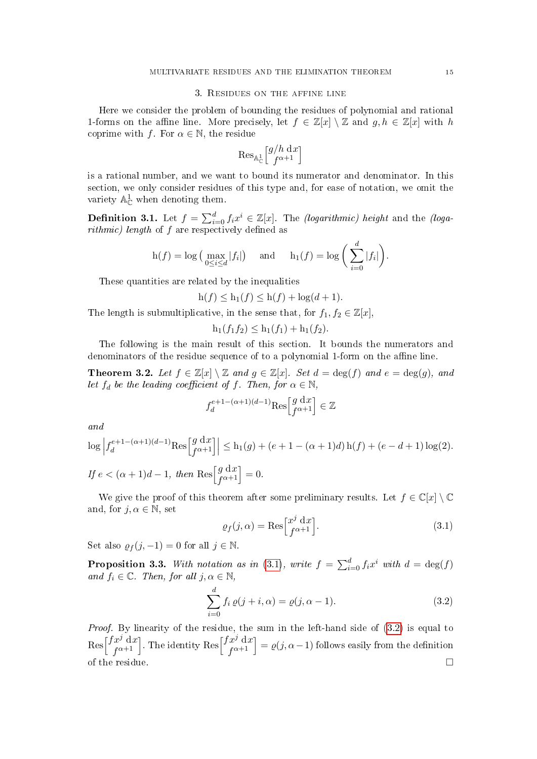## 3. Residues on the affine line

Here we consider the problem of bounding the residues of polynomial and rational 1-forms on the affine line. More precisely, let $f \in \mathbb{Z}[x] \setminus \mathbb{Z}$ and $g, h \in \mathbb{Z}[x]$ with $h$ coprime with $f$. For $\alpha \in \mathbb{N}$, the residue

$$\mathrm{Res}_{\mathbb{A}^1_{\mathbb{C}}}\begin{bmatrix} g/h \, \mathrm{d}x \\ f^{\alpha+1} \end{bmatrix}$$

is a rational number, and we want to bound its numerator and denominator. In this section, we only consider residues of this type and, for ease of notation, we omit the variety $\mathbb{A}^1_{\mathbb{C}}$ when denoting them.

**Definition 3.1.** Let $f = \sum_{i=0}^{d} f_i x^i \in \mathbb{Z}[x]$. The *(logarithmic) height* and the *(logarithmic) length* of $f$ are respectively defined as

$$\mathrm{h}(f) = \log\big(\max_{0 \le i \le d} |f_i|\big) \quad \text{and} \quad \mathrm{h}_1(f) = \log\bigg(\sum_{i=0}^{d} |f_i|\bigg).$$

These quantities are related by the inequalities

$$\mathrm{h}(f) \le \mathrm{h}_1(f) \le \mathrm{h}(f) + \log(d+1).$$

The length is submultiplicative, in the sense that, for $f_1, f_2 \in \mathbb{Z}[x]$,

$$\mathrm{h}_1(f_1 f_2) \le \mathrm{h}_1(f_1) + \mathrm{h}_1(f_2).$$

The following is the main result of this section. It bounds the numerators and denominators of the residue sequence of to a polynomial 1-form on the affine line.

**Theorem 3.2.** *Let $f \in \mathbb{Z}[x] \setminus \mathbb{Z}$ and $g \in \mathbb{Z}[x]$. Set $d = \deg(f)$ and $e = \deg(g)$, and let $f_d$ be the leading coefficient of $f$. Then, for $\alpha \in \mathbb{N}$,*

$$f_d^{e+1-(\alpha+1)(d-1)} \mathrm{Res}\begin{bmatrix} g \, \mathrm{d}x \\ f^{\alpha+1} \end{bmatrix} \in \mathbb{Z}$$

*and*

$$\log\bigg| f_d^{e+1-(\alpha+1)(d-1)} \mathrm{Res}\begin{bmatrix} g \, \mathrm{d}x \\ f^{\alpha+1} \end{bmatrix}\bigg| \le \mathrm{h}_1(g) + (e+1-(\alpha+1)d)\,\mathrm{h}(f) + (e-d+1)\log(2).$$

*If $e < (\alpha+1)d - 1$, then $\mathrm{Res}\begin{bmatrix} g \, \mathrm{d}x \\ f^{\alpha+1} \end{bmatrix} = 0$.*

We give the proof of this theorem after some preliminary results. Let $f \in \mathbb{C}[x] \setminus \mathbb{C}$ and, for $j, \alpha \in \mathbb{N}$, set

$$\varrho_f(j, \alpha) = \mathrm{Res}\begin{bmatrix} x^j \, \mathrm{d}x \\ f^{\alpha+1} \end{bmatrix}. \tag{3.1}$$

Set also $\varrho_f(j, -1) = 0$ for all $j \in \mathbb{N}$.

**Proposition 3.3.** *With notation as in (3.1), write $f = \sum_{i=0}^{d} f_i x^i$ with $d = \deg(f)$ and $f_i \in \mathbb{C}$. Then, for all $j, \alpha \in \mathbb{N}$,*

$$\sum_{i=0}^{d} f_i \, \varrho(j+i, \alpha) = \varrho(j, \alpha - 1). \tag{3.2}$$

*Proof.* By linearity of the residue, the sum in the left-hand side of (3.2) is equal to $\mathrm{Res}\begin{bmatrix} f x^j \, \mathrm{d}x \\ f^{\alpha+1} \end{bmatrix}$. The identity $\mathrm{Res}\begin{bmatrix} f x^j \, \mathrm{d}x \\ f^{\alpha+1} \end{bmatrix} = \varrho(j, \alpha - 1)$ follows easily from the definition of the residue. $\square$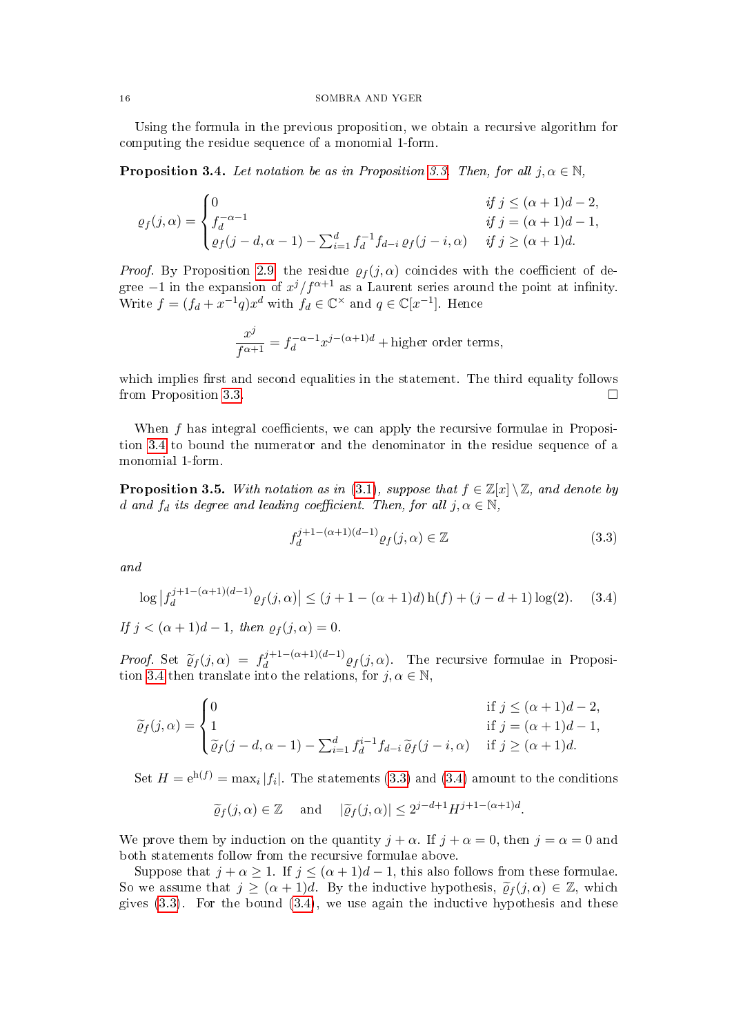Using the formula in the previous proposition, we obtain a recursive algorithm for computing the residue sequence of a monomial 1-form.

**Proposition 3.4.** *Let notation be as in Proposition 3.3. Then, for all $j, \alpha \in \mathbb{N}$,*

$$\varrho_f(j,\alpha) = \begin{cases} 0 & \text{if } j \le (\alpha+1)d - 2, \\ f_d^{-\alpha-1} & \text{if } j = (\alpha+1)d - 1, \\ \varrho_f(j-d,\alpha-1) - \sum_{i=1}^d f_d^{-1} f_{d-i}\, \varrho_f(j-i,\alpha) & \text{if } j \ge (\alpha+1)d. \end{cases}$$

*Proof.* By Proposition 2.9 the residue $\varrho_f(j,\alpha)$ coincides with the coefficient of degree $-1$ in the expansion of $x^j/f^{\alpha+1}$ as a Laurent series around the point at infinity. Write $f = (f_d + x^{-1}q)x^d$ with $f_d \in \mathbb{C}^\times$ and $q \in \mathbb{C}[x^{-1}]$. Hence

$$\frac{x^j}{f^{\alpha+1}} = f_d^{-\alpha-1} x^{j-(\alpha+1)d} + \text{higher order terms},$$

which implies first and second equalities in the statement. The third equality follows from Proposition 3.3. □

When $f$ has integral coefficients, we can apply the recursive formulae in Proposition 3.4 to bound the numerator and the denominator in the residue sequence of a monomial 1-form.

**Proposition 3.5.** *With notation as in (3.1), suppose that $f \in \mathbb{Z}[x] \setminus \mathbb{Z}$, and denote by $d$ and $f_d$ its degree and leading coefficient. Then, for all $j, \alpha \in \mathbb{N}$,*

$$f_d^{j+1-(\alpha+1)(d-1)} \varrho_f(j,\alpha) \in \mathbb{Z} \tag{3.3}$$

*and*

$$\log\left|f_d^{j+1-(\alpha+1)(d-1)} \varrho_f(j,\alpha)\right| \le (j+1-(\alpha+1)d)\,\mathrm{h}(f) + (j-d+1)\log(2). \tag{3.4}$$

*If $j < (\alpha+1)d - 1$, then $\varrho_f(j,\alpha) = 0$.*

*Proof.* Set $\widetilde{\varrho}_f(j,\alpha) = f_d^{j+1-(\alpha+1)(d-1)} \varrho_f(j,\alpha)$. The recursive formulae in Proposition 3.4 then translate into the relations, for $j, \alpha \in \mathbb{N}$,

$$\widetilde{\varrho}_f(j,\alpha) = \begin{cases} 0 & \text{if } j \le (\alpha+1)d - 2, \\ 1 & \text{if } j = (\alpha+1)d - 1, \\ \widetilde{\varrho}_f(j-d,\alpha-1) - \sum_{i=1}^d f_d^{i-1} f_{d-i}\, \widetilde{\varrho}_f(j-i,\alpha) & \text{if } j \ge (\alpha+1)d. \end{cases}$$

Set $H = \mathrm{e}^{\mathrm{h}(f)} = \max_i |f_i|$. The statements (3.3) and (3.4) amount to the conditions

$$\widetilde{\varrho}_f(j,\alpha) \in \mathbb{Z} \quad \text{and} \quad |\widetilde{\varrho}_f(j,\alpha)| \le 2^{j-d+1} H^{j+1-(\alpha+1)d}.$$

We prove them by induction on the quantity $j + \alpha$. If $j + \alpha = 0$, then $j = \alpha = 0$ and both statements follow from the recursive formulae above.

Suppose that $j + \alpha \ge 1$. If $j \le (\alpha+1)d - 1$, this also follows from these formulae. So we assume that $j \ge (\alpha+1)d$. By the inductive hypothesis, $\widetilde{\varrho}_f(j,\alpha) \in \mathbb{Z}$, which gives (3.3). For the bound (3.4), we use again the inductive hypothesis and these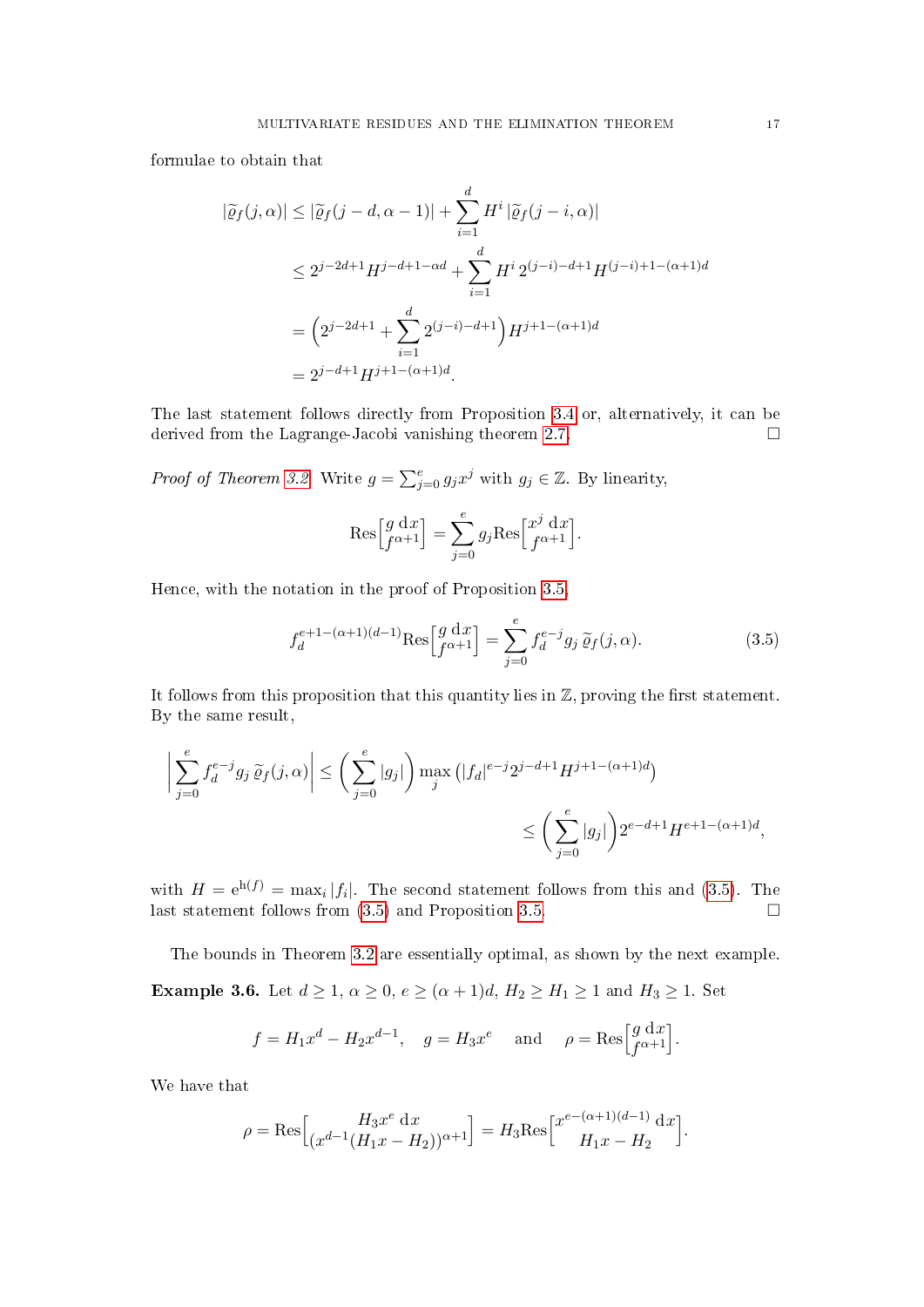formulae to obtain that

$$
\begin{aligned}
|\widetilde{\varrho}_f(j,\alpha)| &\leq |\widetilde{\varrho}_f(j-d,\alpha-1)| + \sum_{i=1}^{d} H^i \, |\widetilde{\varrho}_f(j-i,\alpha)| \\
&\leq 2^{j-2d+1} H^{j-d+1-\alpha d} + \sum_{i=1}^{d} H^i \, 2^{(j-i)-d+1} H^{(j-i)+1-(\alpha+1)d} \\
&= \Big( 2^{j-2d+1} + \sum_{i=1}^{d} 2^{(j-i)-d+1} \Big) H^{j+1-(\alpha+1)d} \\
&= 2^{j-d+1} H^{j+1-(\alpha+1)d}.
\end{aligned}
$$

The last statement follows directly from Proposition 3.4 or, alternatively, it can be derived from the Lagrange-Jacobi vanishing theorem 2.7. □

*Proof of Theorem 3.2.* Write $g = \sum_{j=0}^{e} g_j x^j$ with $g_j \in \mathbb{Z}$. By linearity,

$$
\mathrm{Res}\Big[\begin{matrix} g \, \mathrm{d}x \\ f^{\alpha+1} \end{matrix}\Big] = \sum_{j=0}^{e} g_j \mathrm{Res}\Big[\begin{matrix} x^j \, \mathrm{d}x \\ f^{\alpha+1} \end{matrix}\Big].
$$

Hence, with the notation in the proof of Proposition 3.5,

$$
f_d^{e+1-(\alpha+1)(d-1)} \mathrm{Res}\Big[\begin{matrix} g \, \mathrm{d}x \\ f^{\alpha+1} \end{matrix}\Big] = \sum_{j=0}^{e} f_d^{e-j} g_j \, \widetilde{\varrho}_f(j,\alpha). \tag{3.5}
$$

It follows from this proposition that this quantity lies in $\mathbb{Z}$, proving the first statement. By the same result,

$$
\begin{aligned}
\Big| \sum_{j=0}^{e} f_d^{e-j} g_j \, \widetilde{\varrho}_f(j,\alpha) \Big| &\leq \Big( \sum_{j=0}^{e} |g_j| \Big) \max_j \big( |f_d|^{e-j} 2^{j-d+1} H^{j+1-(\alpha+1)d} \big) \\
&\leq \Big( \sum_{j=0}^{e} |g_j| \Big) 2^{e-d+1} H^{e+1-(\alpha+1)d},
\end{aligned}
$$

with $H = \mathrm{e}^{\mathrm{h}(f)} = \max_i |f_i|$. The second statement follows from this and (3.5). The last statement follows from (3.5) and Proposition 3.5. □

The bounds in Theorem 3.2 are essentially optimal, as shown by the next example.

**Example 3.6.** Let $d \geq 1$, $\alpha \geq 0$, $e \geq (\alpha+1)d$, $H_2 \geq H_1 \geq 1$ and $H_3 \geq 1$. Set

$$
f = H_1 x^d - H_2 x^{d-1}, \quad g = H_3 x^e \quad \text{and} \quad \rho = \mathrm{Res}\Big[\begin{matrix} g \, \mathrm{d}x \\ f^{\alpha+1} \end{matrix}\Big].
$$

We have that

$$
\rho = \mathrm{Res}\Big[\begin{matrix} H_3 x^e \, \mathrm{d}x \\ (x^{d-1}(H_1 x - H_2))^{\alpha+1} \end{matrix}\Big] = H_3 \mathrm{Res}\Big[\begin{matrix} x^{e-(\alpha+1)(d-1)} \, \mathrm{d}x \\ H_1 x - H_2 \end{matrix}\Big].
$$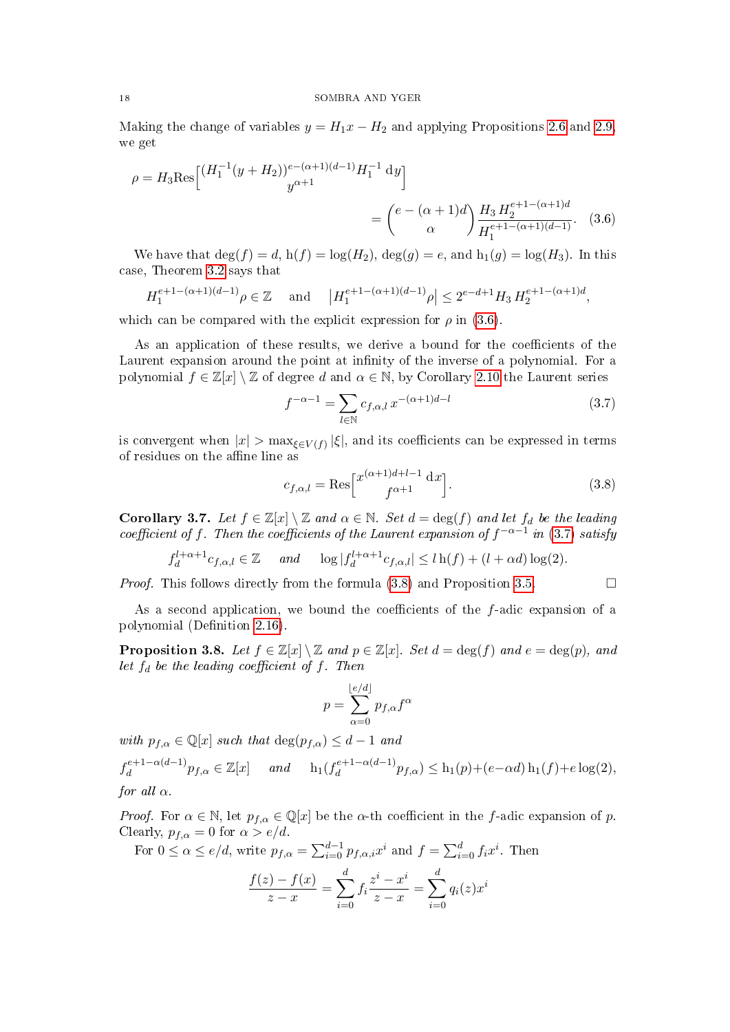Making the change of variables $y = H_1 x - H_2$ and applying Propositions 2.6 and 2.9, we get

$$\rho = H_3 \mathrm{Res}\Big[\begin{matrix}(H_1^{-1}(y+H_2))^{e-(\alpha+1)(d-1)} H_1^{-1}\,\mathrm{d}y \\ y^{\alpha+1}\end{matrix}\Big] = \binom{e-(\alpha+1)d}{\alpha} \frac{H_3\, H_2^{e+1-(\alpha+1)d}}{H_1^{e+1-(\alpha+1)(d-1)}}. \quad (3.6)$$

We have that $\deg(f) = d$, $\mathrm{h}(f) = \log(H_2)$, $\deg(g) = e$, and $\mathrm{h}_1(g) = \log(H_3)$. In this case, Theorem 3.2 says that

$$H_1^{e+1-(\alpha+1)(d-1)}\rho \in \mathbb{Z} \quad \text{and} \quad \big|H_1^{e+1-(\alpha+1)(d-1)}\rho\big| \le 2^{e-d+1} H_3\, H_2^{e+1-(\alpha+1)d},$$

which can be compared with the explicit expression for $\rho$ in (3.6).

As an application of these results, we derive a bound for the coefficients of the Laurent expansion around the point at infinity of the inverse of a polynomial. For a polynomial $f \in \mathbb{Z}[x] \setminus \mathbb{Z}$ of degree $d$ and $\alpha \in \mathbb{N}$, by Corollary 2.10 the Laurent series

$$f^{-\alpha-1} = \sum_{l\in\mathbb{N}} c_{f,\alpha,l}\, x^{-(\alpha+1)d-l} \quad (3.7)$$

is convergent when $|x| > \max_{\xi\in V(f)} |\xi|$, and its coefficients can be expressed in terms of residues on the affine line as

$$c_{f,\alpha,l} = \mathrm{Res}\Big[\begin{matrix}x^{(\alpha+1)d+l-1}\,\mathrm{d}x \\ f^{\alpha+1}\end{matrix}\Big]. \quad (3.8)$$

**Corollary 3.7.** *Let $f \in \mathbb{Z}[x] \setminus \mathbb{Z}$ and $\alpha \in \mathbb{N}$. Set $d = \deg(f)$ and let $f_d$ be the leading coefficient of $f$. Then the coefficients of the Laurent expansion of $f^{-\alpha-1}$ in (3.7) satisfy*

$$f_d^{l+\alpha+1} c_{f,\alpha,l} \in \mathbb{Z} \quad \text{and} \quad \log|f_d^{l+\alpha+1} c_{f,\alpha,l}| \le l\,\mathrm{h}(f) + (l+\alpha d)\log(2).$$

*Proof.* This follows directly from the formula (3.8) and Proposition 3.5. □

As a second application, we bound the coefficients of the $f$-adic expansion of a polynomial (Definition 2.16).

**Proposition 3.8.** *Let $f \in \mathbb{Z}[x] \setminus \mathbb{Z}$ and $p \in \mathbb{Z}[x]$. Set $d = \deg(f)$ and $e = \deg(p)$, and let $f_d$ be the leading coefficient of $f$. Then*

$$p = \sum_{\alpha=0}^{\lfloor e/d \rfloor} p_{f,\alpha} f^{\alpha}$$

*with $p_{f,\alpha} \in \mathbb{Q}[x]$ such that $\deg(p_{f,\alpha}) \le d-1$ and*

$$f_d^{e+1-\alpha(d-1)} p_{f,\alpha} \in \mathbb{Z}[x] \quad \text{and} \quad \mathrm{h}_1(f_d^{e+1-\alpha(d-1)} p_{f,\alpha}) \le \mathrm{h}_1(p) + (e-\alpha d)\,\mathrm{h}_1(f) + e\log(2),$$

*for all $\alpha$.*

*Proof.* For $\alpha \in \mathbb{N}$, let $p_{f,\alpha} \in \mathbb{Q}[x]$ be the $\alpha$-th coefficient in the $f$-adic expansion of $p$. Clearly, $p_{f,\alpha} = 0$ for $\alpha > e/d$.

For $0 \le \alpha \le e/d$, write $p_{f,\alpha} = \sum_{i=0}^{d-1} p_{f,\alpha,i} x^i$ and $f = \sum_{i=0}^{d} f_i x^i$. Then

$$\frac{f(z) - f(x)}{z - x} = \sum_{i=0}^{d} f_i \frac{z^i - x^i}{z - x} = \sum_{i=0}^{d} q_i(z) x^i$$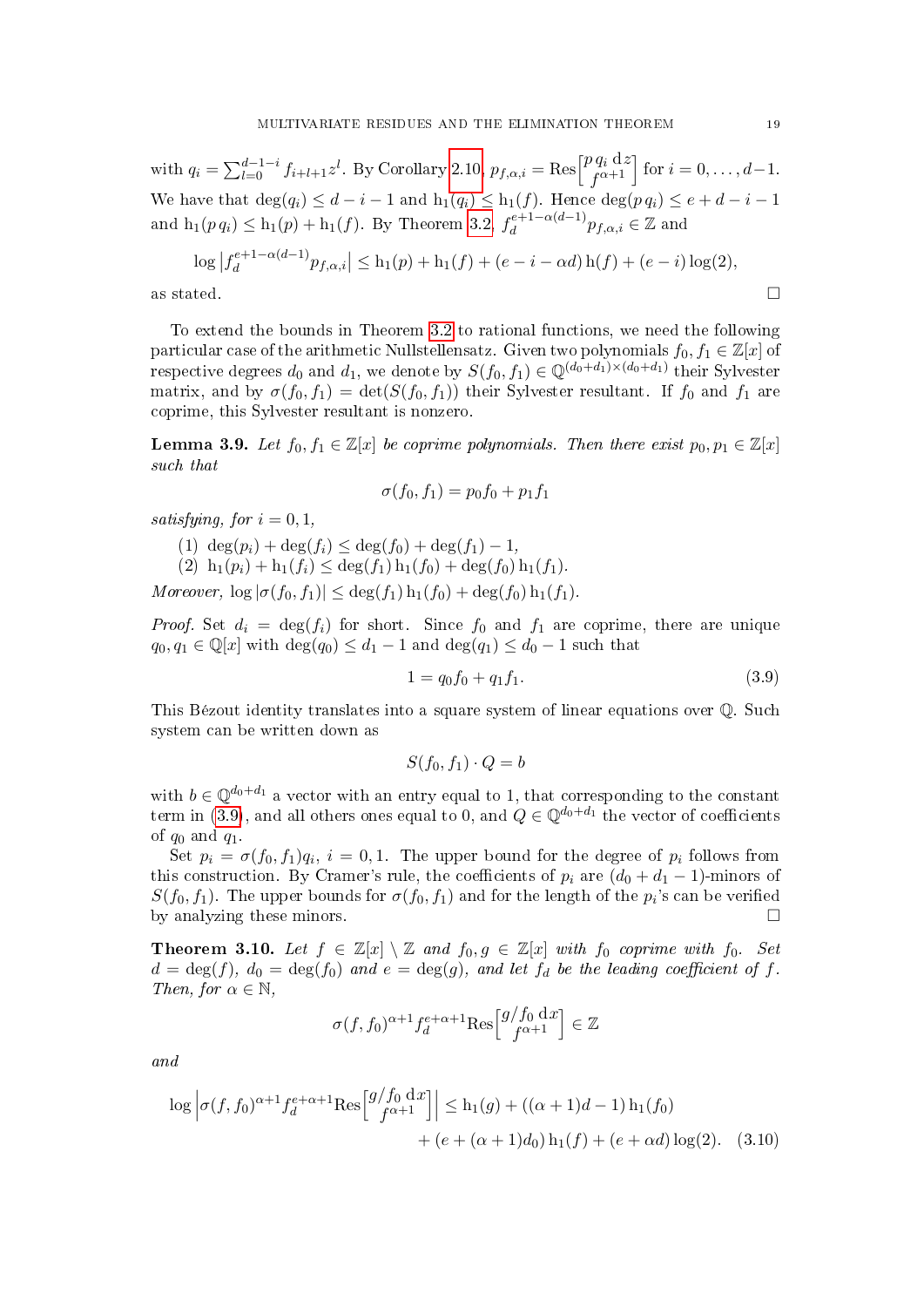with $q_i = \sum_{l=0}^{d-1-i} f_{i+l+1} z^l$. By Corollary 2.10, $p_{f,\alpha,i} = \mathrm{Res}\left[\begin{matrix} p\, q_i \,\mathrm{d}z \\ f^{\alpha+1}\end{matrix}\right]$ for $i = 0, \dots, d-1$. We have that $\deg(q_i) \leq d - i - 1$ and $\mathrm{h}_1(q_i) \leq \mathrm{h}_1(f)$. Hence $\deg(p\, q_i) \leq e + d - i - 1$ and $\mathrm{h}_1(p\, q_i) \leq \mathrm{h}_1(p) + \mathrm{h}_1(f)$. By Theorem 3.2, $f_d^{e+1-\alpha(d-1)} p_{f,\alpha,i} \in \mathbb{Z}$ and

$$\log \left| f_d^{e+1-\alpha(d-1)} p_{f,\alpha,i} \right| \leq \mathrm{h}_1(p) + \mathrm{h}_1(f) + (e - i - \alpha d)\, \mathrm{h}(f) + (e - i) \log(2),$$

as stated. $\square$

To extend the bounds in Theorem 3.2 to rational functions, we need the following particular case of the arithmetic Nullstellensatz. Given two polynomials $f_0, f_1 \in \mathbb{Z}[x]$ of respective degrees $d_0$ and $d_1$, we denote by $S(f_0, f_1) \in \mathbb{Q}^{(d_0+d_1)\times(d_0+d_1)}$ their Sylvester matrix, and by $\sigma(f_0, f_1) = \det(S(f_0, f_1))$ their Sylvester resultant. If $f_0$ and $f_1$ are coprime, this Sylvester resultant is nonzero.

**Lemma 3.9.** *Let $f_0, f_1 \in \mathbb{Z}[x]$ be coprime polynomials. Then there exist $p_0, p_1 \in \mathbb{Z}[x]$ such that*

$$\sigma(f_0, f_1) = p_0 f_0 + p_1 f_1$$

*satisfying, for $i = 0, 1$,*

1. $\deg(p_i) + \deg(f_i) \leq \deg(f_0) + \deg(f_1) - 1$,
2. $\mathrm{h}_1(p_i) + \mathrm{h}_1(f_i) \leq \deg(f_1)\, \mathrm{h}_1(f_0) + \deg(f_0)\, \mathrm{h}_1(f_1)$.

*Moreover,* $\log |\sigma(f_0, f_1)| \leq \deg(f_1)\, \mathrm{h}_1(f_0) + \deg(f_0)\, \mathrm{h}_1(f_1)$.

*Proof.* Set $d_i = \deg(f_i)$ for short. Since $f_0$ and $f_1$ are coprime, there are unique $q_0, q_1 \in \mathbb{Q}[x]$ with $\deg(q_0) \leq d_1 - 1$ and $\deg(q_1) \leq d_0 - 1$ such that

$$1 = q_0 f_0 + q_1 f_1. \tag{3.9}$$

This Bézout identity translates into a square system of linear equations over $\mathbb{Q}$. Such system can be written down as

$$S(f_0, f_1) \cdot Q = b$$

with $b \in \mathbb{Q}^{d_0+d_1}$ a vector with an entry equal to 1, that corresponding to the constant term in (3.9), and all others ones equal to 0, and $Q \in \mathbb{Q}^{d_0+d_1}$ the vector of coefficients of $q_0$ and $q_1$.

Set $p_i = \sigma(f_0, f_1) q_i$, $i = 0, 1$. The upper bound for the degree of $p_i$ follows from this construction. By Cramer's rule, the coefficients of $p_i$ are $(d_0 + d_1 - 1)$-minors of $S(f_0, f_1)$. The upper bounds for $\sigma(f_0, f_1)$ and for the length of the $p_i$'s can be verified by analyzing these minors. $\square$

**Theorem 3.10.** *Let $f \in \mathbb{Z}[x] \setminus \mathbb{Z}$ and $f_0, g \in \mathbb{Z}[x]$ with $f_0$ coprime with $f_0$. Set $d = \deg(f)$, $d_0 = \deg(f_0)$ and $e = \deg(g)$, and let $f_d$ be the leading coefficient of $f$. Then, for $\alpha \in \mathbb{N}$,*

$$\sigma(f, f_0)^{\alpha+1} f_d^{e+\alpha+1} \mathrm{Res}\left[\begin{matrix} g/f_0 \,\mathrm{d}x \\ f^{\alpha+1}\end{matrix}\right] \in \mathbb{Z}$$

*and*

$$\log \left| \sigma(f, f_0)^{\alpha+1} f_d^{e+\alpha+1} \mathrm{Res}\left[\begin{matrix} g/f_0 \,\mathrm{d}x \\ f^{\alpha+1}\end{matrix}\right] \right| \leq \mathrm{h}_1(g) + ((\alpha+1)d - 1)\, \mathrm{h}_1(f_0) \\ + (e + (\alpha+1)d_0)\, \mathrm{h}_1(f) + (e + \alpha d) \log(2). \tag{3.10}$$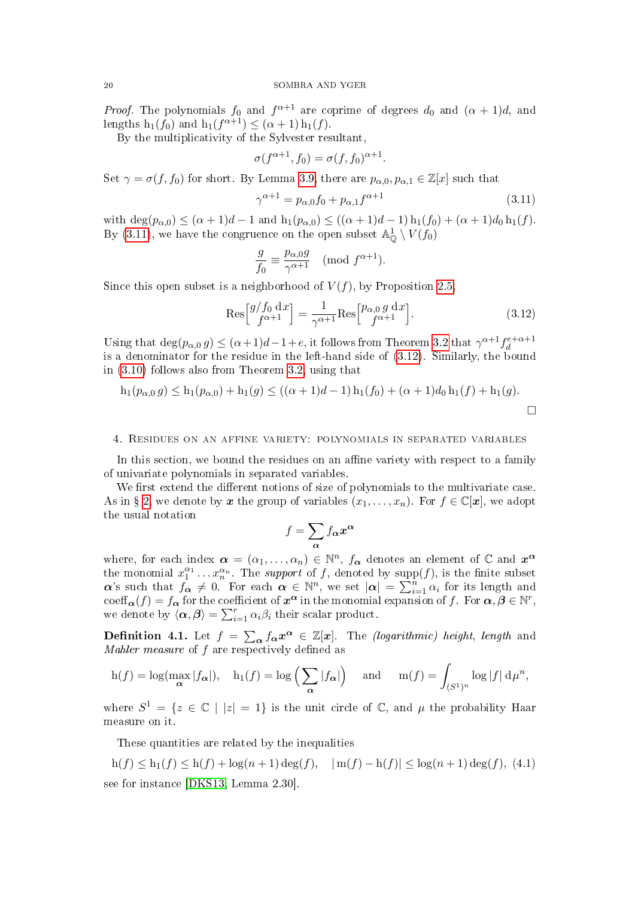*Proof.* The polynomials $f_0$ and $f^{\alpha+1}$ are coprime of degrees $d_0$ and $(\alpha+1)d$, and lengths $\mathrm{h}_1(f_0)$ and $\mathrm{h}_1(f^{\alpha+1}) \le (\alpha+1)\,\mathrm{h}_1(f)$.

By the multiplicativity of the Sylvester resultant,

$$\sigma(f^{\alpha+1}, f_0) = \sigma(f, f_0)^{\alpha+1}.$$

Set $\gamma = \sigma(f, f_0)$ for short. By Lemma 3.9, there are $p_{\alpha,0}, p_{\alpha,1} \in \mathbb{Z}[x]$ such that

$$\gamma^{\alpha+1} = p_{\alpha,0} f_0 + p_{\alpha,1} f^{\alpha+1} \tag{3.11}$$

with $\deg(p_{\alpha,0}) \le (\alpha+1)d - 1$ and $\mathrm{h}_1(p_{\alpha,0}) \le ((\alpha+1)d-1)\,\mathrm{h}_1(f_0) + (\alpha+1)d_0\,\mathrm{h}_1(f)$. By (3.11), we have the congruence on the open subset $\mathbb{A}^1_{\mathbb{Q}} \setminus V(f_0)$

$$\frac{g}{f_0} \equiv \frac{p_{\alpha,0}\, g}{\gamma^{\alpha+1}} \pmod{f^{\alpha+1}}.$$

Since this open subset is a neighborhood of $V(f)$, by Proposition 2.5,

$$\mathrm{Res}\begin{bmatrix} g/f_0\,\mathrm{d}x \\ f^{\alpha+1} \end{bmatrix} = \frac{1}{\gamma^{\alpha+1}} \mathrm{Res}\begin{bmatrix} p_{\alpha,0}\, g\,\mathrm{d}x \\ f^{\alpha+1} \end{bmatrix}. \tag{3.12}$$

Using that $\deg(p_{\alpha,0}\, g) \le (\alpha+1)d - 1 + e$, it follows from Theorem 3.2 that $\gamma^{\alpha+1} f_d^{e+\alpha+1}$ is a denominator for the residue in the left-hand side of (3.12). Similarly, the bound in (3.10) follows also from Theorem 3.2, using that

$$\mathrm{h}_1(p_{\alpha,0}\, g) \le \mathrm{h}_1(p_{\alpha,0}) + \mathrm{h}_1(g) \le ((\alpha+1)d-1)\,\mathrm{h}_1(f_0) + (\alpha+1)d_0\,\mathrm{h}_1(f) + \mathrm{h}_1(g).$$

□

## 4. Residues on an affine variety: polynomials in separated variables

In this section, we bound the residues on an affine variety with respect to a family of univariate polynomials in separated variables.

We first extend the different notions of size of polynomials to the multivariate case. As in § 2, we denote by $\boldsymbol{x}$ the group of variables $(x_1, \dots, x_n)$. For $f \in \mathbb{C}[\boldsymbol{x}]$, we adopt the usual notation

$$f = \sum_{\boldsymbol{\alpha}} f_{\boldsymbol{\alpha}} \boldsymbol{x}^{\boldsymbol{\alpha}}$$

where, for each index $\boldsymbol{\alpha} = (\alpha_1, \dots, \alpha_n) \in \mathbb{N}^n$, $f_{\boldsymbol{\alpha}}$ denotes an element of $\mathbb{C}$ and $\boldsymbol{x}^{\boldsymbol{\alpha}}$ the monomial $x_1^{\alpha_1} \dots x_n^{\alpha_n}$. The *support* of $f$, denoted by $\mathrm{supp}(f)$, is the finite subset $\boldsymbol{\alpha}$'s such that $f_{\boldsymbol{\alpha}} \neq 0$. For each $\boldsymbol{\alpha} \in \mathbb{N}^n$, we set $|\boldsymbol{\alpha}| = \sum_{i=1}^n \alpha_i$ for its length and $\mathrm{coeff}_{\boldsymbol{\alpha}}(f) = f_{\boldsymbol{\alpha}}$ for the coefficient of $\boldsymbol{x}^{\boldsymbol{\alpha}}$ in the monomial expansion of $f$. For $\boldsymbol{\alpha}, \boldsymbol{\beta} \in \mathbb{N}^r$, we denote by $\langle \boldsymbol{\alpha}, \boldsymbol{\beta} \rangle = \sum_{i=1}^r \alpha_i \beta_i$ their scalar product.

**Definition 4.1.** Let $f = \sum_{\boldsymbol{\alpha}} f_{\boldsymbol{\alpha}} \boldsymbol{x}^{\boldsymbol{\alpha}} \in \mathbb{Z}[\boldsymbol{x}]$. The *(logarithmic) height*, *length* and *Mahler measure* of $f$ are respectively defined as

$$\mathrm{h}(f) = \log(\max_{\boldsymbol{\alpha}} |f_{\boldsymbol{\alpha}}|), \quad \mathrm{h}_1(f) = \log\Big(\sum_{\boldsymbol{\alpha}} |f_{\boldsymbol{\alpha}}|\Big) \quad \text{and} \quad \mathrm{m}(f) = \int_{(S^1)^n} \log|f| \,\mathrm{d}\mu^n,$$

where $S^1 = \{z \in \mathbb{C} \mid |z| = 1\}$ is the unit circle of $\mathbb{C}$, and $\mu$ the probability Haar measure on it.

These quantities are related by the inequalities

$$\mathrm{h}(f) \le \mathrm{h}_1(f) \le \mathrm{h}(f) + \log(n+1)\deg(f), \quad |\,\mathrm{m}(f) - \mathrm{h}(f)| \le \log(n+1)\deg(f), \tag{4.1}$$

see for instance [DKS13, Lemma 2.30].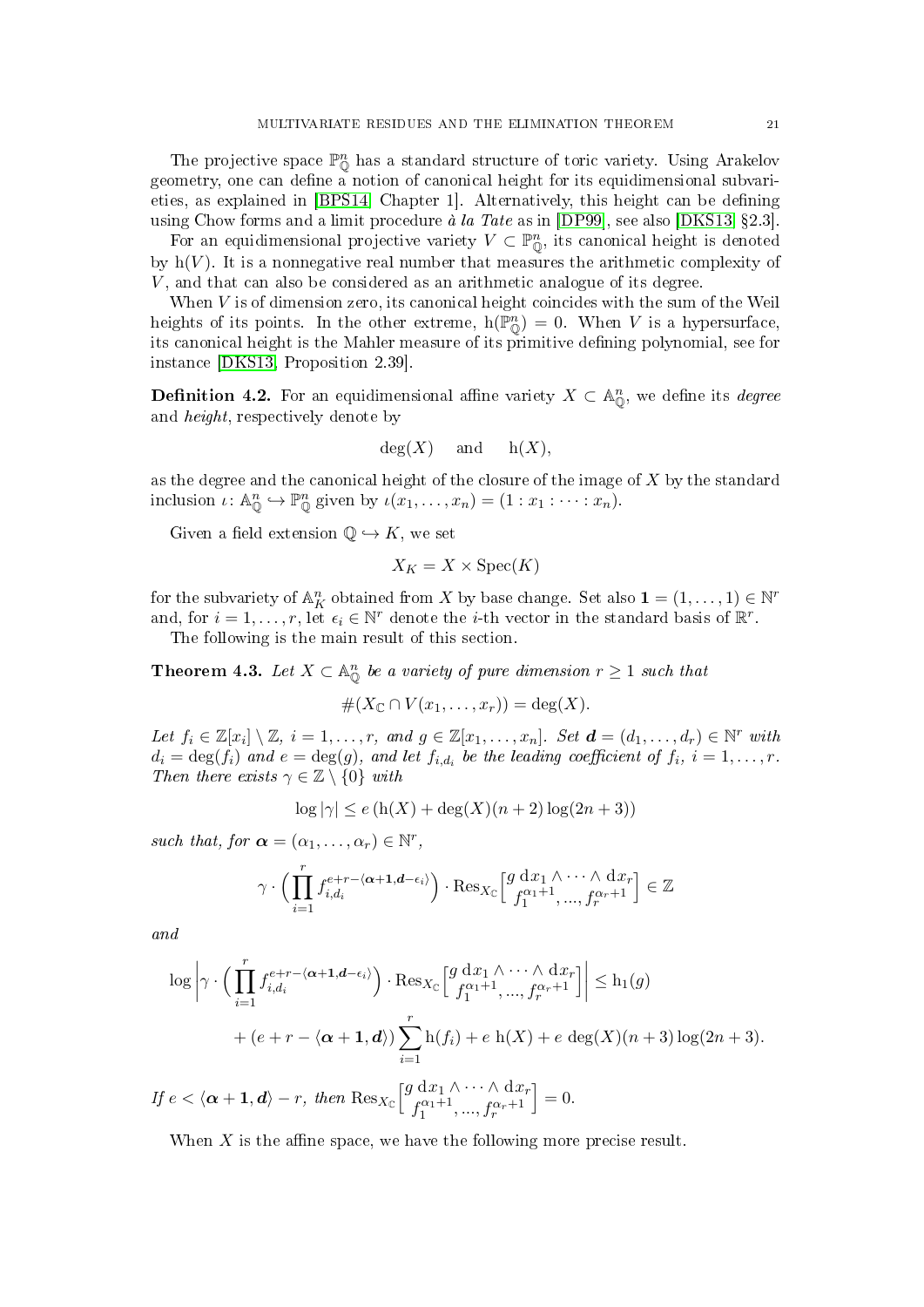The projective space $\mathbb{P}^n_{\mathbb{Q}}$ has a standard structure of toric variety. Using Arakelov geometry, one can define a notion of canonical height for its equidimensional subvarieties, as explained in [BPS14, Chapter 1]. Alternatively, this height can be defining using Chow forms and a limit procedure *à la Tate* as in [DP99], see also [DKS13, §2.3].

For an equidimensional projective variety $V \subset \mathbb{P}^n_{\mathbb{Q}}$, its canonical height is denoted by $\mathrm{h}(V)$. It is a nonnegative real number that measures the arithmetic complexity of $V$, and that can also be considered as an arithmetic analogue of its degree.

When $V$ is of dimension zero, its canonical height coincides with the sum of the Weil heights of its points. In the other extreme, $\mathrm{h}(\mathbb{P}^n_{\mathbb{Q}}) = 0$. When $V$ is a hypersurface, its canonical height is the Mahler measure of its primitive defining polynomial, see for instance [DKS13, Proposition 2.39].

**Definition 4.2.** For an equidimensional affine variety $X \subset \mathbb{A}^n_{\mathbb{Q}}$, we define its *degree* and *height*, respectively denote by

$$\deg(X) \quad \text{and} \quad \mathrm{h}(X),$$

as the degree and the canonical height of the closure of the image of $X$ by the standard inclusion $\iota\colon \mathbb{A}^n_{\mathbb{Q}} \hookrightarrow \mathbb{P}^n_{\mathbb{Q}}$ given by $\iota(x_1, \dots, x_n) = (1 : x_1 : \dots : x_n)$.

Given a field extension $\mathbb{Q} \hookrightarrow K$, we set

$$X_K = X \times \mathrm{Spec}(K)$$

for the subvariety of $\mathbb{A}^n_K$ obtained from $X$ by base change. Set also $\mathbf{1} = (1, \dots, 1) \in \mathbb{N}^r$ and, for $i = 1, \dots, r$, let $\epsilon_i \in \mathbb{N}^r$ denote the $i$-th vector in the standard basis of $\mathbb{R}^r$.

The following is the main result of this section.

**Theorem 4.3.** *Let $X \subset \mathbb{A}^n_{\mathbb{Q}}$ be a variety of pure dimension $r \geq 1$ such that*

$$\#(X_{\mathbb{C}} \cap V(x_1, \dots, x_r)) = \deg(X).$$

*Let $f_i \in \mathbb{Z}[x_i] \setminus \mathbb{Z}$, $i = 1, \dots, r$, and $g \in \mathbb{Z}[x_1, \dots, x_n]$. Set $\boldsymbol{d} = (d_1, \dots, d_r) \in \mathbb{N}^r$ with $d_i = \deg(f_i)$ and $e = \deg(g)$, and let $f_{i,d_i}$ be the leading coefficient of $f_i$, $i = 1, \dots, r$. Then there exists $\gamma \in \mathbb{Z} \setminus \{0\}$ with*

$$\log |\gamma| \leq e \left(\mathrm{h}(X) + \deg(X)(n+2)\log(2n+3)\right)$$

*such that, for $\boldsymbol{\alpha} = (\alpha_1, \dots, \alpha_r) \in \mathbb{N}^r$,*

$$\gamma \cdot \Big(\prod_{i=1}^{r} f_{i,d_i}^{e+r-\langle \boldsymbol{\alpha}+\mathbf{1}, \boldsymbol{d}-\epsilon_i\rangle}\Big) \cdot \mathrm{Res}_{X_{\mathbb{C}}}\Big[\begin{matrix} g \, \mathrm{d}x_1 \wedge \cdots \wedge \mathrm{d}x_r \\ f_1^{\alpha_1+1}, \dots, f_r^{\alpha_r+1} \end{matrix}\Big] \in \mathbb{Z}$$

*and*

$$\begin{aligned} \log \left| \gamma \cdot \Big(\prod_{i=1}^{r} f_{i,d_i}^{e+r-\langle \boldsymbol{\alpha}+\mathbf{1}, \boldsymbol{d}-\epsilon_i\rangle}\Big) \cdot \mathrm{Res}_{X_{\mathbb{C}}}\Big[\begin{matrix} g \, \mathrm{d}x_1 \wedge \cdots \wedge \mathrm{d}x_r \\ f_1^{\alpha_1+1}, \dots, f_r^{\alpha_r+1} \end{matrix}\Big] \right| &\leq \mathrm{h}_1(g) \\ + (e + r - \langle \boldsymbol{\alpha}+\mathbf{1}, \boldsymbol{d}\rangle) \sum_{i=1}^{r} \mathrm{h}(f_i) + e \, \mathrm{h}(X) &+ e \, \deg(X)(n+3)\log(2n+3). \end{aligned}$$

*If $e < \langle \boldsymbol{\alpha}+\mathbf{1}, \boldsymbol{d}\rangle - r$, then $\mathrm{Res}_{X_{\mathbb{C}}}\Big[\begin{matrix} g \, \mathrm{d}x_1 \wedge \cdots \wedge \mathrm{d}x_r \\ f_1^{\alpha_1+1}, \dots, f_r^{\alpha_r+1} \end{matrix}\Big] = 0$.*

When $X$ is the affine space, we have the following more precise result.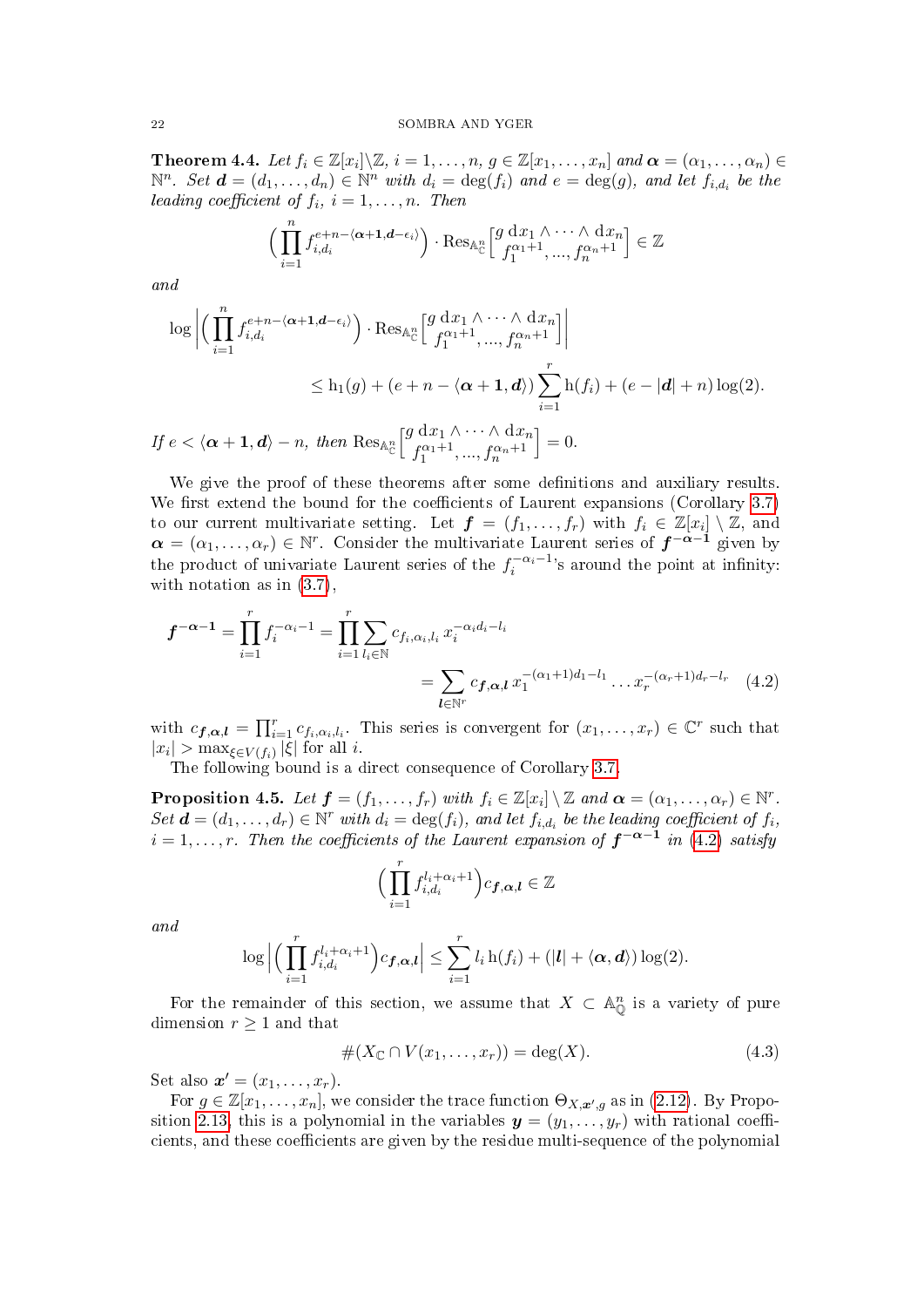**Theorem 4.4.** *Let $f_i \in \mathbb{Z}[x_i]\backslash\mathbb{Z}$, $i = 1, \dots, n$, $g \in \mathbb{Z}[x_1, \dots, x_n]$ and $\boldsymbol{\alpha} = (\alpha_1, \dots, \alpha_n) \in \mathbb{N}^n$. Set $\boldsymbol{d} = (d_1, \dots, d_n) \in \mathbb{N}^n$ with $d_i = \deg(f_i)$ and $e = \deg(g)$, and let $f_{i,d_i}$ be the leading coefficient of $f_i$, $i = 1, \dots, n$. Then*

$$\Big(\prod_{i=1}^{n} f_{i,d_i}^{e+n-\langle \boldsymbol{\alpha}+\mathbf{1}, \boldsymbol{d}-\epsilon_i\rangle}\Big) \cdot \operatorname{Res}_{\mathbb{A}^n_{\mathbb{C}}}\Big[\begin{matrix} g \, \mathrm{d}x_1 \wedge \cdots \wedge \mathrm{d}x_n \\ f_1^{\alpha_1+1}, \dots, f_n^{\alpha_n+1}\end{matrix}\Big] \in \mathbb{Z}$$

*and*

$$\log\Big|\Big(\prod_{i=1}^{n} f_{i,d_i}^{e+n-\langle \boldsymbol{\alpha}+\mathbf{1}, \boldsymbol{d}-\epsilon_i\rangle}\Big) \cdot \operatorname{Res}_{\mathbb{A}^n_{\mathbb{C}}}\Big[\begin{matrix} g \, \mathrm{d}x_1 \wedge \cdots \wedge \mathrm{d}x_n \\ f_1^{\alpha_1+1}, \dots, f_n^{\alpha_n+1}\end{matrix}\Big]\Big|$$
$$\leq \mathrm{h}_1(g) + (e + n - \langle \boldsymbol{\alpha}+\mathbf{1}, \boldsymbol{d}\rangle) \sum_{i=1}^{r} \mathrm{h}(f_i) + (e - |\boldsymbol{d}| + n)\log(2).$$

*If $e < \langle \boldsymbol{\alpha}+\mathbf{1}, \boldsymbol{d}\rangle - n$, then $\operatorname{Res}_{\mathbb{A}^n_{\mathbb{C}}}\Big[\begin{matrix} g \, \mathrm{d}x_1 \wedge \cdots \wedge \mathrm{d}x_n \\ f_1^{\alpha_1+1}, \dots, f_n^{\alpha_n+1}\end{matrix}\Big] = 0$.*

We give the proof of these theorems after some definitions and auxiliary results. We first extend the bound for the coefficients of Laurent expansions (Corollary 3.7) to our current multivariate setting. Let $\boldsymbol{f} = (f_1, \dots, f_r)$ with $f_i \in \mathbb{Z}[x_i] \setminus \mathbb{Z}$, and $\boldsymbol{\alpha} = (\alpha_1, \dots, \alpha_r) \in \mathbb{N}^r$. Consider the multivariate Laurent series of $\boldsymbol{f}^{-\boldsymbol{\alpha}-\mathbf{1}}$ given by the product of univariate Laurent series of the $f_i^{-\alpha_i-1}$'s around the point at infinity: with notation as in (3.7),

$$\boldsymbol{f}^{-\boldsymbol{\alpha}-\mathbf{1}} = \prod_{i=1}^{r} f_i^{-\alpha_i-1} = \prod_{i=1}^{r}\sum_{l_i\in\mathbb{N}} c_{f_i,\alpha_i,l_i}\, x_i^{-\alpha_i d_i - l_i}$$
$$= \sum_{\boldsymbol{l}\in\mathbb{N}^r} c_{\boldsymbol{f},\boldsymbol{\alpha},\boldsymbol{l}}\, x_1^{-(\alpha_1+1)d_1-l_1} \dots x_r^{-(\alpha_r+1)d_r-l_r} \quad (4.2)$$

with $c_{\boldsymbol{f},\boldsymbol{\alpha},\boldsymbol{l}} = \prod_{i=1}^{r} c_{f_i,\alpha_i,l_i}$. This series is convergent for $(x_1, \dots, x_r) \in \mathbb{C}^r$ such that $|x_i| > \max_{\xi\in V(f_i)} |\xi|$ for all $i$.

The following bound is a direct consequence of Corollary 3.7.

**Proposition 4.5.** *Let $\boldsymbol{f} = (f_1, \dots, f_r)$ with $f_i \in \mathbb{Z}[x_i] \setminus \mathbb{Z}$ and $\boldsymbol{\alpha} = (\alpha_1, \dots, \alpha_r) \in \mathbb{N}^r$. Set $\boldsymbol{d} = (d_1, \dots, d_r) \in \mathbb{N}^r$ with $d_i = \deg(f_i)$, and let $f_{i,d_i}$ be the leading coefficient of $f_i$, $i = 1, \dots, r$. Then the coefficients of the Laurent expansion of $\boldsymbol{f}^{-\boldsymbol{\alpha}-\mathbf{1}}$ in (4.2) satisfy*

$$\Big(\prod_{i=1}^{r} f_{i,d_i}^{l_i+\alpha_i+1}\Big) c_{\boldsymbol{f},\boldsymbol{\alpha},\boldsymbol{l}} \in \mathbb{Z}$$

*and*

$$\log\Big|\Big(\prod_{i=1}^{r} f_{i,d_i}^{l_i+\alpha_i+1}\Big) c_{\boldsymbol{f},\boldsymbol{\alpha},\boldsymbol{l}}\Big| \leq \sum_{i=1}^{r} l_i\, \mathrm{h}(f_i) + (|\boldsymbol{l}| + \langle \boldsymbol{\alpha}, \boldsymbol{d}\rangle)\log(2).$$

For the remainder of this section, we assume that $X \subset \mathbb{A}^n_{\mathbb{Q}}$ is a variety of pure dimension $r \geq 1$ and that

$$\#(X_{\mathbb{C}} \cap V(x_1, \dots, x_r)) = \deg(X). \quad (4.3)$$

Set also $\boldsymbol{x}' = (x_1, \dots, x_r)$.

For $g \in \mathbb{Z}[x_1, \dots, x_n]$, we consider the trace function $\Theta_{X,\boldsymbol{x}',g}$ as in (2.12). By Proposition 2.13, this is a polynomial in the variables $\boldsymbol{y} = (y_1, \dots, y_r)$ with rational coefficients, and these coefficients are given by the residue multi-sequence of the polynomial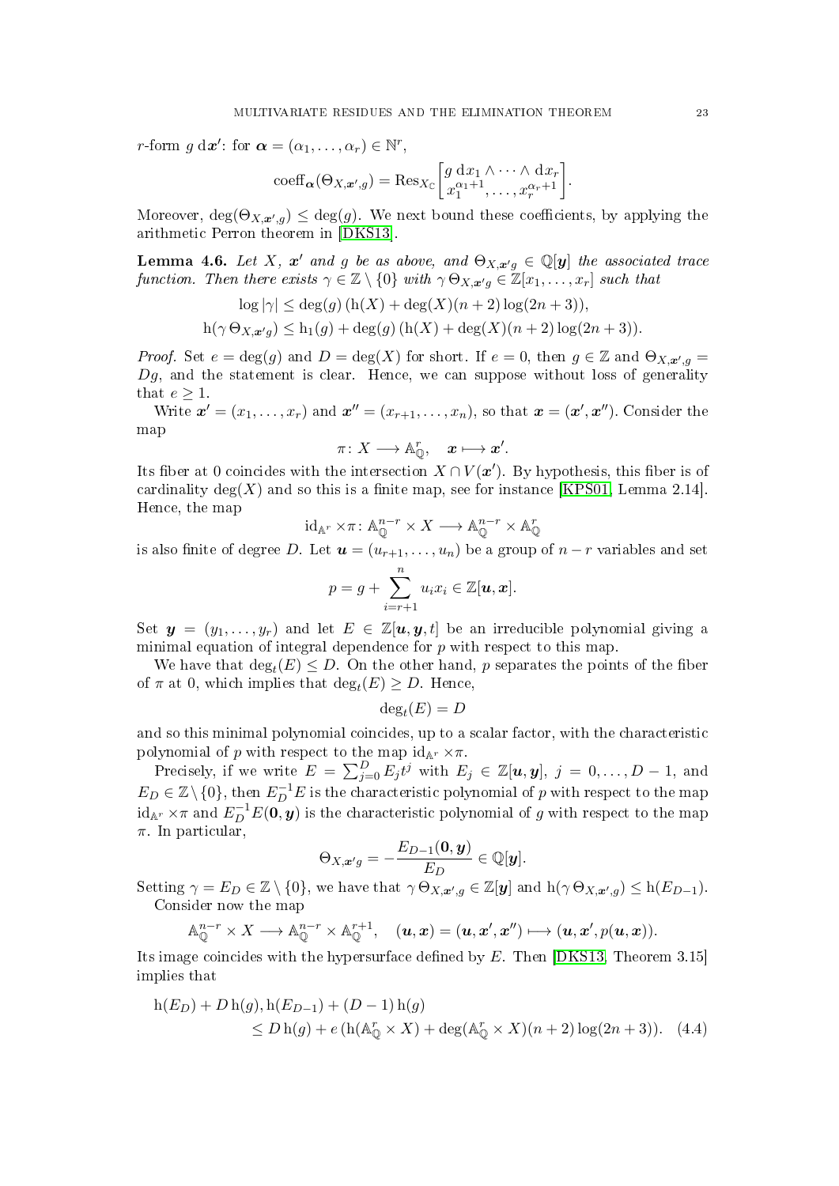$r$-form $g\, \mathrm{d}\boldsymbol{x}'$: for $\boldsymbol{\alpha} = (\alpha_1, \dots, \alpha_r) \in \mathbb{N}^r$,

$$\operatorname{coeff}_{\boldsymbol{\alpha}}(\Theta_{X,\boldsymbol{x}',g}) = \operatorname{Res}_{X_{\mathbb{C}}} \begin{bmatrix} g\, \mathrm{d}x_1 \wedge \cdots \wedge \mathrm{d}x_r \\ x_1^{\alpha_1+1}, \dots, x_r^{\alpha_r+1} \end{bmatrix}.$$

Moreover, $\deg(\Theta_{X,\boldsymbol{x}',g}) \le \deg(g)$. We next bound these coefficients, by applying the arithmetic Perron theorem in [DKS13].

**Lemma 4.6.** *Let $X$, $\boldsymbol{x}'$ and $g$ be as above, and $\Theta_{X,\boldsymbol{x}'g} \in \mathbb{Q}[\boldsymbol{y}]$ the associated trace function. Then there exists $\gamma \in \mathbb{Z} \setminus \{0\}$ with $\gamma\, \Theta_{X,\boldsymbol{x}'g} \in \mathbb{Z}[x_1, \dots, x_r]$ such that*

$$\log|\gamma| \le \deg(g)\,(\mathrm{h}(X) + \deg(X)(n+2)\log(2n+3)),$$
$$\mathrm{h}(\gamma\, \Theta_{X,\boldsymbol{x}'g}) \le \mathrm{h}_1(g) + \deg(g)\,(\mathrm{h}(X) + \deg(X)(n+2)\log(2n+3)).$$

*Proof.* Set $e = \deg(g)$ and $D = \deg(X)$ for short. If $e = 0$, then $g \in \mathbb{Z}$ and $\Theta_{X,\boldsymbol{x}',g} = Dg$, and the statement is clear. Hence, we can suppose without loss of generality that $e \ge 1$.

Write $\boldsymbol{x}' = (x_1, \dots, x_r)$ and $\boldsymbol{x}'' = (x_{r+1}, \dots, x_n)$, so that $\boldsymbol{x} = (\boldsymbol{x}', \boldsymbol{x}'')$. Consider the map

$$\pi \colon X \longrightarrow \mathbb{A}^r_{\mathbb{Q}}, \quad \boldsymbol{x} \longmapsto \boldsymbol{x}'.$$

Its fiber at 0 coincides with the intersection $X \cap V(\boldsymbol{x}')$. By hypothesis, this fiber is of cardinality $\deg(X)$ and so this is a finite map, see for instance [KPS01, Lemma 2.14]. Hence, the map

$$\mathrm{id}_{\mathbb{A}^r} \times \pi \colon \mathbb{A}^{n-r}_{\mathbb{Q}} \times X \longrightarrow \mathbb{A}^{n-r}_{\mathbb{Q}} \times \mathbb{A}^r_{\mathbb{Q}}$$

is also finite of degree $D$. Let $\boldsymbol{u} = (u_{r+1}, \dots, u_n)$ be a group of $n-r$ variables and set

$$p = g + \sum_{i=r+1}^{n} u_i x_i \in \mathbb{Z}[\boldsymbol{u}, \boldsymbol{x}].$$

Set $\boldsymbol{y} = (y_1, \dots, y_r)$ and let $E \in \mathbb{Z}[\boldsymbol{u}, \boldsymbol{y}, t]$ be an irreducible polynomial giving a minimal equation of integral dependence for $p$ with respect to this map.

We have that $\deg_t(E) \le D$. On the other hand, $p$ separates the points of the fiber of $\pi$ at 0, which implies that $\deg_t(E) \ge D$. Hence,

$$\deg_t(E) = D$$

and so this minimal polynomial coincides, up to a scalar factor, with the characteristic polynomial of $p$ with respect to the map $\mathrm{id}_{\mathbb{A}^r} \times \pi$.

Precisely, if we write $E = \sum_{j=0}^{D} E_j t^j$ with $E_j \in \mathbb{Z}[\boldsymbol{u}, \boldsymbol{y}]$, $j = 0, \dots, D-1$, and $E_D \in \mathbb{Z} \setminus \{0\}$, then $E_D^{-1} E$ is the characteristic polynomial of $p$ with respect to the map $\mathrm{id}_{\mathbb{A}^r} \times \pi$ and $E_D^{-1} E(\boldsymbol{0}, \boldsymbol{y})$ is the characteristic polynomial of $g$ with respect to the map $\pi$. In particular,

$$\Theta_{X,\boldsymbol{x}'g} = -\frac{E_{D-1}(\boldsymbol{0}, \boldsymbol{y})}{E_D} \in \mathbb{Q}[\boldsymbol{y}].$$

Setting $\gamma = E_D \in \mathbb{Z} \setminus \{0\}$, we have that $\gamma\, \Theta_{X,\boldsymbol{x}',g} \in \mathbb{Z}[\boldsymbol{y}]$ and $\mathrm{h}(\gamma\, \Theta_{X,\boldsymbol{x}',g}) \le \mathrm{h}(E_{D-1})$.

Consider now the map

$$\mathbb{A}^{n-r}_{\mathbb{Q}} \times X \longrightarrow \mathbb{A}^{n-r}_{\mathbb{Q}} \times \mathbb{A}^{r+1}_{\mathbb{Q}}, \quad (\boldsymbol{u}, \boldsymbol{x}) = (\boldsymbol{u}, \boldsymbol{x}', \boldsymbol{x}'') \longmapsto (\boldsymbol{u}, \boldsymbol{x}', p(\boldsymbol{u}, \boldsymbol{x})).$$

Its image coincides with the hypersurface defined by $E$. Then [DKS13, Theorem 3.15] implies that

$$\begin{aligned} \mathrm{h}(E_D) + D\,\mathrm{h}(g), \mathrm{h}(E_{D-1}) + (D-1)\,\mathrm{h}(g) \\ \le D\,\mathrm{h}(g) + e\,(\mathrm{h}(\mathbb{A}^r_{\mathbb{Q}} \times X) + \deg(\mathbb{A}^r_{\mathbb{Q}} \times X)(n+2)\log(2n+3)). \quad (4.4) \end{aligned}$$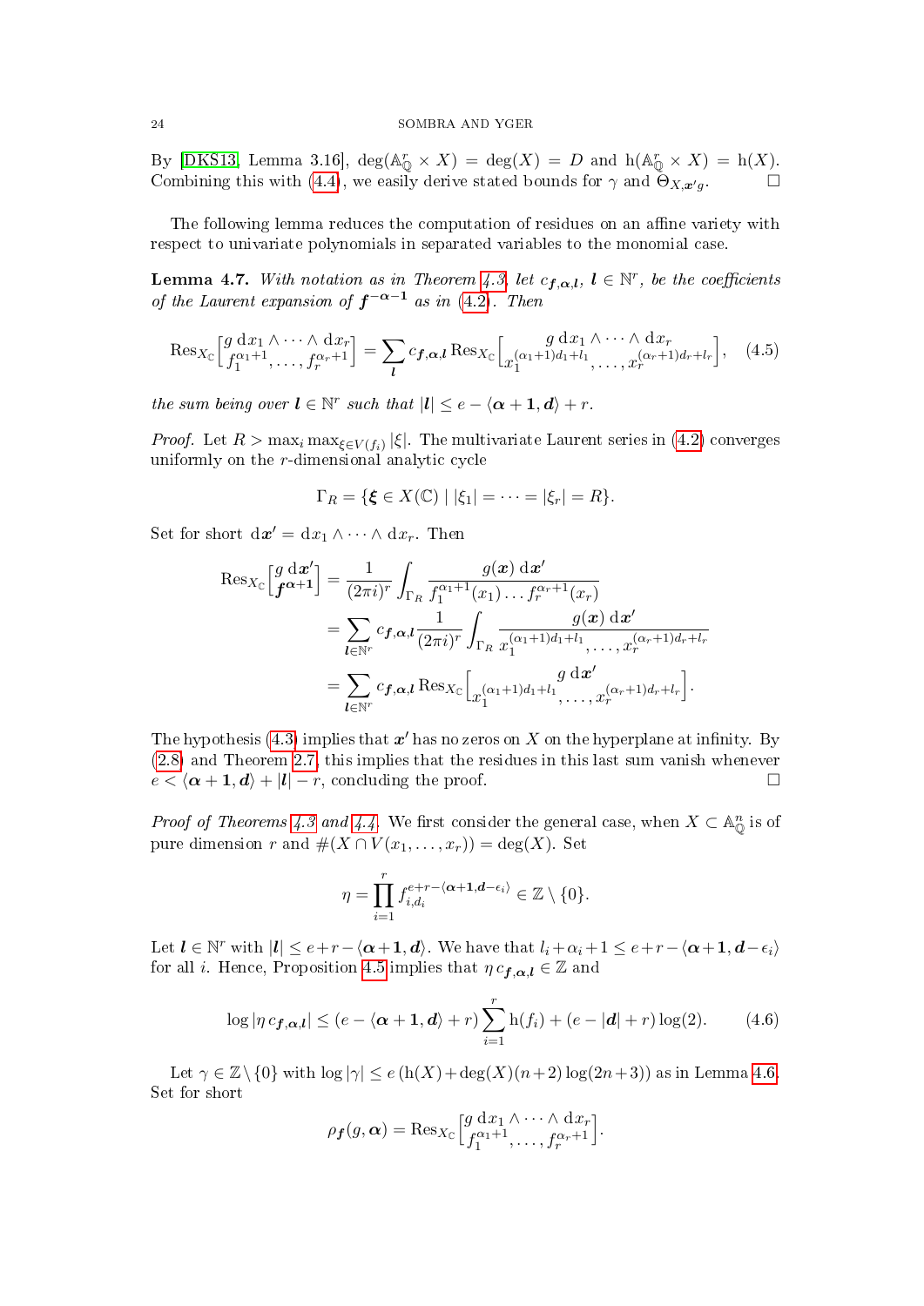By [DKS13, Lemma 3.16], $\deg(\mathbb{A}^r_{\mathbb{Q}} \times X) = \deg(X) = D$ and $\mathrm{h}(\mathbb{A}^r_{\mathbb{Q}} \times X) = \mathrm{h}(X)$. Combining this with (4.4), we easily derive stated bounds for $\gamma$ and $\Theta_{X,\boldsymbol{x}'g}$. □

The following lemma reduces the computation of residues on an affine variety with respect to univariate polynomials in separated variables to the monomial case.

**Lemma 4.7.** *With notation as in Theorem 4.3, let $c_{\boldsymbol{f},\boldsymbol{\alpha},\boldsymbol{l}}$, $\boldsymbol{l} \in \mathbb{N}^r$, be the coefficients of the Laurent expansion of $\boldsymbol{f}^{-\boldsymbol{\alpha}-\mathbf{1}}$ as in (4.2). Then*

$$\mathrm{Res}_{X_{\mathbb{C}}}\Big[\begin{matrix} g\,\mathrm{d}x_1 \wedge \cdots \wedge \mathrm{d}x_r \\ f_1^{\alpha_1+1}, \dots, f_r^{\alpha_r+1}\end{matrix}\Big] = \sum_{\boldsymbol{l}} c_{\boldsymbol{f},\boldsymbol{\alpha},\boldsymbol{l}}\, \mathrm{Res}_{X_{\mathbb{C}}}\Big[\begin{matrix} g\,\mathrm{d}x_1 \wedge \cdots \wedge \mathrm{d}x_r \\ x_1^{(\alpha_1+1)d_1+l_1}, \dots, x_r^{(\alpha_r+1)d_r+l_r}\end{matrix}\Big], \quad (4.5)$$

*the sum being over $\boldsymbol{l} \in \mathbb{N}^r$ such that $|\boldsymbol{l}| \le e - \langle \boldsymbol{\alpha}+\mathbf{1}, \boldsymbol{d}\rangle + r$.*

*Proof.* Let $R > \max_i \max_{\xi \in V(f_i)} |\xi|$. The multivariate Laurent series in (4.2) converges uniformly on the $r$-dimensional analytic cycle

$$\Gamma_R = \{\boldsymbol{\xi} \in X(\mathbb{C}) \mid |\xi_1| = \cdots = |\xi_r| = R\}.$$

Set for short $\mathrm{d}\boldsymbol{x}' = \mathrm{d}x_1 \wedge \cdots \wedge \mathrm{d}x_r$. Then

$$\begin{aligned}
\mathrm{Res}_{X_{\mathbb{C}}}\Big[\begin{matrix} g\,\mathrm{d}\boldsymbol{x}' \\ \boldsymbol{f}^{\boldsymbol{\alpha}+\mathbf{1}}\end{matrix}\Big] &= \frac{1}{(2\pi i)^r}\int_{\Gamma_R} \frac{g(\boldsymbol{x})\,\mathrm{d}\boldsymbol{x}'}{f_1^{\alpha_1+1}(x_1)\dots f_r^{\alpha_r+1}(x_r)} \\
&= \sum_{\boldsymbol{l}\in\mathbb{N}^r} c_{\boldsymbol{f},\boldsymbol{\alpha},\boldsymbol{l}} \frac{1}{(2\pi i)^r}\int_{\Gamma_R} \frac{g(\boldsymbol{x})\,\mathrm{d}\boldsymbol{x}'}{x_1^{(\alpha_1+1)d_1+l_1}, \dots, x_r^{(\alpha_r+1)d_r+l_r}} \\
&= \sum_{\boldsymbol{l}\in\mathbb{N}^r} c_{\boldsymbol{f},\boldsymbol{\alpha},\boldsymbol{l}}\, \mathrm{Res}_{X_{\mathbb{C}}}\Big[\begin{matrix} g\,\mathrm{d}\boldsymbol{x}' \\ x_1^{(\alpha_1+1)d_1+l_1}, \dots, x_r^{(\alpha_r+1)d_r+l_r}\end{matrix}\Big].
\end{aligned}$$

The hypothesis (4.3) implies that $\boldsymbol{x}'$ has no zeros on $X$ on the hyperplane at infinity. By (2.8) and Theorem 2.7, this implies that the residues in this last sum vanish whenever $e < \langle \boldsymbol{\alpha}+\mathbf{1}, \boldsymbol{d}\rangle + |\boldsymbol{l}| - r$, concluding the proof. □

*Proof of Theorems 4.3 and 4.4.* We first consider the general case, when $X \subset \mathbb{A}^n_{\mathbb{Q}}$ is of pure dimension $r$ and $\#(X \cap V(x_1, \dots, x_r)) = \deg(X)$. Set

$$\eta = \prod_{i=1}^{r} f_{i,d_i}^{e+r-\langle \boldsymbol{\alpha}+\mathbf{1}, \boldsymbol{d}-\epsilon_i\rangle} \in \mathbb{Z} \setminus \{0\}.$$

Let $\boldsymbol{l} \in \mathbb{N}^r$ with $|\boldsymbol{l}| \le e + r - \langle \boldsymbol{\alpha}+\mathbf{1}, \boldsymbol{d}\rangle$. We have that $l_i + \alpha_i + 1 \le e + r - \langle \boldsymbol{\alpha}+\mathbf{1}, \boldsymbol{d}-\epsilon_i\rangle$ for all $i$. Hence, Proposition 4.5 implies that $\eta\, c_{\boldsymbol{f},\boldsymbol{\alpha},\boldsymbol{l}} \in \mathbb{Z}$ and

$$\log|\eta\, c_{\boldsymbol{f},\boldsymbol{\alpha},\boldsymbol{l}}| \le (e - \langle \boldsymbol{\alpha}+\mathbf{1}, \boldsymbol{d}\rangle + r)\sum_{i=1}^{r} \mathrm{h}(f_i) + (e - |\boldsymbol{d}| + r)\log(2). \quad (4.6)$$

Let $\gamma \in \mathbb{Z}\setminus\{0\}$ with $\log|\gamma| \le e\,(\mathrm{h}(X) + \deg(X)(n+2)\log(2n+3))$ as in Lemma 4.6. Set for short

$$\rho_{\boldsymbol{f}}(g, \boldsymbol{\alpha}) = \mathrm{Res}_{X_{\mathbb{C}}}\Big[\begin{matrix} g\,\mathrm{d}x_1 \wedge \cdots \wedge \mathrm{d}x_r \\ f_1^{\alpha_1+1}, \dots, f_r^{\alpha_r+1}\end{matrix}\Big].$$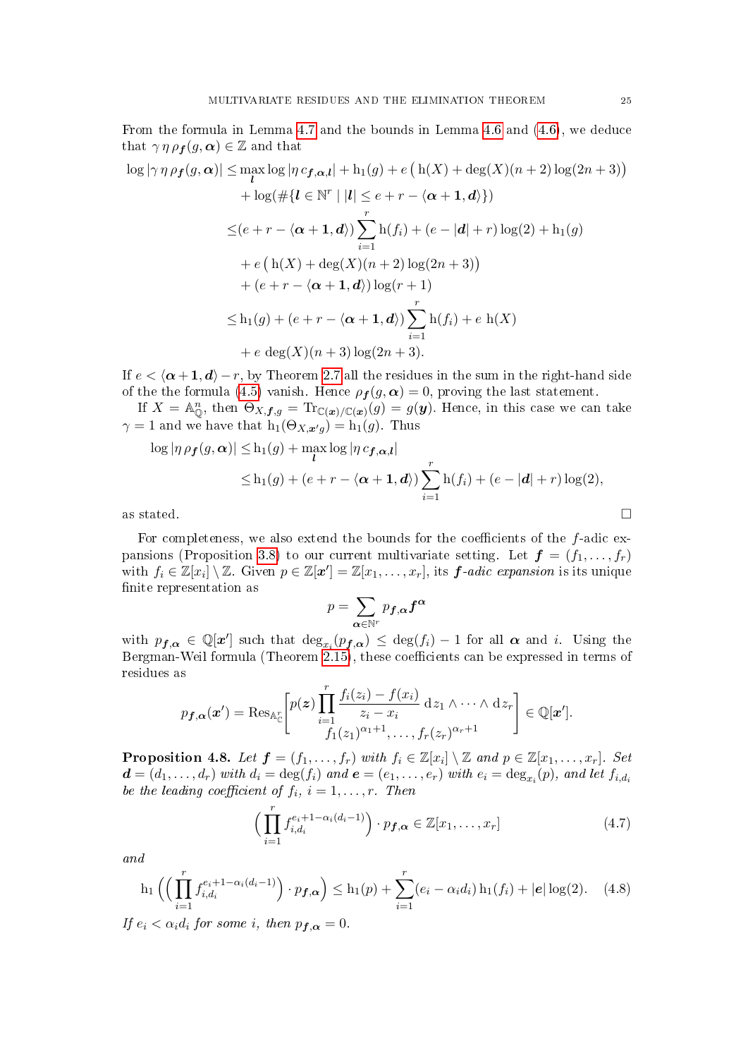From the formula in Lemma 4.7 and the bounds in Lemma 4.6 and (4.6), we deduce that $\gamma\,\eta\,\rho_{\boldsymbol{f}}(g,\boldsymbol{\alpha})\in\mathbb{Z}$ and that

$$
\begin{aligned}
\log|\gamma\,\eta\,\rho_{\boldsymbol{f}}(g,\boldsymbol{\alpha})| \leq{}& \max_{\boldsymbol{l}}\log|\eta\, c_{\boldsymbol{f},\boldsymbol{\alpha},\boldsymbol{l}}| + \mathrm{h}_1(g) + e\left(\mathrm{h}(X)+\deg(X)(n+2)\log(2n+3)\right)\\
&+\log(\#\{\boldsymbol{l}\in\mathbb{N}^r \mid |\boldsymbol{l}|\leq e+r-\langle\boldsymbol{\alpha}+\mathbf{1},\boldsymbol{d}\rangle\})\\
\leq{}&(e+r-\langle\boldsymbol{\alpha}+\mathbf{1},\boldsymbol{d}\rangle)\sum_{i=1}^r\mathrm{h}(f_i)+(e-|\boldsymbol{d}|+r)\log(2)+\mathrm{h}_1(g)\\
&+e\left(\mathrm{h}(X)+\deg(X)(n+2)\log(2n+3)\right)\\
&+(e+r-\langle\boldsymbol{\alpha}+\mathbf{1},\boldsymbol{d}\rangle)\log(r+1)\\
\leq{}&\mathrm{h}_1(g)+(e+r-\langle\boldsymbol{\alpha}+\mathbf{1},\boldsymbol{d}\rangle)\sum_{i=1}^r\mathrm{h}(f_i)+e\,\mathrm{h}(X)\\
&+e\,\deg(X)(n+3)\log(2n+3).
\end{aligned}
$$

If $e<\langle\boldsymbol{\alpha}+\mathbf{1},\boldsymbol{d}\rangle-r$, by Theorem 2.7 all the residues in the sum in the right-hand side of the the formula (4.5) vanish. Hence $\rho_{\boldsymbol{f}}(g,\boldsymbol{\alpha})=0$, proving the last statement.

If $X=\mathbb{A}^n_{\mathbb{Q}}$, then $\Theta_{X,\boldsymbol{f},g}=\mathrm{Tr}_{\mathbb{C}(\boldsymbol{x})/\mathbb{C}(\boldsymbol{x})}(g)=g(\boldsymbol{y})$. Hence, in this case we can take $\gamma=1$ and we have that $\mathrm{h}_1(\Theta_{X,\boldsymbol{x}'g})=\mathrm{h}_1(g)$. Thus

$$
\begin{aligned}
\log|\eta\,\rho_{\boldsymbol{f}}(g,\boldsymbol{\alpha})| \leq{}& \mathrm{h}_1(g)+\max_{\boldsymbol{l}}\log|\eta\, c_{\boldsymbol{f},\boldsymbol{\alpha},\boldsymbol{l}}|\\
\leq{}&\mathrm{h}_1(g)+(e+r-\langle\boldsymbol{\alpha}+\mathbf{1},\boldsymbol{d}\rangle)\sum_{i=1}^r\mathrm{h}(f_i)+(e-|\boldsymbol{d}|+r)\log(2),
\end{aligned}
$$

as stated. $\square$

For completeness, we also extend the bounds for the coefficients of the $f$-adic expansions (Proposition 3.8) to our current multivariate setting. Let $\boldsymbol{f}=(f_1,\dots,f_r)$ with $f_i\in\mathbb{Z}[x_i]\setminus\mathbb{Z}$. Given $p\in\mathbb{Z}[\boldsymbol{x}']=\mathbb{Z}[x_1,\dots,x_r]$, its *$\boldsymbol{f}$-adic expansion* is its unique finite representation as

$$
p=\sum_{\boldsymbol{\alpha}\in\mathbb{N}^r}p_{\boldsymbol{f},\boldsymbol{\alpha}}\boldsymbol{f}^{\boldsymbol{\alpha}}
$$

with $p_{\boldsymbol{f},\boldsymbol{\alpha}}\in\mathbb{Q}[\boldsymbol{x}']$ such that $\deg_{x_i}(p_{\boldsymbol{f},\boldsymbol{\alpha}})\leq\deg(f_i)-1$ for all $\boldsymbol{\alpha}$ and $i$. Using the Bergman-Weil formula (Theorem 2.15), these coefficients can be expressed in terms of residues as

$$
p_{\boldsymbol{f},\boldsymbol{\alpha}}(\boldsymbol{x}')=\mathrm{Res}_{\mathbb{A}^r_{\mathbb{C}}}\left[\begin{matrix}p(\boldsymbol{z})\displaystyle\prod_{i=1}^r\frac{f_i(z_i)-f(x_i)}{z_i-x_i}\,\mathrm{d}z_1\wedge\dots\wedge\mathrm{d}z_r\\ f_1(z_1)^{\alpha_1+1},\dots,f_r(z_r)^{\alpha_r+1}\end{matrix}\right]\in\mathbb{Q}[\boldsymbol{x}'].
$$

**Proposition 4.8.** *Let $\boldsymbol{f}=(f_1,\dots,f_r)$ with $f_i\in\mathbb{Z}[x_i]\setminus\mathbb{Z}$ and $p\in\mathbb{Z}[x_1,\dots,x_r]$. Set $\boldsymbol{d}=(d_1,\dots,d_r)$ with $d_i=\deg(f_i)$ and $\boldsymbol{e}=(e_1,\dots,e_r)$ with $e_i=\deg_{x_i}(p)$, and let $f_{i,d_i}$ be the leading coefficient of $f_i$, $i=1,\dots,r$. Then*

$$
\Big(\prod_{i=1}^r f_{i,d_i}^{e_i+1-\alpha_i(d_i-1)}\Big)\cdot p_{\boldsymbol{f},\boldsymbol{\alpha}}\in\mathbb{Z}[x_1,\dots,x_r] \tag{4.7}
$$

*and*

$$
\mathrm{h}_1\Big(\Big(\prod_{i=1}^r f_{i,d_i}^{e_i+1-\alpha_i(d_i-1)}\Big)\cdot p_{\boldsymbol{f},\boldsymbol{\alpha}}\Big)\leq\mathrm{h}_1(p)+\sum_{i=1}^r(e_i-\alpha_i d_i)\,\mathrm{h}_1(f_i)+|\boldsymbol{e}|\log(2). \tag{4.8}
$$

*If $e_i<\alpha_i d_i$ for some $i$, then $p_{\boldsymbol{f},\boldsymbol{\alpha}}=0$.*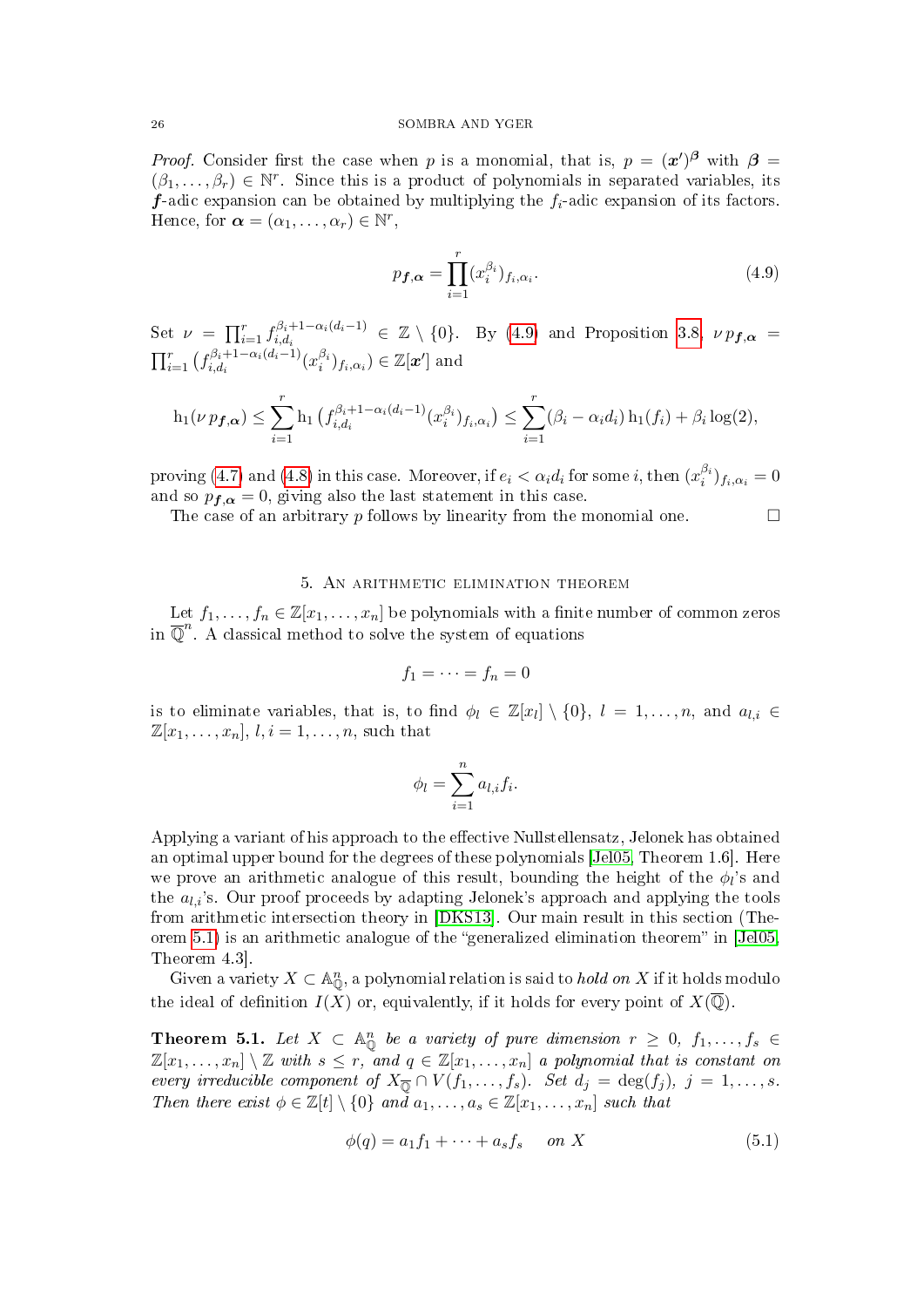*Proof.* Consider first the case when $p$ is a monomial, that is, $p = (\boldsymbol{x}')^{\boldsymbol{\beta}}$ with $\boldsymbol{\beta} = (\beta_1, \dots, \beta_r) \in \mathbb{N}^r$. Since this is a product of polynomials in separated variables, its $\boldsymbol{f}$-adic expansion can be obtained by multiplying the $f_i$-adic expansion of its factors. Hence, for $\boldsymbol{\alpha} = (\alpha_1, \dots, \alpha_r) \in \mathbb{N}^r$,

$$p_{\boldsymbol{f},\boldsymbol{\alpha}} = \prod_{i=1}^{r} (x_i^{\beta_i})_{f_i,\alpha_i}. \tag{4.9}$$

Set $\nu = \prod_{i=1}^{r} f_{i,d_i}^{\beta_i+1-\alpha_i(d_i-1)} \in \mathbb{Z} \setminus \{0\}$. By (4.9) and Proposition 3.8, $\nu\, p_{\boldsymbol{f},\boldsymbol{\alpha}} = \prod_{i=1}^{r} \big(f_{i,d_i}^{\beta_i+1-\alpha_i(d_i-1)} (x_i^{\beta_i})_{f_i,\alpha_i}\big) \in \mathbb{Z}[\boldsymbol{x}']$ and

$$\mathrm{h}_1(\nu\, p_{\boldsymbol{f},\boldsymbol{\alpha}}) \leq \sum_{i=1}^{r} \mathrm{h}_1\big(f_{i,d_i}^{\beta_i+1-\alpha_i(d_i-1)} (x_i^{\beta_i})_{f_i,\alpha_i}\big) \leq \sum_{i=1}^{r} (\beta_i - \alpha_i d_i)\, \mathrm{h}_1(f_i) + \beta_i \log(2),$$

proving (4.7) and (4.8) in this case. Moreover, if $e_i < \alpha_i d_i$ for some $i$, then $(x_i^{\beta_i})_{f_i,\alpha_i} = 0$ and so $p_{\boldsymbol{f},\boldsymbol{\alpha}} = 0$, giving also the last statement in this case.

The case of an arbitrary $p$ follows by linearity from the monomial one. □

## 5. An arithmetic elimination theorem

Let $f_1, \dots, f_n \in \mathbb{Z}[x_1, \dots, x_n]$ be polynomials with a finite number of common zeros in $\overline{\mathbb{Q}}^n$. A classical method to solve the system of equations

$$f_1 = \cdots = f_n = 0$$

is to eliminate variables, that is, to find $\phi_l \in \mathbb{Z}[x_l] \setminus \{0\}$, $l = 1, \dots, n$, and $a_{l,i} \in \mathbb{Z}[x_1, \dots, x_n]$, $l, i = 1, \dots, n$, such that

$$\phi_l = \sum_{i=1}^{n} a_{l,i} f_i.$$

Applying a variant of his approach to the effective Nullstellensatz, Jelonek has obtained an optimal upper bound for the degrees of these polynomials [Jel05, Theorem 1.6]. Here we prove an arithmetic analogue of this result, bounding the height of the $\phi_l$'s and the $a_{l,i}$'s. Our proof proceeds by adapting Jelonek's approach and applying the tools from arithmetic intersection theory in [DKS13]. Our main result in this section (Theorem 5.1) is an arithmetic analogue of the "generalized elimination theorem" in [Jel05, Theorem 4.3].

Given a variety $X \subset \mathbb{A}^n_{\mathbb{Q}}$, a polynomial relation is said to *hold on* $X$ if it holds modulo the ideal of definition $I(X)$ or, equivalently, if it holds for every point of $X(\overline{\mathbb{Q}})$.

**Theorem 5.1.** *Let $X \subset \mathbb{A}^n_{\mathbb{Q}}$ be a variety of pure dimension $r \geq 0$, $f_1, \dots, f_s \in \mathbb{Z}[x_1, \dots, x_n] \setminus \mathbb{Z}$ with $s \leq r$, and $q \in \mathbb{Z}[x_1, \dots, x_n]$ a polynomial that is constant on every irreducible component of $X_{\overline{\mathbb{Q}}} \cap V(f_1, \dots, f_s)$. Set $d_j = \deg(f_j)$, $j = 1, \dots, s$. Then there exist $\phi \in \mathbb{Z}[t] \setminus \{0\}$ and $a_1, \dots, a_s \in \mathbb{Z}[x_1, \dots, x_n]$ such that*

$$\phi(q) = a_1 f_1 + \cdots + a_s f_s \quad \text{on } X \tag{5.1}$$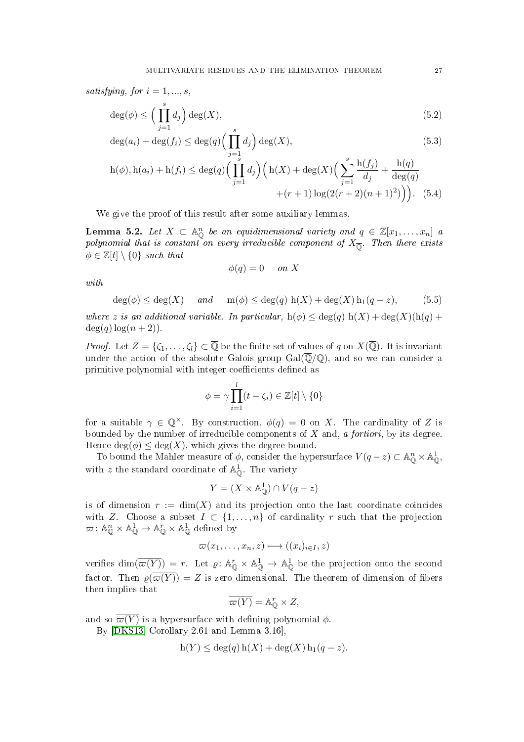*satisfying, for $i = 1, ..., s$,*

$$\deg(\phi) \le \Big(\prod_{j=1}^{s} d_j\Big) \deg(X), \tag{5.2}$$

$$\deg(a_i) + \deg(f_i) \le \deg(q)\Big(\prod_{j=1}^{s} d_j\Big) \deg(X), \tag{5.3}$$

$$\mathrm{h}(\phi), \mathrm{h}(a_i) + \mathrm{h}(f_i) \le \deg(q)\Big(\prod_{j=1}^{s} d_j\Big)\Big(\mathrm{h}(X) + \deg(X)\Big(\sum_{j=1}^{s} \frac{\mathrm{h}(f_j)}{d_j} + \frac{\mathrm{h}(q)}{\deg(q)} + (r+1)\log(2(r+2)(n+1)^2)\Big)\Big). \tag{5.4}$$

We give the proof of this result after some auxiliary lemmas.

**Lemma 5.2.** *Let $X \subset \mathbb{A}^n_{\mathbb{Q}}$ be an equidimensional variety and $q \in \mathbb{Z}[x_1, \dots, x_n]$ a polynomial that is constant on every irreducible component of $X_{\overline{\mathbb{Q}}}$. Then there exists $\phi \in \mathbb{Z}[t] \setminus \{0\}$ such that*

$$\phi(q) = 0 \quad \text{ on } X$$

*with*

$$\deg(\phi) \le \deg(X) \quad \text{ and } \quad \mathrm{m}(\phi) \le \deg(q)\ \mathrm{h}(X) + \deg(X)\,\mathrm{h}_1(q - z), \tag{5.5}$$

*where $z$ is an additional variable. In particular, $\mathrm{h}(\phi) \le \deg(q)\ \mathrm{h}(X) + \deg(X)(\mathrm{h}(q) + \deg(q)\log(n+2))$.*

*Proof.* Let $Z = \{\zeta_1, \dots, \zeta_l\} \subset \overline{\mathbb{Q}}$ be the finite set of values of $q$ on $X(\overline{\mathbb{Q}})$. It is invariant under the action of the absolute Galois group $\mathrm{Gal}(\overline{\mathbb{Q}}/\mathbb{Q})$, and so we can consider a primitive polynomial with integer coefficients defined as

$$\phi = \gamma \prod_{i=1}^{l} (t - \zeta_i) \in \mathbb{Z}[t] \setminus \{0\}$$

for a suitable $\gamma \in \mathbb{Q}^{\times}$. By construction, $\phi(q) = 0$ on $X$. The cardinality of $Z$ is bounded by the number of irreducible components of $X$ and, *a fortiori*, by its degree. Hence $\deg(\phi) \le \deg(X)$, which gives the degree bound.

To bound the Mahler measure of $\phi$, consider the hypersurface $V(q - z) \subset \mathbb{A}^n_{\mathbb{Q}} \times \mathbb{A}^1_{\mathbb{Q}}$, with $z$ the standard coordinate of $\mathbb{A}^1_{\mathbb{Q}}$. The variety

$$Y = (X \times \mathbb{A}^1_{\mathbb{Q}}) \cap V(q - z)$$

is of dimension $r := \dim(X)$ and its projection onto the last coordinate coincides with $Z$. Choose a subset $I \subset \{1, \dots, n\}$ of cardinality $r$ such that the projection $\varpi \colon \mathbb{A}^n_{\mathbb{Q}} \times \mathbb{A}^1_{\mathbb{Q}} \to \mathbb{A}^r_{\mathbb{Q}} \times \mathbb{A}^1_{\mathbb{Q}}$ defined by

$$\varpi(x_1, \dots, x_n, z) \longmapsto ((x_i)_{i \in I}, z)$$

verifies $\dim(\overline{\varpi(Y)}) = r$. Let $\varrho \colon \mathbb{A}^r_{\mathbb{Q}} \times \mathbb{A}^1_{\mathbb{Q}} \to \mathbb{A}^1_{\mathbb{Q}}$ be the projection onto the second factor. Then $\varrho(\overline{\varpi(Y)}) = Z$ is zero dimensional. The theorem of dimension of fibers then implies that

$$\overline{\varpi(Y)} = \mathbb{A}^r_{\mathbb{Q}} \times Z,$$

and so $\overline{\varpi(Y)}$ is a hypersurface with defining polynomial $\phi$.

By [DKS13, Corollary 2.61 and Lemma 3.16],

$$\mathrm{h}(Y) \le \deg(q)\,\mathrm{h}(X) + \deg(X)\,\mathrm{h}_1(q - z).$$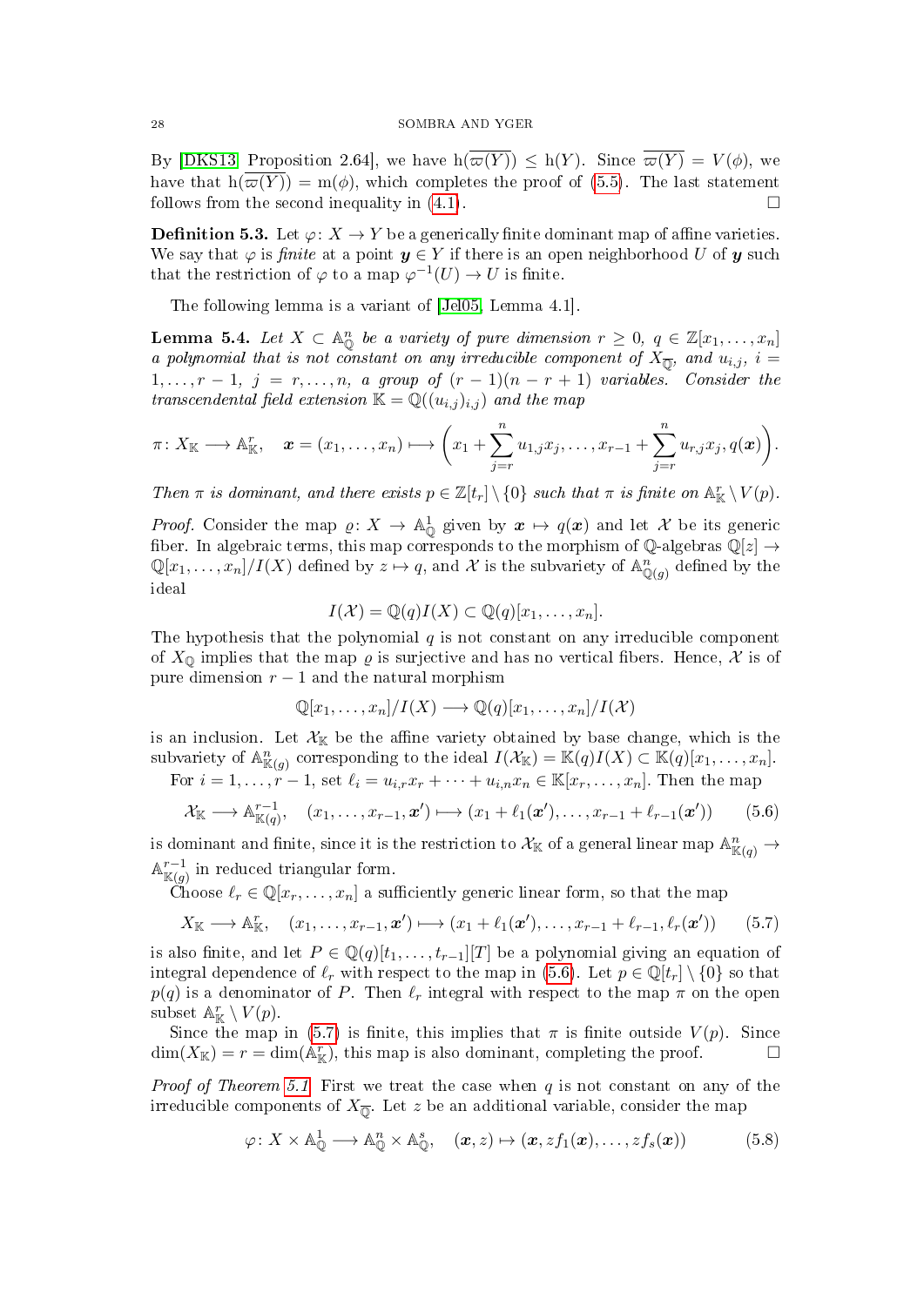By [DKS13, Proposition 2.64], we have $\mathrm{h}(\overline{\varpi(Y)}) \leq \mathrm{h}(Y)$. Since $\overline{\varpi(Y)} = V(\phi)$, we have that $\mathrm{h}(\overline{\varpi(Y)}) = \mathrm{m}(\phi)$, which completes the proof of (5.5). The last statement follows from the second inequality in (4.1). □

**Definition 5.3.** Let $\varphi\colon X \to Y$ be a generically finite dominant map of affine varieties. We say that $\varphi$ is *finite* at a point $\boldsymbol{y} \in Y$ if there is an open neighborhood $U$ of $\boldsymbol{y}$ such that the restriction of $\varphi$ to a map $\varphi^{-1}(U) \to U$ is finite.

The following lemma is a variant of [Jel05, Lemma 4.1].

**Lemma 5.4.** *Let $X \subset \mathbb{A}^n_{\mathbb{Q}}$ be a variety of pure dimension $r \geq 0$, $q \in \mathbb{Z}[x_1, \dots, x_n]$ a polynomial that is not constant on any irreducible component of $X_{\overline{\mathbb{Q}}}$, and $u_{i,j}$, $i = 1, \dots, r-1$, $j = r, \dots, n$, a group of $(r-1)(n-r+1)$ variables. Consider the transcendental field extension $\mathbb{K} = \mathbb{Q}((u_{i,j})_{i,j})$ and the map*

$$\pi\colon X_{\mathbb{K}} \longrightarrow \mathbb{A}^r_{\mathbb{K}}, \quad \boldsymbol{x} = (x_1, \dots, x_n) \longmapsto \Big(x_1 + \sum_{j=r}^n u_{1,j}x_j, \dots, x_{r-1} + \sum_{j=r}^n u_{r,j}x_j, q(\boldsymbol{x})\Big).$$

*Then $\pi$ is dominant, and there exists $p \in \mathbb{Z}[t_r] \setminus \{0\}$ such that $\pi$ is finite on $\mathbb{A}^r_{\mathbb{K}} \setminus V(p)$.*

*Proof.* Consider the map $\varrho\colon X \to \mathbb{A}^1_{\mathbb{Q}}$ given by $\boldsymbol{x} \mapsto q(\boldsymbol{x})$ and let $\mathcal{X}$ be its generic fiber. In algebraic terms, this map corresponds to the morphism of $\mathbb{Q}$-algebras $\mathbb{Q}[z] \to \mathbb{Q}[x_1, \dots, x_n]/I(X)$ defined by $z \mapsto q$, and $\mathcal{X}$ is the subvariety of $\mathbb{A}^n_{\mathbb{Q}(g)}$ defined by the ideal

$$I(\mathcal{X}) = \mathbb{Q}(q)I(X) \subset \mathbb{Q}(q)[x_1, \dots, x_n].$$

The hypothesis that the polynomial $q$ is not constant on any irreducible component of $X_{\mathbb{Q}}$ implies that the map $\varrho$ is surjective and has no vertical fibers. Hence, $\mathcal{X}$ is of pure dimension $r-1$ and the natural morphism

$$\mathbb{Q}[x_1, \dots, x_n]/I(X) \longrightarrow \mathbb{Q}(q)[x_1, \dots, x_n]/I(\mathcal{X})$$

is an inclusion. Let $\mathcal{X}_{\mathbb{K}}$ be the affine variety obtained by base change, which is the subvariety of $\mathbb{A}^n_{\mathbb{K}(g)}$ corresponding to the ideal $I(\mathcal{X}_{\mathbb{K}}) = \mathbb{K}(q)I(X) \subset \mathbb{K}(q)[x_1, \dots, x_n]$.

For $i = 1, \dots, r-1$, set $\ell_i = u_{i,r}x_r + \dots + u_{i,n}x_n \in \mathbb{K}[x_r, \dots, x_n]$. Then the map

$$\mathcal{X}_{\mathbb{K}} \longrightarrow \mathbb{A}^{r-1}_{\mathbb{K}(q)}, \quad (x_1, \dots, x_{r-1}, \boldsymbol{x}') \longmapsto (x_1 + \ell_1(\boldsymbol{x}'), \dots, x_{r-1} + \ell_{r-1}(\boldsymbol{x}')) \tag{5.6}$$

is dominant and finite, since it is the restriction to $\mathcal{X}_{\mathbb{K}}$ of a general linear map $\mathbb{A}^n_{\mathbb{K}(q)} \to \mathbb{A}^{r-1}_{\mathbb{K}(g)}$ in reduced triangular form.

Choose $\ell_r \in \mathbb{Q}[x_r, \dots, x_n]$ a sufficiently generic linear form, so that the map

$$X_{\mathbb{K}} \longrightarrow \mathbb{A}^r_{\mathbb{K}}, \quad (x_1, \dots, x_{r-1}, \boldsymbol{x}') \longmapsto (x_1 + \ell_1(\boldsymbol{x}'), \dots, x_{r-1} + \ell_{r-1}, \ell_r(\boldsymbol{x}')) \tag{5.7}$$

is also finite, and let $P \in \mathbb{Q}(q)[t_1, \dots, t_{r-1}][T]$ be a polynomial giving an equation of integral dependence of $\ell_r$ with respect to the map in (5.6). Let $p \in \mathbb{Q}[t_r] \setminus \{0\}$ so that $p(q)$ is a denominator of $P$. Then $\ell_r$ integral with respect to the map $\pi$ on the open subset $\mathbb{A}^r_{\mathbb{K}} \setminus V(p)$.

Since the map in (5.7) is finite, this implies that $\pi$ is finite outside $V(p)$. Since $\dim(X_{\mathbb{K}}) = r = \dim(\mathbb{A}^r_{\mathbb{K}})$, this map is also dominant, completing the proof. □

*Proof of Theorem 5.1.* First we treat the case when $q$ is not constant on any of the irreducible components of $X_{\overline{\mathbb{Q}}}$. Let $z$ be an additional variable, consider the map

$$\varphi\colon X \times \mathbb{A}^1_{\mathbb{Q}} \longrightarrow \mathbb{A}^n_{\mathbb{Q}} \times \mathbb{A}^s_{\mathbb{Q}}, \quad (\boldsymbol{x}, z) \mapsto (\boldsymbol{x}, zf_1(\boldsymbol{x}), \dots, zf_s(\boldsymbol{x})) \tag{5.8}$$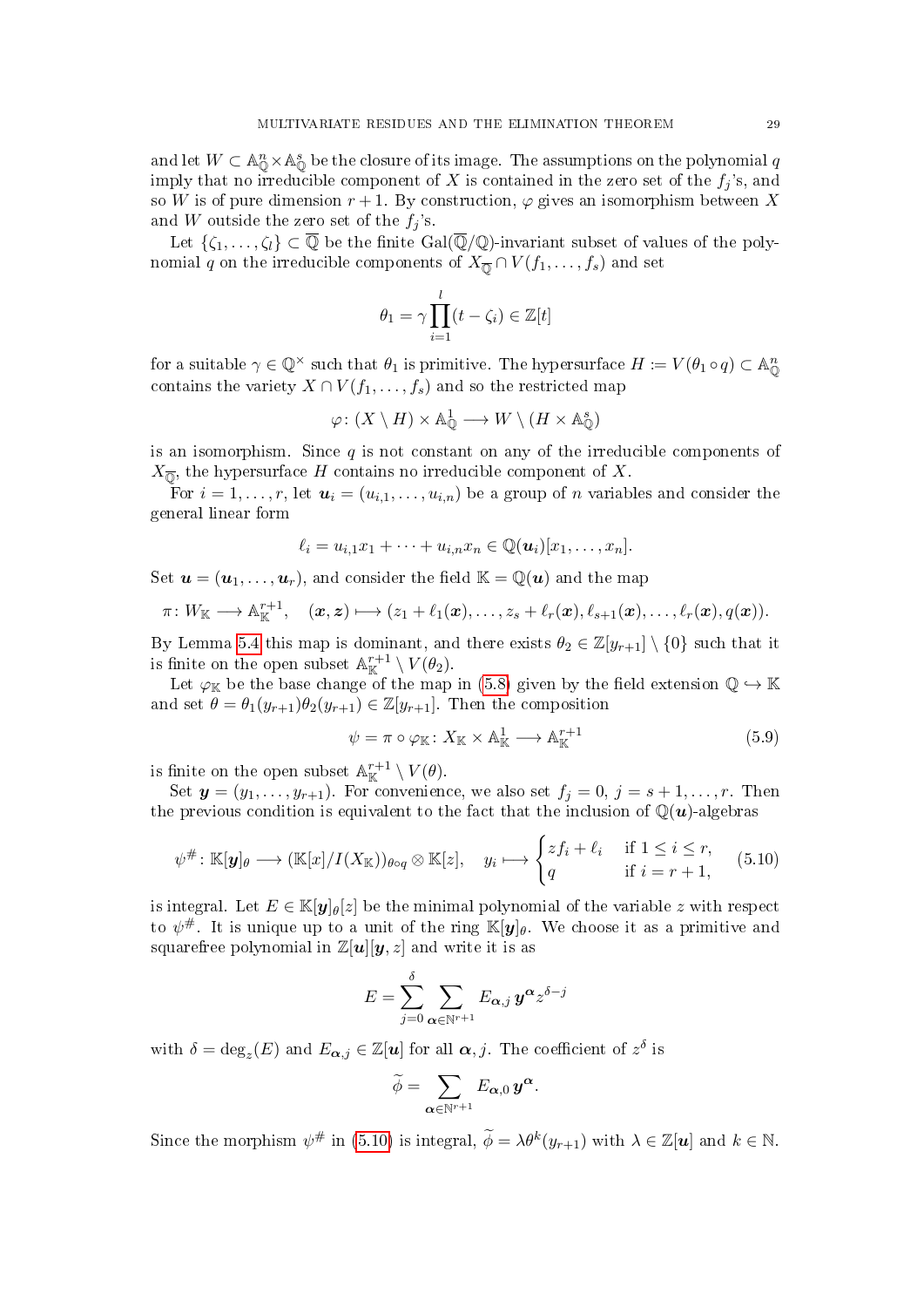and let $W \subset \mathbb{A}^n_{\mathbb{Q}} \times \mathbb{A}^s_{\mathbb{Q}}$ be the closure of its image. The assumptions on the polynomial $q$ imply that no irreducible component of $X$ is contained in the zero set of the $f_j$'s, and so $W$ is of pure dimension $r+1$. By construction, $\varphi$ gives an isomorphism between $X$ and $W$ outside the zero set of the $f_j$'s.

Let $\{\zeta_1, \dots, \zeta_l\} \subset \overline{\mathbb{Q}}$ be the finite $\mathrm{Gal}(\overline{\mathbb{Q}}/\mathbb{Q})$-invariant subset of values of the polynomial $q$ on the irreducible components of $X_{\overline{\mathbb{Q}}} \cap V(f_1, \dots, f_s)$ and set

$$\theta_1 = \gamma \prod_{i=1}^{l} (t - \zeta_i) \in \mathbb{Z}[t]$$

for a suitable $\gamma \in \mathbb{Q}^\times$ such that $\theta_1$ is primitive. The hypersurface $H := V(\theta_1 \circ q) \subset \mathbb{A}^n_{\mathbb{Q}}$ contains the variety $X \cap V(f_1, \dots, f_s)$ and so the restricted map

$$\varphi \colon (X \setminus H) \times \mathbb{A}^1_{\mathbb{Q}} \longrightarrow W \setminus (H \times \mathbb{A}^s_{\mathbb{Q}})$$

is an isomorphism. Since $q$ is not constant on any of the irreducible components of $X_{\overline{\mathbb{Q}}}$, the hypersurface $H$ contains no irreducible component of $X$.

For $i = 1, \dots, r$, let $\boldsymbol{u}_i = (u_{i,1}, \dots, u_{i,n})$ be a group of $n$ variables and consider the general linear form

$$\ell_i = u_{i,1} x_1 + \cdots + u_{i,n} x_n \in \mathbb{Q}(\boldsymbol{u}_i)[x_1, \dots, x_n].$$

Set $\boldsymbol{u} = (\boldsymbol{u}_1, \dots, \boldsymbol{u}_r)$, and consider the field $\mathbb{K} = \mathbb{Q}(\boldsymbol{u})$ and the map

$$\pi \colon W_{\mathbb{K}} \longrightarrow \mathbb{A}^{r+1}_{\mathbb{K}}, \quad (\boldsymbol{x}, \boldsymbol{z}) \longmapsto (z_1 + \ell_1(\boldsymbol{x}), \dots, z_s + \ell_r(\boldsymbol{x}), \ell_{s+1}(\boldsymbol{x}), \dots, \ell_r(\boldsymbol{x}), q(\boldsymbol{x})).$$

By Lemma 5.4 this map is dominant, and there exists $\theta_2 \in \mathbb{Z}[y_{r+1}] \setminus \{0\}$ such that it is finite on the open subset $\mathbb{A}^{r+1}_{\mathbb{K}} \setminus V(\theta_2)$.

Let $\varphi_{\mathbb{K}}$ be the base change of the map in (5.8) given by the field extension $\mathbb{Q} \hookrightarrow \mathbb{K}$ and set $\theta = \theta_1(y_{r+1}) \theta_2(y_{r+1}) \in \mathbb{Z}[y_{r+1}]$. Then the composition

$$\psi = \pi \circ \varphi_{\mathbb{K}} \colon X_{\mathbb{K}} \times \mathbb{A}^1_{\mathbb{K}} \longrightarrow \mathbb{A}^{r+1}_{\mathbb{K}} \tag{5.9}$$

is finite on the open subset $\mathbb{A}^{r+1}_{\mathbb{K}} \setminus V(\theta)$.

Set $\boldsymbol{y} = (y_1, \dots, y_{r+1})$. For convenience, we also set $f_j = 0$, $j = s+1, \dots, r$. Then the previous condition is equivalent to the fact that the inclusion of $\mathbb{Q}(\boldsymbol{u})$-algebras

$$\psi^{\#} \colon \mathbb{K}[\boldsymbol{y}]_\theta \longrightarrow (\mathbb{K}[x]/I(X_{\mathbb{K}}))_{\theta \circ q} \otimes \mathbb{K}[z], \quad y_i \longmapsto \begin{cases} z f_i + \ell_i & \text{if } 1 \leq i \leq r, \\ q & \text{if } i = r+1, \end{cases} \tag{5.10}$$

is integral. Let $E \in \mathbb{K}[\boldsymbol{y}]_\theta[z]$ be the minimal polynomial of the variable $z$ with respect to $\psi^{\#}$. It is unique up to a unit of the ring $\mathbb{K}[\boldsymbol{y}]_\theta$. We choose it as a primitive and squarefree polynomial in $\mathbb{Z}[\boldsymbol{u}][\boldsymbol{y}, z]$ and write it is as

$$E = \sum_{j=0}^{\delta} \sum_{\boldsymbol{\alpha} \in \mathbb{N}^{r+1}} E_{\boldsymbol{\alpha}, j} \, \boldsymbol{y}^{\boldsymbol{\alpha}} z^{\delta - j}$$

with $\delta = \deg_z(E)$ and $E_{\boldsymbol{\alpha}, j} \in \mathbb{Z}[\boldsymbol{u}]$ for all $\boldsymbol{\alpha}, j$. The coefficient of $z^\delta$ is

$$\widetilde{\phi} = \sum_{\boldsymbol{\alpha} \in \mathbb{N}^{r+1}} E_{\boldsymbol{\alpha}, 0} \, \boldsymbol{y}^{\boldsymbol{\alpha}}.$$

Since the morphism $\psi^{\#}$ in (5.10) is integral, $\widetilde{\phi} = \lambda \theta^k(y_{r+1})$ with $\lambda \in \mathbb{Z}[\boldsymbol{u}]$ and $k \in \mathbb{N}$.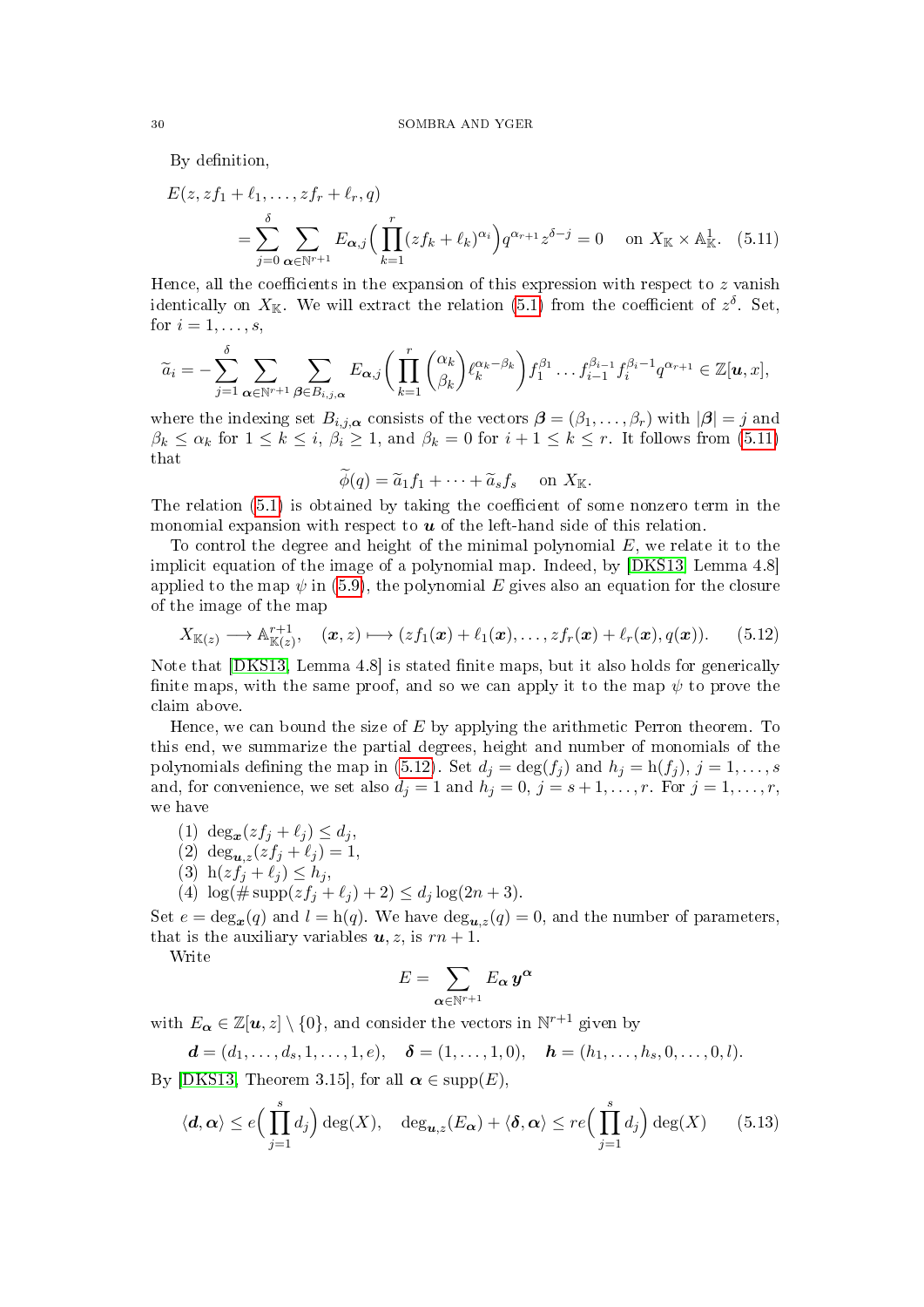By definition,

$$E(z, zf_1+\ell_1,\dots,zf_r+\ell_r,q) \\ =\sum_{j=0}^{\delta}\sum_{\boldsymbol{\alpha}\in\mathbb{N}^{r+1}} E_{\boldsymbol{\alpha},j}\Big(\prod_{k=1}^{r}(zf_k+\ell_k)^{\alpha_i}\Big)q^{\alpha_{r+1}}z^{\delta-j}=0 \quad \text{on } X_{\mathbb{K}}\times\mathbb{A}^1_{\mathbb{K}}. \tag{5.11}$$

Hence, all the coefficients in the expansion of this expression with respect to $z$ vanish identically on $X_{\mathbb{K}}$. We will extract the relation (5.1) from the coefficient of $z^{\delta}$. Set, for $i=1,\dots,s$,

$$\widetilde{a}_i=-\sum_{j=1}^{\delta}\sum_{\boldsymbol{\alpha}\in\mathbb{N}^{r+1}}\sum_{\boldsymbol{\beta}\in B_{i,j,\boldsymbol{\alpha}}} E_{\boldsymbol{\alpha},j}\Big(\prod_{k=1}^{r}\binom{\alpha_k}{\beta_k}\ell_k^{\alpha_k-\beta_k}\Big)f_1^{\beta_1}\dots f_{i-1}^{\beta_{i-1}}f_i^{\beta_i-1}q^{\alpha_{r+1}}\in\mathbb{Z}[\boldsymbol{u},x],$$

where the indexing set $B_{i,j,\boldsymbol{\alpha}}$ consists of the vectors $\boldsymbol{\beta}=(\beta_1,\dots,\beta_r)$ with $|\boldsymbol{\beta}|=j$ and $\beta_k\le\alpha_k$ for $1\le k\le i$, $\beta_i\ge 1$, and $\beta_k=0$ for $i+1\le k\le r$. It follows from (5.11) that

$$\widetilde{\phi}(q)=\widetilde{a}_1f_1+\dots+\widetilde{a}_sf_s \quad \text{on } X_{\mathbb{K}}.$$

The relation (5.1) is obtained by taking the coefficient of some nonzero term in the monomial expansion with respect to $\boldsymbol{u}$ of the left-hand side of this relation.

To control the degree and height of the minimal polynomial $E$, we relate it to the implicit equation of the image of a polynomial map. Indeed, by [DKS13, Lemma 4.8] applied to the map $\psi$ in (5.9), the polynomial $E$ gives also an equation for the closure of the image of the map

$$X_{\mathbb{K}(z)}\longrightarrow\mathbb{A}^{r+1}_{\mathbb{K}(z)},\quad (\boldsymbol{x},z)\longmapsto(zf_1(\boldsymbol{x})+\ell_1(\boldsymbol{x}),\dots,zf_r(\boldsymbol{x})+\ell_r(\boldsymbol{x}),q(\boldsymbol{x})). \tag{5.12}$$

Note that [DKS13, Lemma 4.8] is stated finite maps, but it also holds for generically finite maps, with the same proof, and so we can apply it to the map $\psi$ to prove the claim above.

Hence, we can bound the size of $E$ by applying the arithmetic Perron theorem. To this end, we summarize the partial degrees, height and number of monomials of the polynomials defining the map in (5.12). Set $d_j=\deg(f_j)$ and $h_j=\mathrm{h}(f_j)$, $j=1,\dots,s$ and, for convenience, we set also $d_j=1$ and $h_j=0$, $j=s+1,\dots,r$. For $j=1,\dots,r$, we have

1. $\deg_{\boldsymbol{x}}(zf_j+\ell_j)\le d_j$,
2. $\deg_{\boldsymbol{u},z}(zf_j+\ell_j)=1$,
3. $\mathrm{h}(zf_j+\ell_j)\le h_j$,
4. $\log(\#\operatorname{supp}(zf_j+\ell_j)+2)\le d_j\log(2n+3)$.

Set $e=\deg_{\boldsymbol{x}}(q)$ and $l=\mathrm{h}(q)$. We have $\deg_{\boldsymbol{u},z}(q)=0$, and the number of parameters, that is the auxiliary variables $\boldsymbol{u},z$, is $rn+1$.

Write

$$E=\sum_{\boldsymbol{\alpha}\in\mathbb{N}^{r+1}}E_{\boldsymbol{\alpha}}\,\boldsymbol{y}^{\boldsymbol{\alpha}}$$

with $E_{\boldsymbol{\alpha}}\in\mathbb{Z}[\boldsymbol{u},z]\setminus\{0\}$, and consider the vectors in $\mathbb{N}^{r+1}$ given by

$$\boldsymbol{d}=(d_1,\dots,d_s,1,\dots,1,e),\quad \boldsymbol{\delta}=(1,\dots,1,0),\quad \boldsymbol{h}=(h_1,\dots,h_s,0,\dots,0,l).$$

By [DKS13, Theorem 3.15], for all $\boldsymbol{\alpha}\in\operatorname{supp}(E)$,

$$\langle\boldsymbol{d},\boldsymbol{\alpha}\rangle\le e\Big(\prod_{j=1}^{s}d_j\Big)\deg(X),\quad \deg_{\boldsymbol{u},z}(E_{\boldsymbol{\alpha}})+\langle\boldsymbol{\delta},\boldsymbol{\alpha}\rangle\le re\Big(\prod_{j=1}^{s}d_j\Big)\deg(X) \tag{5.13}$$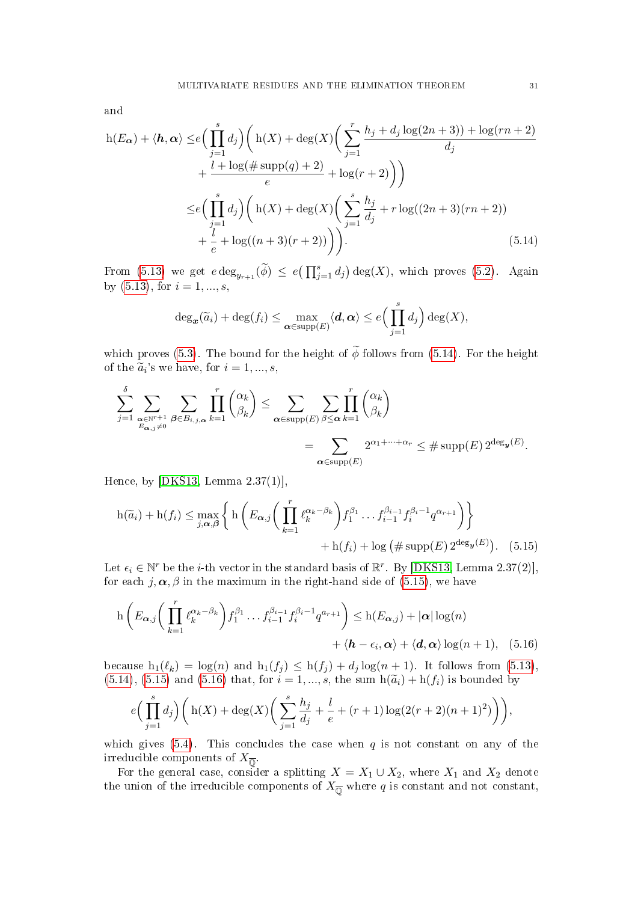and

$$
\begin{aligned}
\mathrm{h}(E_{\boldsymbol{\alpha}}) + \langle \boldsymbol{h}, \boldsymbol{\alpha}\rangle \leq & e\Big(\prod_{j=1}^{s} d_j\Big)\bigg(\mathrm{h}(X) + \deg(X)\Big(\sum_{j=1}^{r} \frac{h_j + d_j \log(2n+3)) + \log(rn+2)}{d_j} \\
& + \frac{l + \log(\#\operatorname{supp}(q)+2)}{e} + \log(r+2)\Big)\bigg) \\
\leq & e\Big(\prod_{j=1}^{s} d_j\Big)\bigg(\mathrm{h}(X) + \deg(X)\Big(\sum_{j=1}^{s} \frac{h_j}{d_j} + r\log((2n+3)(rn+2)) \\
& + \frac{l}{e} + \log((n+3)(r+2))\Big)\bigg). \qquad (5.14)
\end{aligned}
$$

From (5.13) we get $e \deg_{y_{r+1}}(\widetilde{\phi}) \leq e\big(\prod_{j=1}^{s} d_j\big)\deg(X)$, which proves (5.2). Again by (5.13), for $i = 1, ..., s$,

$$
\deg_{\boldsymbol{x}}(\widetilde{a}_i) + \deg(f_i) \leq \max_{\boldsymbol{\alpha}\in\operatorname{supp}(E)} \langle \boldsymbol{d}, \boldsymbol{\alpha}\rangle \leq e\Big(\prod_{j=1}^{s} d_j\Big)\deg(X),
$$

which proves (5.3). The bound for the height of $\widetilde{\phi}$ follows from (5.14). For the height of the $\widetilde{a}_i$'s we have, for $i = 1, ..., s$,

$$
\begin{aligned}
\sum_{j=1}^{\delta} \sum_{\substack{\boldsymbol{\alpha}\in\mathbb{N}^{r+1}\\ E_{\boldsymbol{\alpha},j}\neq 0}} \sum_{\boldsymbol{\beta}\in B_{i,j,\boldsymbol{\alpha}}} \prod_{k=1}^{r} \binom{\alpha_k}{\beta_k} \leq & \sum_{\boldsymbol{\alpha}\in\operatorname{supp}(E)} \sum_{\beta\leq\boldsymbol{\alpha}} \prod_{k=1}^{r} \binom{\alpha_k}{\beta_k} \\
& = \sum_{\boldsymbol{\alpha}\in\operatorname{supp}(E)} 2^{\alpha_1+\cdots+\alpha_r} \leq \#\operatorname{supp}(E)\, 2^{\deg_{\boldsymbol{y}}(E)}.
\end{aligned}
$$

Hence, by [DKS13, Lemma 2.37(1)],

$$
\begin{aligned}
\mathrm{h}(\widetilde{a}_i) + \mathrm{h}(f_i) \leq \max_{j,\boldsymbol{\alpha},\boldsymbol{\beta}} \bigg\{ \mathrm{h}\bigg(E_{\boldsymbol{\alpha},j}\Big(\prod_{k=1}^{r} \ell_k^{\alpha_k-\beta_k}\Big) f_1^{\beta_1} \dots f_{i-1}^{\beta_{i-1}} f_i^{\beta_i-1} q^{\alpha_{r+1}}\bigg)\bigg\} \\
+ \mathrm{h}(f_i) + \log\big(\#\operatorname{supp}(E)\, 2^{\deg_{\boldsymbol{y}}(E)}\big). \quad (5.15)
\end{aligned}
$$

Let $\epsilon_i \in \mathbb{N}^r$ be the $i$-th vector in the standard basis of $\mathbb{R}^r$. By [DKS13, Lemma 2.37(2)], for each $j, \boldsymbol{\alpha}, \beta$ in the maximum in the right-hand side of (5.15), we have

$$
\begin{aligned}
\mathrm{h}\bigg(E_{\boldsymbol{\alpha},j}\Big(\prod_{k=1}^{r} \ell_k^{\alpha_k-\beta_k}\Big) f_1^{\beta_1} \dots f_{i-1}^{\beta_{i-1}} f_i^{\beta_i-1} q^{a_{r+1}}\bigg) \leq \mathrm{h}(E_{\boldsymbol{\alpha},j}) + |\boldsymbol{\alpha}|\log(n) \\
+ \langle \boldsymbol{h} - \epsilon_i, \boldsymbol{\alpha}\rangle + \langle \boldsymbol{d}, \boldsymbol{\alpha}\rangle \log(n+1), \quad (5.16)
\end{aligned}
$$

because $\mathrm{h}_1(\ell_k) = \log(n)$ and $\mathrm{h}_1(f_j) \leq \mathrm{h}(f_j) + d_j \log(n+1)$. It follows from (5.13), (5.14), (5.15) and (5.16) that, for $i = 1, ..., s$, the sum $\mathrm{h}(\widetilde{a}_i) + \mathrm{h}(f_i)$ is bounded by

$$
e\Big(\prod_{j=1}^{s} d_j\Big)\bigg(\mathrm{h}(X) + \deg(X)\Big(\sum_{j=1}^{s} \frac{h_j}{d_j} + \frac{l}{e} + (r+1)\log(2(r+2)(n+1)^2)\Big)\bigg),
$$

which gives (5.4). This concludes the case when $q$ is not constant on any of the irreducible components of $X_{\overline{\mathbb{Q}}}$.

For the general case, consider a splitting $X = X_1 \cup X_2$, where $X_1$ and $X_2$ denote the union of the irreducible components of $X_{\overline{\mathbb{Q}}}$ where $q$ is constant and not constant,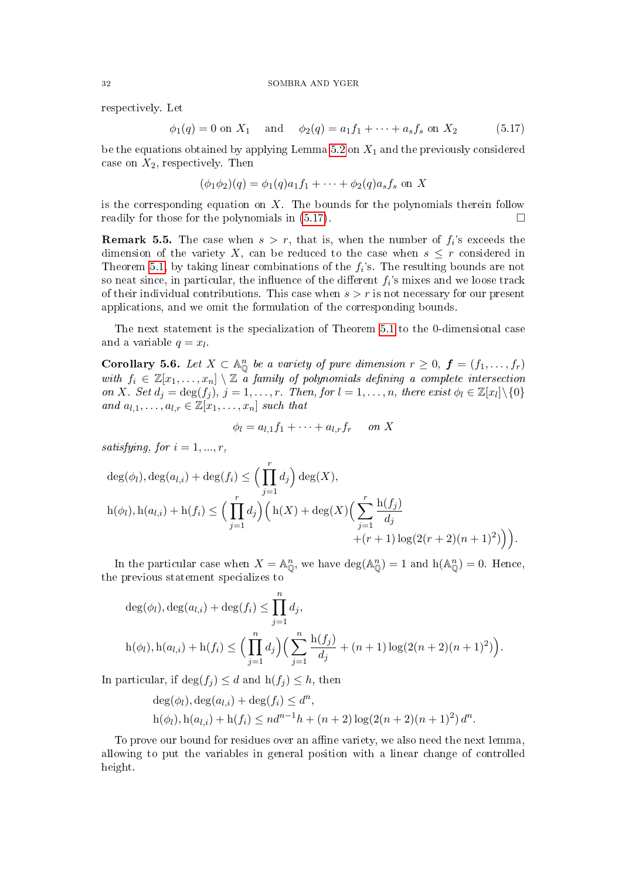respectively. Let

$$\phi_1(q) = 0 \text{ on } X_1 \quad \text{and} \quad \phi_2(q) = a_1 f_1 + \cdots + a_s f_s \text{ on } X_2 \tag{5.17}$$

be the equations obtained by applying Lemma 5.2 on $X_1$ and the previously considered case on $X_2$, respectively. Then

$$(\phi_1\phi_2)(q) = \phi_1(q) a_1 f_1 + \cdots + \phi_2(q) a_s f_s \text{ on } X$$

is the corresponding equation on $X$. The bounds for the polynomials therein follow readily for those for the polynomials in (5.17). □

**Remark 5.5.** The case when $s > r$, that is, when the number of $f_i$'s exceeds the dimension of the variety $X$, can be reduced to the case when $s \leq r$ considered in Theorem 5.1, by taking linear combinations of the $f_i$'s. The resulting bounds are not so neat since, in particular, the influence of the different $f_i$'s mixes and we loose track of their individual contributions. This case when $s > r$ is not necessary for our present applications, and we omit the formulation of the corresponding bounds.

The next statement is the specialization of Theorem 5.1 to the 0-dimensional case and a variable $q = x_l$.

**Corollary 5.6.** *Let $X \subset \mathbb{A}^n_{\mathbb{Q}}$ be a variety of pure dimension $r \geq 0$, $\boldsymbol{f} = (f_1, \dots, f_r)$ with $f_i \in \mathbb{Z}[x_1, \dots, x_n] \setminus \mathbb{Z}$ a family of polynomials defining a complete intersection on $X$. Set $d_j = \deg(f_j)$, $j = 1, \dots, r$. Then, for $l = 1, \dots, n$, there exist $\phi_l \in \mathbb{Z}[x_l] \setminus \{0\}$ and $a_{l,1}, \dots, a_{l,r} \in \mathbb{Z}[x_1, \dots, x_n]$ such that*

$$\phi_l = a_{l,1} f_1 + \cdots + a_{l,r} f_r \quad \text{on } X$$

*satisfying, for $i = 1, \dots, r$,*

$$\deg(\phi_l), \deg(a_{l,i}) + \deg(f_i) \leq \Big(\prod_{j=1}^r d_j\Big) \deg(X),$$

$$\mathrm{h}(\phi_l), \mathrm{h}(a_{l,i}) + \mathrm{h}(f_i) \leq \Big(\prod_{j=1}^r d_j\Big)\Big(\mathrm{h}(X) + \deg(X)\Big(\sum_{j=1}^r \frac{\mathrm{h}(f_j)}{d_j} + (r+1)\log(2(r+2)(n+1)^2)\Big)\Big).$$

In the particular case when $X = \mathbb{A}^n_{\mathbb{Q}}$, we have $\deg(\mathbb{A}^n_{\mathbb{Q}}) = 1$ and $\mathrm{h}(\mathbb{A}^n_{\mathbb{Q}}) = 0$. Hence, the previous statement specializes to

$$\deg(\phi_l), \deg(a_{l,i}) + \deg(f_i) \leq \prod_{j=1}^n d_j,$$

$$\mathrm{h}(\phi_l), \mathrm{h}(a_{l,i}) + \mathrm{h}(f_i) \leq \Big(\prod_{j=1}^n d_j\Big)\Big(\sum_{j=1}^n \frac{\mathrm{h}(f_j)}{d_j} + (n+1)\log(2(n+2)(n+1)^2)\Big).$$

In particular, if $\deg(f_j) \leq d$ and $\mathrm{h}(f_j) \leq h$, then

$$\deg(\phi_l), \deg(a_{l,i}) + \deg(f_i) \leq d^n,$$
$$\mathrm{h}(\phi_l), \mathrm{h}(a_{l,i}) + \mathrm{h}(f_i) \leq n d^{n-1} h + (n+2)\log(2(n+2)(n+1)^2)\, d^n.$$

To prove our bound for residues over an affine variety, we also need the next lemma, allowing to put the variables in general position with a linear change of controlled height.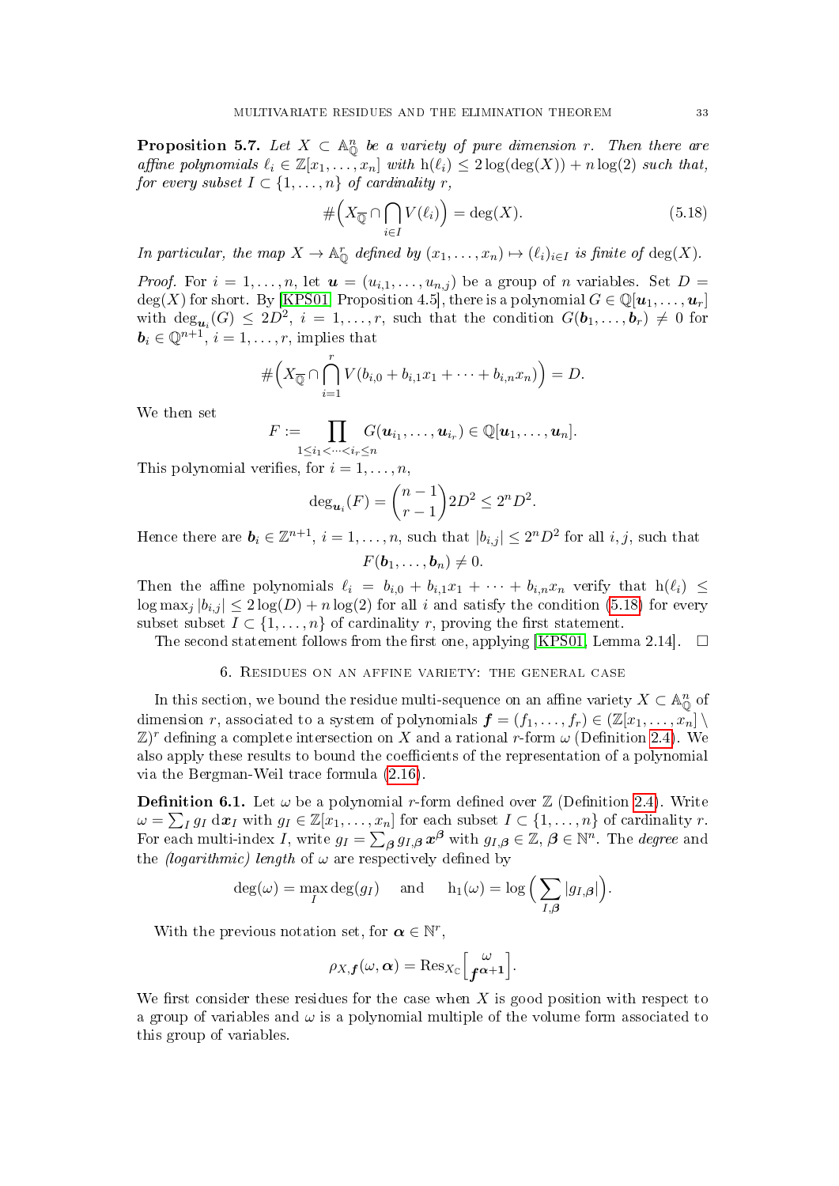**Proposition 5.7.** *Let $X \subset \mathbb{A}^n_{\mathbb{Q}}$ be a variety of pure dimension $r$. Then there are affine polynomials $\ell_i \in \mathbb{Z}[x_1, \dots, x_n]$ with $\mathrm{h}(\ell_i) \le 2\log(\deg(X)) + n\log(2)$ such that, for every subset $I \subset \{1, \dots, n\}$ of cardinality $r$,*

$$\#\Big(X_{\overline{\mathbb{Q}}} \cap \bigcap_{i \in I} V(\ell_i)\Big) = \deg(X). \tag{5.18}$$

*In particular, the map $X \to \mathbb{A}^r_{\mathbb{Q}}$ defined by $(x_1, \dots, x_n) \mapsto (\ell_i)_{i \in I}$ is finite of $\deg(X)$.*

*Proof.* For $i = 1, \dots, n$, let $\boldsymbol{u} = (u_{i,1}, \dots, u_{n,j})$ be a group of $n$ variables. Set $D = \deg(X)$ for short. By [KPS01, Proposition 4.5], there is a polynomial $G \in \mathbb{Q}[\boldsymbol{u}_1, \dots, \boldsymbol{u}_r]$ with $\deg_{\boldsymbol{u}_i}(G) \le 2D^2$, $i = 1, \dots, r$, such that the condition $G(\boldsymbol{b}_1, \dots, \boldsymbol{b}_r) \neq 0$ for $\boldsymbol{b}_i \in \mathbb{Q}^{n+1}$, $i = 1, \dots, r$, implies that

$$\#\Big(X_{\overline{\mathbb{Q}}} \cap \bigcap_{i=1}^{r} V(b_{i,0} + b_{i,1}x_1 + \dots + b_{i,n}x_n)\Big) = D.$$

We then set

$$F := \prod_{1 \le i_1 < \dots < i_r \le n} G(\boldsymbol{u}_{i_1}, \dots, \boldsymbol{u}_{i_r}) \in \mathbb{Q}[\boldsymbol{u}_1, \dots, \boldsymbol{u}_n].$$

This polynomial verifies, for $i = 1, \dots, n$,

$$\deg_{\boldsymbol{u}_i}(F) = \binom{n-1}{r-1} 2D^2 \le 2^n D^2.$$

Hence there are $\boldsymbol{b}_i \in \mathbb{Z}^{n+1}$, $i = 1, \dots, n$, such that $|b_{i,j}| \le 2^n D^2$ for all $i, j$, such that

$$F(\boldsymbol{b}_1, \dots, \boldsymbol{b}_n) \neq 0.$$

Then the affine polynomials $\ell_i = b_{i,0} + b_{i,1}x_1 + \dots + b_{i,n}x_n$ verify that $\mathrm{h}(\ell_i) \le \log \max_j |b_{i,j}| \le 2\log(D) + n\log(2)$ for all $i$ and satisfy the condition (5.18) for every subset subset $I \subset \{1, \dots, n\}$ of cardinality $r$, proving the first statement.

The second statement follows from the first one, applying [KPS01, Lemma 2.14]. $\square$

## 6. Residues on an affine variety: the general case

In this section, we bound the residue multi-sequence on an affine variety $X \subset \mathbb{A}^n_{\mathbb{Q}}$ of dimension $r$, associated to a system of polynomials $\boldsymbol{f} = (f_1, \dots, f_r) \in (\mathbb{Z}[x_1, \dots, x_n] \setminus \mathbb{Z})^r$ defining a complete intersection on $X$ and a rational $r$-form $\omega$ (Definition 2.4). We also apply these results to bound the coefficients of the representation of a polynomial via the Bergman-Weil trace formula (2.16).

**Definition 6.1.** Let $\omega$ be a polynomial $r$-form defined over $\mathbb{Z}$ (Definition 2.4). Write $\omega = \sum_I g_I \, \mathrm{d}\boldsymbol{x}_I$ with $g_I \in \mathbb{Z}[x_1, \dots, x_n]$ for each subset $I \subset \{1, \dots, n\}$ of cardinality $r$. For each multi-index $I$, write $g_I = \sum_{\boldsymbol{\beta}} g_{I,\boldsymbol{\beta}} \boldsymbol{x}^{\boldsymbol{\beta}}$ with $g_{I,\boldsymbol{\beta}} \in \mathbb{Z}$, $\boldsymbol{\beta} \in \mathbb{N}^n$. The *degree* and the *(logarithmic) length* of $\omega$ are respectively defined by

$$\deg(\omega) = \max_I \deg(g_I) \quad \text{and} \quad \mathrm{h}_1(\omega) = \log\Big(\sum_{I,\boldsymbol{\beta}} |g_{I,\boldsymbol{\beta}}|\Big).$$

With the previous notation set, for $\boldsymbol{\alpha} \in \mathbb{N}^r$,

$$\rho_{X,\boldsymbol{f}}(\omega, \boldsymbol{\alpha}) = \mathrm{Res}_{X_{\mathbb{C}}}\Big[\frac{\omega}{\boldsymbol{f}^{\boldsymbol{\alpha}+\mathbf{1}}}\Big].$$

We first consider these residues for the case when $X$ is good position with respect to a group of variables and $\omega$ is a polynomial multiple of the volume form associated to this group of variables.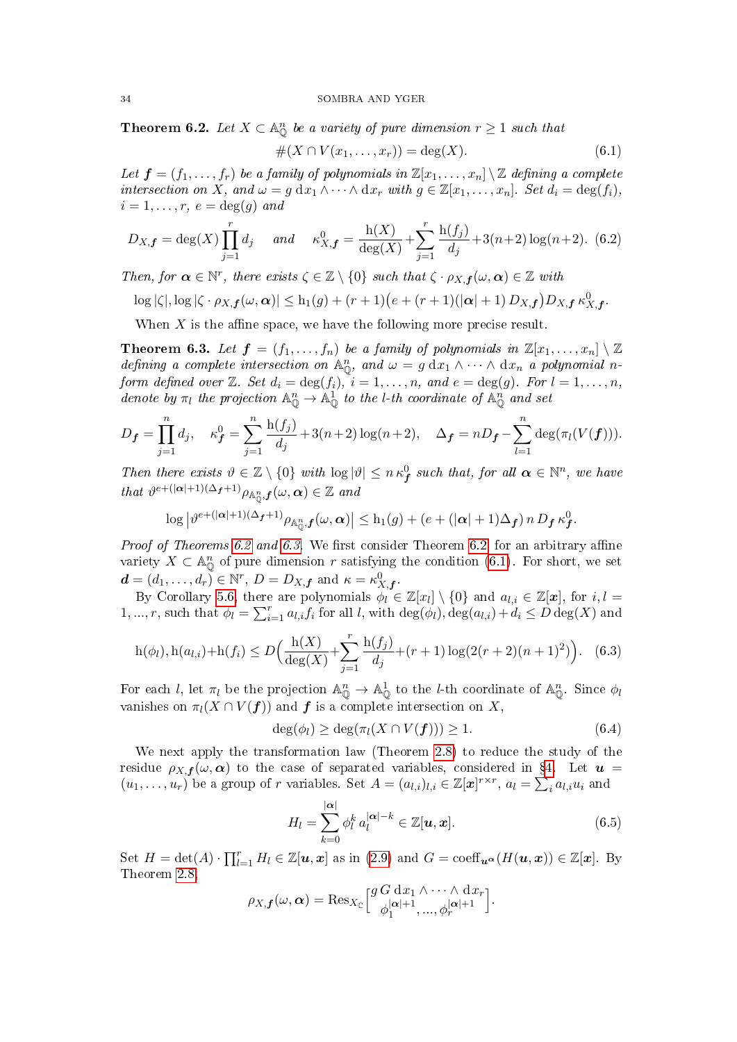**Theorem 6.2.** *Let $X \subset \mathbb{A}^n_{\mathbb{Q}}$ be a variety of pure dimension $r \geq 1$ such that*

$$\#(X \cap V(x_1, \ldots, x_r)) = \deg(X). \tag{6.1}$$

*Let $\boldsymbol{f} = (f_1, \ldots, f_r)$ be a family of polynomials in $\mathbb{Z}[x_1, \ldots, x_n] \setminus \mathbb{Z}$ defining a complete intersection on $X$, and $\omega = g \, \mathrm{d}x_1 \wedge \cdots \wedge \mathrm{d}x_r$ with $g \in \mathbb{Z}[x_1, \ldots, x_n]$. Set $d_i = \deg(f_i)$, $i = 1, \ldots, r$, $e = \deg(g)$ and*

$$D_{X,\boldsymbol{f}} = \deg(X) \prod_{j=1}^{r} d_j \quad \text{ and } \quad \kappa^0_{X,\boldsymbol{f}} = \frac{\mathrm{h}(X)}{\deg(X)} + \sum_{j=1}^{r} \frac{\mathrm{h}(f_j)}{d_j} + 3(n+2)\log(n+2). \tag{6.2}$$

*Then, for $\boldsymbol{\alpha} \in \mathbb{N}^r$, there exists $\zeta \in \mathbb{Z} \setminus \{0\}$ such that $\zeta \cdot \rho_{X,\boldsymbol{f}}(\omega, \boldsymbol{\alpha}) \in \mathbb{Z}$ with*

$$\log|\zeta|, \log|\zeta \cdot \rho_{X,\boldsymbol{f}}(\omega, \boldsymbol{\alpha})| \leq \mathrm{h}_1(g) + (r+1)\big(e + (r+1)(|\boldsymbol{\alpha}|+1)\, D_{X,\boldsymbol{f}}\big) D_{X,\boldsymbol{f}} \, \kappa^0_{X,\boldsymbol{f}}.$$

When $X$ is the affine space, we have the following more precise result.

**Theorem 6.3.** *Let $\boldsymbol{f} = (f_1, \ldots, f_n)$ be a family of polynomials in $\mathbb{Z}[x_1, \ldots, x_n] \setminus \mathbb{Z}$ defining a complete intersection on $\mathbb{A}^n_{\mathbb{Q}}$, and $\omega = g \, \mathrm{d}x_1 \wedge \cdots \wedge \mathrm{d}x_n$ a polynomial $n$-form defined over $\mathbb{Z}$. Set $d_i = \deg(f_i)$, $i = 1, \ldots, n$, and $e = \deg(g)$. For $l = 1, \ldots, n$, denote by $\pi_l$ the projection $\mathbb{A}^n_{\mathbb{Q}} \to \mathbb{A}^1_{\mathbb{Q}}$ to the $l$-th coordinate of $\mathbb{A}^n_{\mathbb{Q}}$ and set*

$$D_{\boldsymbol{f}} = \prod_{j=1}^{n} d_j, \quad \kappa^0_{\boldsymbol{f}} = \sum_{j=1}^{n} \frac{\mathrm{h}(f_j)}{d_j} + 3(n+2)\log(n+2), \quad \Delta_{\boldsymbol{f}} = nD_{\boldsymbol{f}} - \sum_{l=1}^{n} \deg(\pi_l(V(\boldsymbol{f}))).$$

*Then there exists $\vartheta \in \mathbb{Z} \setminus \{0\}$ with $\log|\vartheta| \leq n\, \kappa^0_{\boldsymbol{f}}$ such that, for all $\boldsymbol{\alpha} \in \mathbb{N}^n$, we have that $\vartheta^{e+(|\boldsymbol{\alpha}|+1)(\Delta_{\boldsymbol{f}}+1)} \rho_{\mathbb{A}^n_{\mathbb{Q}},\boldsymbol{f}}(\omega, \boldsymbol{\alpha}) \in \mathbb{Z}$ and*

$$\log\left|\vartheta^{e+(|\boldsymbol{\alpha}|+1)(\Delta_{\boldsymbol{f}}+1)} \rho_{\mathbb{A}^n_{\mathbb{Q}},\boldsymbol{f}}(\omega, \boldsymbol{\alpha})\right| \leq \mathrm{h}_1(g) + (e + (|\boldsymbol{\alpha}|+1)\Delta_{\boldsymbol{f}})\, n\, D_{\boldsymbol{f}}\, \kappa^0_{\boldsymbol{f}}.$$

*Proof of Theorems 6.2 and 6.3.* We first consider Theorem 6.2 for an arbitrary affine variety $X \subset \mathbb{A}^n_{\mathbb{Q}}$ of pure dimension $r$ satisfying the condition (6.1). For short, we set $\boldsymbol{d} = (d_1, \ldots, d_r) \in \mathbb{N}^r$, $D = D_{X,\boldsymbol{f}}$ and $\kappa = \kappa^0_{X,\boldsymbol{f}}$.

By Corollary 5.6, there are polynomials $\phi_l \in \mathbb{Z}[x_l] \setminus \{0\}$ and $a_{l,i} \in \mathbb{Z}[\boldsymbol{x}]$, for $i, l = 1, ..., r$, such that $\phi_l = \sum_{i=1}^{r} a_{l,i} f_i$ for all $l$, with $\deg(\phi_l), \deg(a_{l,i}) + d_i \leq D \deg(X)$ and

$$\mathrm{h}(\phi_l), \mathrm{h}(a_{l,i}) + \mathrm{h}(f_i) \leq D\Big(\frac{\mathrm{h}(X)}{\deg(X)} + \sum_{j=1}^{r} \frac{\mathrm{h}(f_j)}{d_j} + (r+1)\log(2(r+2)(n+1)^2)\Big). \tag{6.3}$$

For each $l$, let $\pi_l$ be the projection $\mathbb{A}^n_{\mathbb{Q}} \to \mathbb{A}^1_{\mathbb{Q}}$ to the $l$-th coordinate of $\mathbb{A}^n_{\mathbb{Q}}$. Since $\phi_l$ vanishes on $\pi_l(X \cap V(\boldsymbol{f}))$ and $\boldsymbol{f}$ is a complete intersection on $X$,

$$\deg(\phi_l) \geq \deg(\pi_l(X \cap V(\boldsymbol{f}))) \geq 1. \tag{6.4}$$

We next apply the transformation law (Theorem 2.8) to reduce the study of the residue $\rho_{X,\boldsymbol{f}}(\omega, \boldsymbol{\alpha})$ to the case of separated variables, considered in §4. Let $\boldsymbol{u} = (u_1, \ldots, u_r)$ be a group of $r$ variables. Set $A = (a_{l,i})_{l,i} \in \mathbb{Z}[\boldsymbol{x}]^{r \times r}$, $a_l = \sum_i a_{l,i} u_i$ and

$$H_l = \sum_{k=0}^{|\boldsymbol{\alpha}|} \phi_l^k \, a_l^{|\boldsymbol{\alpha}|-k} \in \mathbb{Z}[\boldsymbol{u}, \boldsymbol{x}]. \tag{6.5}$$

Set $H = \det(A) \cdot \prod_{l=1}^{r} H_l \in \mathbb{Z}[\boldsymbol{u}, \boldsymbol{x}]$ as in (2.9) and $G = \mathrm{coeff}_{\boldsymbol{u}^{\boldsymbol{\alpha}}}(H(\boldsymbol{u}, \boldsymbol{x})) \in \mathbb{Z}[\boldsymbol{x}]$. By Theorem 2.8,

$$\rho_{X,\boldsymbol{f}}(\omega, \boldsymbol{\alpha}) = \mathrm{Res}_{X_{\mathbb{C}}}\begin{bmatrix} g\, G \, \mathrm{d}x_1 \wedge \cdots \wedge \mathrm{d}x_r \\ \phi_1^{|\boldsymbol{\alpha}|+1}, \ldots, \phi_r^{|\boldsymbol{\alpha}|+1} \end{bmatrix}.$$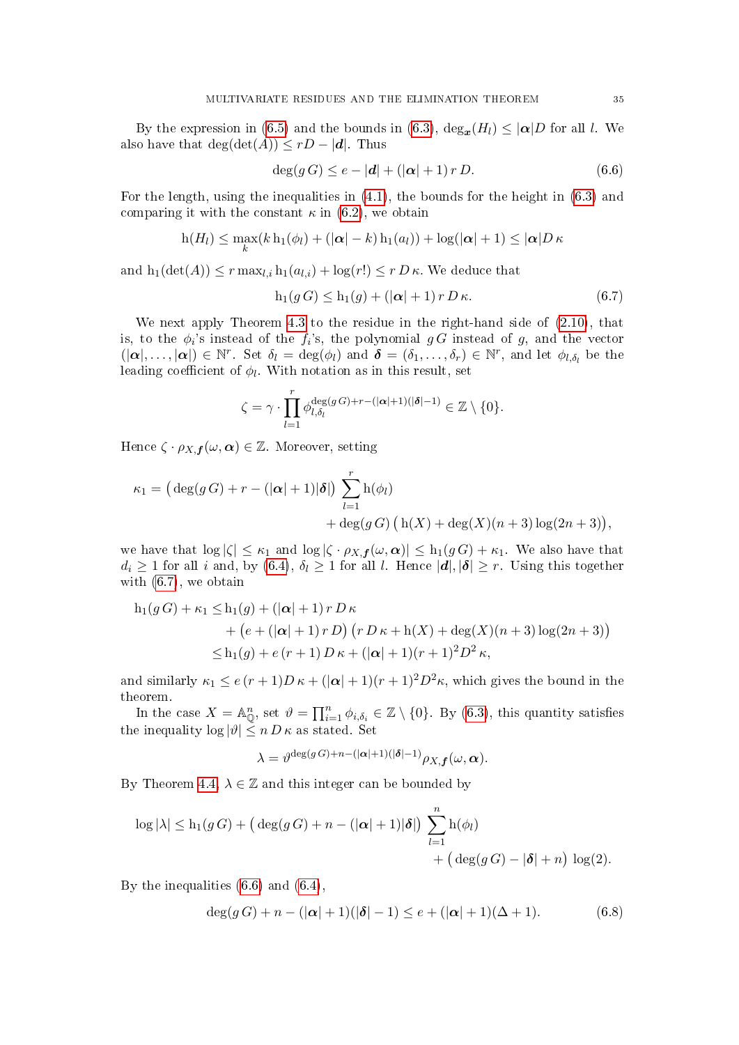By the expression in (6.5) and the bounds in (6.3), $\deg_{\boldsymbol{x}}(H_l) \leq |\boldsymbol{\alpha}| D$ for all $l$. We also have that $\deg(\det(A)) \leq rD - |\boldsymbol{d}|$. Thus

$$\deg(g\, G) \leq e - |\boldsymbol{d}| + (|\boldsymbol{\alpha}|+1)\, r\, D. \tag{6.6}$$

For the length, using the inequalities in (4.1), the bounds for the height in (6.3) and comparing it with the constant $\kappa$ in (6.2), we obtain

$$\mathrm{h}(H_l) \leq \max_k (k\, \mathrm{h}_1(\phi_l) + (|\boldsymbol{\alpha}| - k)\, \mathrm{h}_1(a_l)) + \log(|\boldsymbol{\alpha}|+1) \leq |\boldsymbol{\alpha}| D\, \kappa$$

and $\mathrm{h}_1(\det(A)) \leq r \max_{l,i} \mathrm{h}_1(a_{l,i}) + \log(r!) \leq r\, D\, \kappa$. We deduce that

$$\mathrm{h}_1(g\, G) \leq \mathrm{h}_1(g) + (|\boldsymbol{\alpha}|+1)\, r\, D\, \kappa. \tag{6.7}$$

We next apply Theorem 4.3 to the residue in the right-hand side of (2.10), that is, to the $\phi_i$'s instead of the $f_i$'s, the polynomial $g\,G$ instead of $g$, and the vector $(|\boldsymbol{\alpha}|, \dots, |\boldsymbol{\alpha}|) \in \mathbb{N}^r$. Set $\delta_l = \deg(\phi_l)$ and $\boldsymbol{\delta} = (\delta_1, \dots, \delta_r) \in \mathbb{N}^r$, and let $\phi_{l,\delta_l}$ be the leading coefficient of $\phi_l$. With notation as in this result, set

$$\zeta = \gamma \cdot \prod_{l=1}^{r} \phi_{l,\delta_l}^{\deg(g\, G) + r - (|\boldsymbol{\alpha}|+1)(|\boldsymbol{\delta}|-1)} \in \mathbb{Z} \setminus \{0\}.$$

Hence $\zeta \cdot \rho_{X,\boldsymbol{f}}(\omega, \boldsymbol{\alpha}) \in \mathbb{Z}$. Moreover, setting

$$\kappa_1 = \big(\deg(g\, G) + r - (|\boldsymbol{\alpha}|+1)|\boldsymbol{\delta}|\big) \sum_{l=1}^{r} \mathrm{h}(\phi_l) \\ + \deg(g\, G)\, \big(\mathrm{h}(X) + \deg(X)(n+3)\log(2n+3)\big),$$

we have that $\log|\zeta| \leq \kappa_1$ and $\log|\zeta \cdot \rho_{X,\boldsymbol{f}}(\omega, \boldsymbol{\alpha})| \leq \mathrm{h}_1(g\, G) + \kappa_1$. We also have that $d_i \geq 1$ for all $i$ and, by (6.4), $\delta_l \geq 1$ for all $l$. Hence $|\boldsymbol{d}|, |\boldsymbol{\delta}| \geq r$. Using this together with (6.7), we obtain

$$\begin{aligned}
\mathrm{h}_1(g\, G) + \kappa_1 \leq\, & \mathrm{h}_1(g) + (|\boldsymbol{\alpha}|+1)\, r\, D\, \kappa \\
& + \big(e + (|\boldsymbol{\alpha}|+1)\, r\, D\big)\, \big(r\, D\, \kappa + \mathrm{h}(X) + \deg(X)(n+3)\log(2n+3)\big) \\
\leq\, & \mathrm{h}_1(g) + e\,(r+1)\, D\, \kappa + (|\boldsymbol{\alpha}|+1)(r+1)^2 D^2\, \kappa,
\end{aligned}$$

and similarly $\kappa_1 \leq e\,(r+1) D\, \kappa + (|\boldsymbol{\alpha}|+1)(r+1)^2 D^2 \kappa$, which gives the bound in the theorem.

In the case $X = \mathbb{A}^n_{\mathbb{Q}}$, set $\vartheta = \prod_{i=1}^{n} \phi_{i,\delta_i} \in \mathbb{Z} \setminus \{0\}$. By (6.3), this quantity satisfies the inequality $\log|\vartheta| \leq n\, D\, \kappa$ as stated. Set

$$\lambda = \vartheta^{\deg(g\, G) + n - (|\boldsymbol{\alpha}|+1)(|\boldsymbol{\delta}|-1)} \rho_{X,\boldsymbol{f}}(\omega, \boldsymbol{\alpha}).$$

By Theorem 4.4, $\lambda \in \mathbb{Z}$ and this integer can be bounded by

$$\log|\lambda| \leq \mathrm{h}_1(g\, G) + \big(\deg(g\, G) + n - (|\boldsymbol{\alpha}|+1)|\boldsymbol{\delta}|\big) \sum_{l=1}^{n} \mathrm{h}(\phi_l) \\ + \big(\deg(g\, G) - |\boldsymbol{\delta}| + n\big)\, \log(2).$$

By the inequalities (6.6) and (6.4),

$$\deg(g\, G) + n - (|\boldsymbol{\alpha}|+1)(|\boldsymbol{\delta}|-1) \leq e + (|\boldsymbol{\alpha}|+1)(\Delta+1). \tag{6.8}$$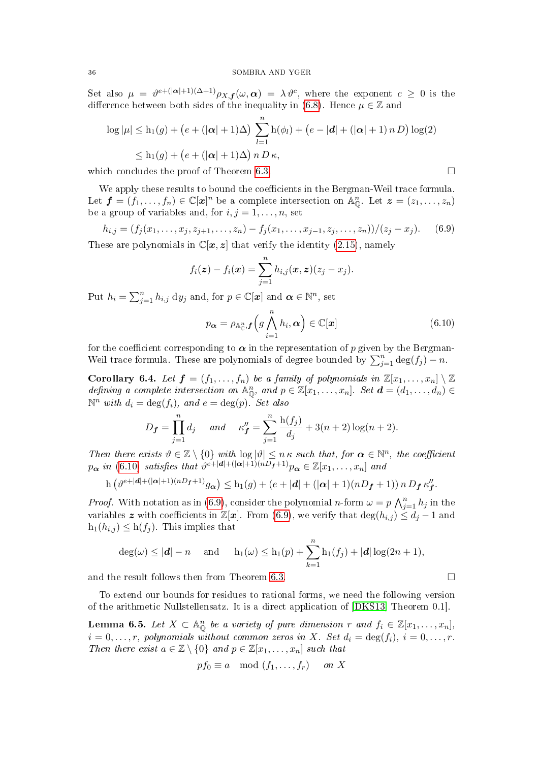Set also $\mu = \vartheta^{e+(|\boldsymbol{\alpha}|+1)(\Delta+1)}\rho_{X,\boldsymbol{f}}(\omega,\boldsymbol{\alpha}) = \lambda\,\vartheta^{c}$, where the exponent $c \geq 0$ is the difference between both sides of the inequality in (6.8). Hence $\mu \in \mathbb{Z}$ and

$$
\begin{aligned}
\log|\mu| &\leq \mathrm{h}_1(g) + \big(e + (|\boldsymbol{\alpha}|+1)\Delta\big)\sum_{l=1}^{n}\mathrm{h}(\phi_l) + \big(e - |\boldsymbol{d}| + (|\boldsymbol{\alpha}|+1)\,n\,D\big)\log(2) \\
&\leq \mathrm{h}_1(g) + \big(e + (|\boldsymbol{\alpha}|+1)\Delta\big)\,n\,D\,\kappa,
\end{aligned}
$$

which concludes the proof of Theorem 6.3. □

We apply these results to bound the coefficients in the Bergman-Weil trace formula. Let $\boldsymbol{f} = (f_1,\dots,f_n) \in \mathbb{C}[\boldsymbol{x}]^n$ be a complete intersection on $\mathbb{A}^n_{\mathbb{Q}}$. Let $\boldsymbol{z} = (z_1,\dots,z_n)$ be a group of variables and, for $i,j = 1,\dots,n$, set

$$
h_{i,j} = (f_j(x_1,\dots,x_j,z_{j+1},\dots,z_n) - f_j(x_1,\dots,x_{j-1},z_j,\dots,z_n))/(z_j - x_j). \tag{6.9}
$$

These are polynomials in $\mathbb{C}[\boldsymbol{x},\boldsymbol{z}]$ that verify the identity (2.15), namely

$$
f_i(\boldsymbol{z}) - f_i(\boldsymbol{x}) = \sum_{j=1}^{n} h_{i,j}(\boldsymbol{x},\boldsymbol{z})(z_j - x_j).
$$

Put $h_i = \sum_{j=1}^{n} h_{i,j}\,\mathrm{d}y_j$ and, for $p \in \mathbb{C}[\boldsymbol{x}]$ and $\boldsymbol{\alpha} \in \mathbb{N}^n$, set

$$
p_{\boldsymbol{\alpha}} = \rho_{\mathbb{A}^n_{\mathbb{C}},\boldsymbol{f}}\Big(g\bigwedge_{i=1}^{n} h_i,\boldsymbol{\alpha}\Big) \in \mathbb{C}[\boldsymbol{x}] \tag{6.10}
$$

for the coefficient corresponding to $\boldsymbol{\alpha}$ in the representation of $p$ given by the Bergman-Weil trace formula. These are polynomials of degree bounded by $\sum_{j=1}^{n}\deg(f_j) - n$.

**Corollary 6.4.** *Let $\boldsymbol{f} = (f_1,\dots,f_n)$ be a family of polynomials in $\mathbb{Z}[x_1,\dots,x_n]\setminus\mathbb{Z}$ defining a complete intersection on $\mathbb{A}^n_{\mathbb{Q}}$, and $p \in \mathbb{Z}[x_1,\dots,x_n]$. Set $\boldsymbol{d} = (d_1,\dots,d_n) \in \mathbb{N}^n$ with $d_i = \deg(f_i)$, and $e = \deg(p)$. Set also*

$$
D_{\boldsymbol{f}} = \prod_{j=1}^{n} d_j \quad \text{and} \quad \kappa''_{\boldsymbol{f}} = \sum_{j=1}^{n}\frac{\mathrm{h}(f_j)}{d_j} + 3(n+2)\log(n+2).
$$

*Then there exists $\vartheta \in \mathbb{Z}\setminus\{0\}$ with $\log|\vartheta| \leq n\,\kappa$ such that, for $\boldsymbol{\alpha} \in \mathbb{N}^n$, the coefficient $p_{\boldsymbol{\alpha}}$ in (6.10) satisfies that $\vartheta^{e+|\boldsymbol{d}|+(|\boldsymbol{\alpha}|+1)(nD_{\boldsymbol{f}}+1)}p_{\boldsymbol{\alpha}} \in \mathbb{Z}[x_1,\dots,x_n]$ and*

$$
\mathrm{h}\left(\vartheta^{e+|\boldsymbol{d}|+(|\boldsymbol{\alpha}|+1)(nD_{\boldsymbol{f}}+1)}g_{\boldsymbol{\alpha}}\right) \leq \mathrm{h}_1(g) + (e + |\boldsymbol{d}| + (|\boldsymbol{\alpha}|+1)(nD_{\boldsymbol{f}}+1))\,n\,D_{\boldsymbol{f}}\,\kappa''_{\boldsymbol{f}}.
$$

*Proof.* With notation as in (6.9), consider the polynomial $n$-form $\omega = p\bigwedge_{j=1}^{n} h_j$ in the variables $\boldsymbol{z}$ with coefficients in $\mathbb{Z}[\boldsymbol{x}]$. From (6.9), we verify that $\deg(h_{i,j}) \leq d_j - 1$ and $\mathrm{h}_1(h_{i,j}) \leq \mathrm{h}(f_j)$. This implies that

$$
\deg(\omega) \leq |\boldsymbol{d}| - n \quad \text{and} \quad \mathrm{h}_1(\omega) \leq \mathrm{h}_1(p) + \sum_{k=1}^{n}\mathrm{h}_1(f_j) + |\boldsymbol{d}|\log(2n+1),
$$

and the result follows then from Theorem 6.3. □

To extend our bounds for residues to rational forms, we need the following version of the arithmetic Nullstellensatz. It is a direct application of [DKS13, Theorem 0.1].

**Lemma 6.5.** *Let $X \subset \mathbb{A}^n_{\mathbb{Q}}$ be a variety of pure dimension $r$ and $f_i \in \mathbb{Z}[x_1,\dots,x_n]$, $i = 0,\dots,r$, polynomials without common zeros in $X$. Set $d_i = \deg(f_i)$, $i = 0,\dots,r$. Then there exist $a \in \mathbb{Z}\setminus\{0\}$ and $p \in \mathbb{Z}[x_1,\dots,x_n]$ such that*

$$
pf_0 \equiv a \mod (f_1,\dots,f_r) \quad \text{on } X
$$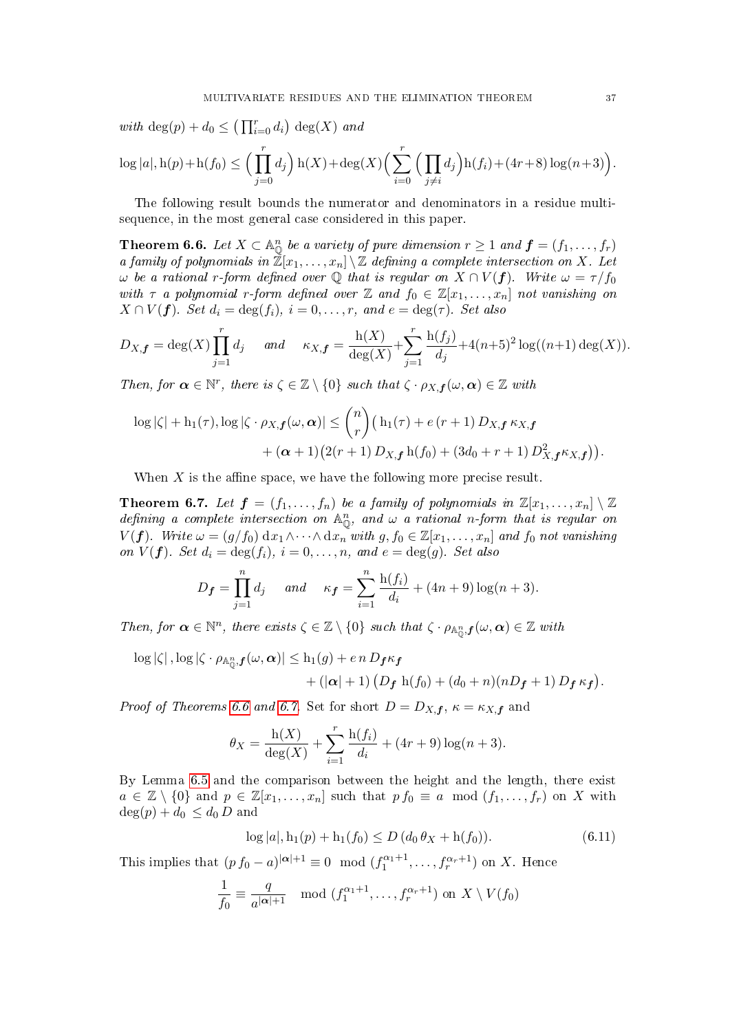*with* $\deg(p) + d_0 \le \big(\prod_{i=0}^r d_i\big)\deg(X)$ *and*

$$\log|a|, \mathrm{h}(p)+\mathrm{h}(f_0) \le \Big(\prod_{j=0}^r d_j\Big)\,\mathrm{h}(X)+\deg(X)\Big(\sum_{i=0}^r \Big(\prod_{j\neq i} d_j\Big)\mathrm{h}(f_i)+(4r+8)\log(n+3)\Big).$$

The following result bounds the numerator and denominators in a residue multisequence, in the most general case considered in this paper.

**Theorem 6.6.** *Let $X \subset \mathbb{A}^n_{\mathbb{Q}}$ be a variety of pure dimension $r \ge 1$ and $\boldsymbol{f} = (f_1, \dots, f_r)$ a family of polynomials in $\mathbb{Z}[x_1, \dots, x_n] \setminus \mathbb{Z}$ defining a complete intersection on $X$. Let $\omega$ be a rational $r$-form defined over $\mathbb{Q}$ that is regular on $X \cap V(\boldsymbol{f})$. Write $\omega = \tau/f_0$ with $\tau$ a polynomial $r$-form defined over $\mathbb{Z}$ and $f_0 \in \mathbb{Z}[x_1, \dots, x_n]$ not vanishing on $X \cap V(\boldsymbol{f})$. Set $d_i = \deg(f_i)$, $i = 0, \dots, r$, and $e = \deg(\tau)$. Set also*

$$D_{X,\boldsymbol{f}} = \deg(X)\prod_{j=1}^r d_j \quad \text{ and } \quad \kappa_{X,\boldsymbol{f}} = \frac{\mathrm{h}(X)}{\deg(X)}+\sum_{j=1}^r \frac{\mathrm{h}(f_j)}{d_j}+4(n+5)^2\log((n+1)\deg(X)).$$

*Then, for $\boldsymbol{\alpha} \in \mathbb{N}^r$, there is $\zeta \in \mathbb{Z}\setminus\{0\}$ such that $\zeta \cdot \rho_{X,\boldsymbol{f}}(\omega, \boldsymbol{\alpha}) \in \mathbb{Z}$ with*

$$\log|\zeta| + \mathrm{h}_1(\tau), \log|\zeta\cdot \rho_{X,\boldsymbol{f}}(\omega,\boldsymbol{\alpha})| \le \binom{n}{r}\big(\mathrm{h}_1(\tau) + e\,(r+1)\,D_{X,\boldsymbol{f}}\,\kappa_{X,\boldsymbol{f}} + (\boldsymbol{\alpha}+1)\big(2(r+1)\,D_{X,\boldsymbol{f}}\,\mathrm{h}(f_0) + (3d_0+r+1)\,D_{X,\boldsymbol{f}}^2\kappa_{X,\boldsymbol{f}}\big)\big).$$

When $X$ is the affine space, we have the following more precise result.

**Theorem 6.7.** *Let $\boldsymbol{f} = (f_1, \dots, f_n)$ be a family of polynomials in $\mathbb{Z}[x_1, \dots, x_n] \setminus \mathbb{Z}$ defining a complete intersection on $\mathbb{A}^n_{\mathbb{Q}}$, and $\omega$ a rational $n$-form that is regular on $V(\boldsymbol{f})$. Write $\omega = (g/f_0)\,\mathrm{d}x_1\wedge\cdots\wedge\mathrm{d}x_n$ with $g, f_0 \in \mathbb{Z}[x_1, \dots, x_n]$ and $f_0$ not vanishing on $V(\boldsymbol{f})$. Set $d_i = \deg(f_i)$, $i = 0, \dots, n$, and $e = \deg(g)$. Set also*

$$D_{\boldsymbol{f}} = \prod_{j=1}^n d_j \quad \text{ and } \quad \kappa_{\boldsymbol{f}} = \sum_{i=1}^n \frac{\mathrm{h}(f_i)}{d_i} + (4n+9)\log(n+3).$$

*Then, for $\boldsymbol{\alpha} \in \mathbb{N}^n$, there exists $\zeta \in \mathbb{Z}\setminus\{0\}$ such that $\zeta \cdot \rho_{\mathbb{A}^n_{\mathbb{Q}},\boldsymbol{f}}(\omega,\boldsymbol{\alpha}) \in \mathbb{Z}$ with*

$$\log|\zeta|, \log|\zeta\cdot\rho_{\mathbb{A}^n_{\mathbb{Q}},\boldsymbol{f}}(\omega,\boldsymbol{\alpha})| \le \mathrm{h}_1(g) + e\,n\,D_{\boldsymbol{f}}\kappa_{\boldsymbol{f}} + (|\boldsymbol{\alpha}|+1)\big(D_{\boldsymbol{f}}\,\mathrm{h}(f_0) + (d_0+n)(nD_{\boldsymbol{f}}+1)\,D_{\boldsymbol{f}}\,\kappa_{\boldsymbol{f}}\big).$$

*Proof of Theorems 6.6 and 6.7.* Set for short $D = D_{X,\boldsymbol{f}}$, $\kappa = \kappa_{X,\boldsymbol{f}}$ and

$$\theta_X = \frac{\mathrm{h}(X)}{\deg(X)} + \sum_{i=1}^r \frac{\mathrm{h}(f_i)}{d_i} + (4r+9)\log(n+3).$$

By Lemma 6.5 and the comparison between the height and the length, there exist $a \in \mathbb{Z}\setminus\{0\}$ and $p \in \mathbb{Z}[x_1, \dots, x_n]$ such that $p\,f_0 \equiv a \mod (f_1, \dots, f_r)$ on $X$ with $\deg(p) + d_0 \le d_0\,D$ and

$$\log|a|, \mathrm{h}_1(p) + \mathrm{h}_1(f_0) \le D\,(d_0\,\theta_X + \mathrm{h}(f_0)). \tag{6.11}$$

This implies that $(p\,f_0 - a)^{|\boldsymbol{\alpha}|+1} \equiv 0 \mod (f_1^{\alpha_1+1}, \dots, f_r^{\alpha_r+1})$ on $X$. Hence

$$\frac{1}{f_0} \equiv \frac{q}{a^{|\boldsymbol{\alpha}|+1}} \mod (f_1^{\alpha_1+1}, \dots, f_r^{\alpha_r+1}) \text{ on } X \setminus V(f_0)$$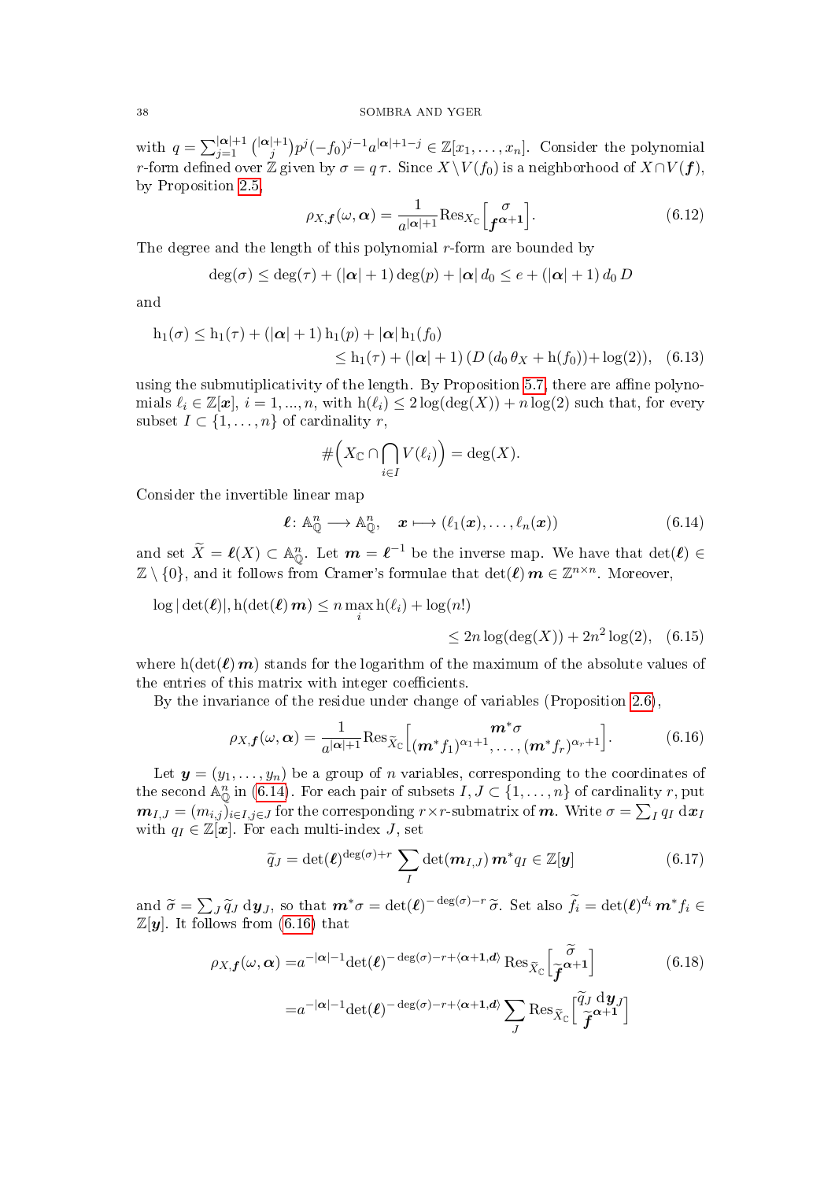with $q=\sum_{j=1}^{|\boldsymbol{\alpha}|+1}\binom{|\boldsymbol{\alpha}|+1}{j}p^j(-f_0)^{j-1}a^{|\boldsymbol{\alpha}|+1-j}\in\mathbb{Z}[x_1,\dots,x_n]$. Consider the polynomial $r$-form defined over $\mathbb{Z}$ given by $\sigma=q\,\tau$. Since $X\setminus V(f_0)$ is a neighborhood of $X\cap V(\boldsymbol{f})$, by Proposition 2.5,

$$\rho_{X,\boldsymbol{f}}(\omega,\boldsymbol{\alpha})=\frac{1}{a^{|\boldsymbol{\alpha}|+1}}\mathrm{Res}_{X_{\mathbb{C}}}\Big[\frac{\sigma}{\boldsymbol{f}^{\boldsymbol{\alpha}+\mathbf{1}}}\Big]. \tag{6.12}$$

The degree and the length of this polynomial $r$-form are bounded by

$$\deg(\sigma)\le\deg(\tau)+(|\boldsymbol{\alpha}|+1)\deg(p)+|\boldsymbol{\alpha}|\,d_0\le e+(|\boldsymbol{\alpha}|+1)\,d_0\,D$$

and

$$\begin{aligned}\mathrm{h}_1(\sigma)&\le\mathrm{h}_1(\tau)+(|\boldsymbol{\alpha}|+1)\,\mathrm{h}_1(p)+|\boldsymbol{\alpha}|\,\mathrm{h}_1(f_0)\\&\le\mathrm{h}_1(\tau)+(|\boldsymbol{\alpha}|+1)\,(D\,(d_0\,\theta_X+\mathrm{h}(f_0))+\log(2)),\end{aligned} \tag{6.13}$$

using the submutiplicativity of the length. By Proposition 5.7, there are affine polynomials $\ell_i\in\mathbb{Z}[\boldsymbol{x}]$, $i=1,\dots,n$, with $\mathrm{h}(\ell_i)\le 2\log(\deg(X))+n\log(2)$ such that, for every subset $I\subset\{1,\dots,n\}$ of cardinality $r$,

$$\#\Big(X_{\mathbb{C}}\cap\bigcap_{i\in I}V(\ell_i)\Big)=\deg(X).$$

Consider the invertible linear map

$$\boldsymbol{\ell}\colon\mathbb{A}^n_{\mathbb{Q}}\longrightarrow\mathbb{A}^n_{\mathbb{Q}},\quad \boldsymbol{x}\longmapsto(\ell_1(\boldsymbol{x}),\dots,\ell_n(\boldsymbol{x})) \tag{6.14}$$

and set $\widetilde{X}=\boldsymbol{\ell}(X)\subset\mathbb{A}^n_{\mathbb{Q}}$. Let $\boldsymbol{m}=\boldsymbol{\ell}^{-1}$ be the inverse map. We have that $\det(\boldsymbol{\ell})\in\mathbb{Z}\setminus\{0\}$, and it follows from Cramer's formulae that $\det(\boldsymbol{\ell})\,\boldsymbol{m}\in\mathbb{Z}^{n\times n}$. Moreover,

$$\begin{aligned}\log|\det(\boldsymbol{\ell})|,\mathrm{h}(\det(\boldsymbol{\ell})\,\boldsymbol{m})&\le n\max_i\mathrm{h}(\ell_i)+\log(n!)\\&\le 2n\log(\deg(X))+2n^2\log(2),\end{aligned} \tag{6.15}$$

where $\mathrm{h}(\det(\boldsymbol{\ell})\,\boldsymbol{m})$ stands for the logarithm of the maximum of the absolute values of the entries of this matrix with integer coefficients.

By the invariance of the residue under change of variables (Proposition 2.6),

$$\rho_{X,\boldsymbol{f}}(\omega,\boldsymbol{\alpha})=\frac{1}{a^{|\boldsymbol{\alpha}|+1}}\mathrm{Res}_{\widetilde{X}_{\mathbb{C}}}\Big[\frac{\boldsymbol{m}^*\sigma}{(\boldsymbol{m}^*f_1)^{\alpha_1+1},\dots,(\boldsymbol{m}^*f_r)^{\alpha_r+1}}\Big]. \tag{6.16}$$

Let $\boldsymbol{y}=(y_1,\dots,y_n)$ be a group of $n$ variables, corresponding to the coordinates of the second $\mathbb{A}^n_{\mathbb{Q}}$ in (6.14). For each pair of subsets $I,J\subset\{1,\dots,n\}$ of cardinality $r$, put $\boldsymbol{m}_{I,J}=(m_{i,j})_{i\in I,j\in J}$ for the corresponding $r\times r$-submatrix of $\boldsymbol{m}$. Write $\sigma=\sum_I q_I\,\mathrm{d}\boldsymbol{x}_I$ with $q_I\in\mathbb{Z}[\boldsymbol{x}]$. For each multi-index $J$, set

$$\widetilde{q}_J=\det(\boldsymbol{\ell})^{\deg(\sigma)+r}\sum_I\det(\boldsymbol{m}_{I,J})\,\boldsymbol{m}^*q_I\in\mathbb{Z}[\boldsymbol{y}] \tag{6.17}$$

and $\widetilde{\sigma}=\sum_J\widetilde{q}_J\,\mathrm{d}\boldsymbol{y}_J$, so that $\boldsymbol{m}^*\sigma=\det(\boldsymbol{\ell})^{-\deg(\sigma)-r}\,\widetilde{\sigma}$. Set also $\widetilde{f}_i=\det(\boldsymbol{\ell})^{d_i}\,\boldsymbol{m}^*f_i\in\mathbb{Z}[\boldsymbol{y}]$. It follows from (6.16) that

$$\begin{aligned}\rho_{X,\boldsymbol{f}}(\omega,\boldsymbol{\alpha})&=a^{-|\boldsymbol{\alpha}|-1}\det(\boldsymbol{\ell})^{-\deg(\sigma)-r+\langle\boldsymbol{\alpha}+\mathbf{1},\boldsymbol{d}\rangle}\,\mathrm{Res}_{\widetilde{X}_{\mathbb{C}}}\Big[\frac{\widetilde{\sigma}}{\widetilde{\boldsymbol{f}}^{\boldsymbol{\alpha}+\mathbf{1}}}\Big]\\&=a^{-|\boldsymbol{\alpha}|-1}\det(\boldsymbol{\ell})^{-\deg(\sigma)-r+\langle\boldsymbol{\alpha}+\mathbf{1},\boldsymbol{d}\rangle}\sum_J\mathrm{Res}_{\widetilde{X}_{\mathbb{C}}}\Big[\frac{\widetilde{q}_J\,\mathrm{d}\boldsymbol{y}_J}{\widetilde{\boldsymbol{f}}^{\boldsymbol{\alpha}+\mathbf{1}}}\Big]\end{aligned} \tag{6.18}$$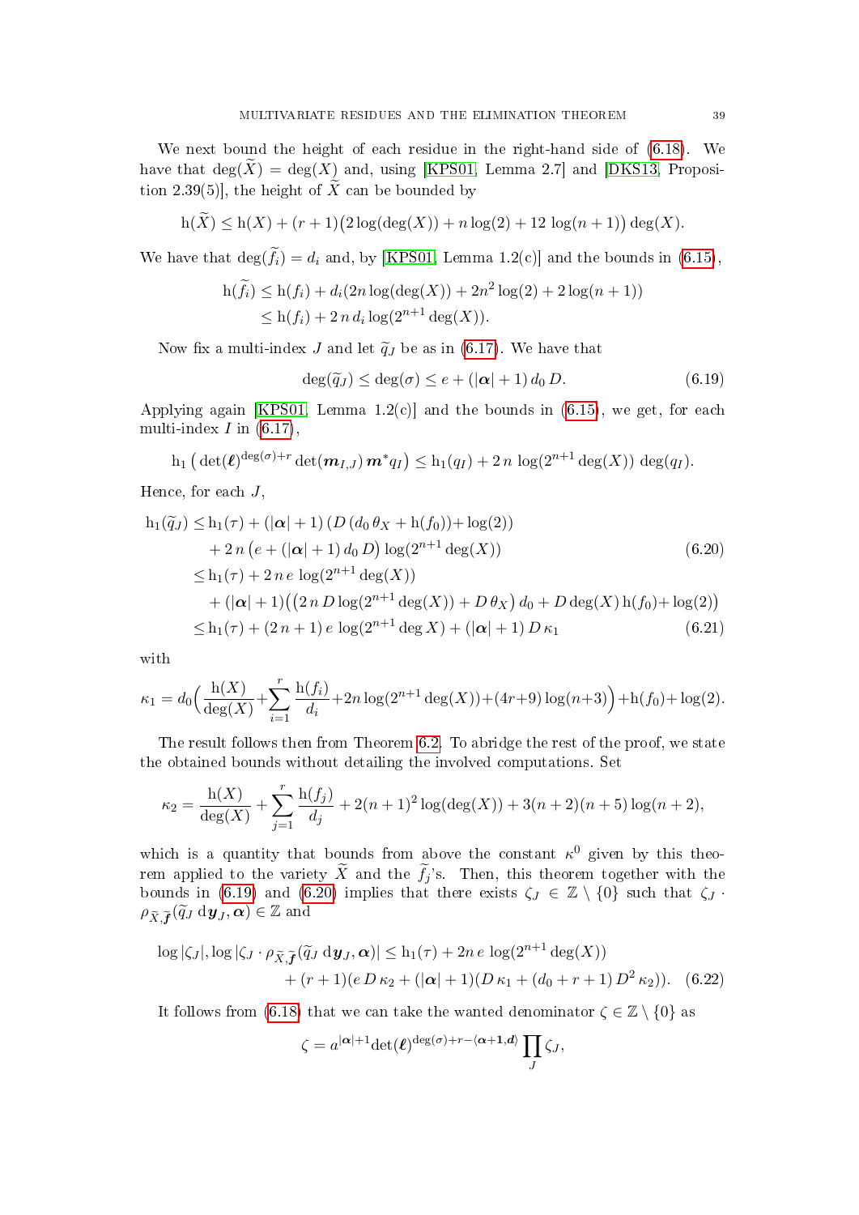We next bound the height of each residue in the right-hand side of (6.18). We have that $\deg(\widetilde{X}) = \deg(X)$ and, using [KPS01, Lemma 2.7] and [DKS13, Proposition 2.39(5)], the height of $\widetilde{X}$ can be bounded by

$$\mathrm{h}(\widetilde{X}) \leq \mathrm{h}(X) + (r+1)\big(2\log(\deg(X)) + n\log(2) + 12\,\log(n+1)\big)\deg(X).$$

We have that $\deg(\widetilde{f}_i) = d_i$ and, by [KPS01, Lemma 1.2(c)] and the bounds in (6.15),

$$\begin{aligned}
\mathrm{h}(\widetilde{f}_i) &\leq \mathrm{h}(f_i) + d_i(2n\log(\deg(X)) + 2n^2\log(2) + 2\log(n+1)) \\
&\leq \mathrm{h}(f_i) + 2\,n\,d_i\log(2^{n+1}\deg(X)).
\end{aligned}$$

Now fix a multi-index $J$ and let $\widetilde{q}_J$ be as in (6.17). We have that

$$\deg(\widetilde{q}_J) \leq \deg(\sigma) \leq e + (|\boldsymbol{\alpha}|+1)\,d_0\,D. \tag{6.19}$$

Applying again [KPS01, Lemma 1.2(c)] and the bounds in (6.15), we get, for each multi-index $I$ in (6.17),

$$\mathrm{h}_1\left(\det(\boldsymbol{\ell})^{\deg(\sigma)+r}\det(\boldsymbol{m}_{I,J})\,\boldsymbol{m}^* q_I\right) \leq \mathrm{h}_1(q_I) + 2\,n\,\log(2^{n+1}\deg(X))\,\deg(q_I).$$

Hence, for each $J$,

$$\begin{aligned}
\mathrm{h}_1(\widetilde{q}_J) \leq\, & \mathrm{h}_1(\tau) + (|\boldsymbol{\alpha}|+1)\,(D\,(d_0\,\theta_X + \mathrm{h}(f_0)) + \log(2)) \\
& + 2\,n\,\big(e + (|\boldsymbol{\alpha}|+1)\,d_0\,D\big)\log(2^{n+1}\deg(X)) \qquad (6.20)\\
\leq\, & \mathrm{h}_1(\tau) + 2\,n\,e\,\log(2^{n+1}\deg(X)) \\
& + (|\boldsymbol{\alpha}|+1)\big(\big(2\,n\,D\log(2^{n+1}\deg(X)) + D\,\theta_X\big)\,d_0 + D\deg(X)\,\mathrm{h}(f_0) + \log(2)\big) \\
\leq\, & \mathrm{h}_1(\tau) + (2\,n+1)\,e\,\log(2^{n+1}\deg X) + (|\boldsymbol{\alpha}|+1)\,D\,\kappa_1 \qquad (6.21)
\end{aligned}$$

with

$$\kappa_1 = d_0\Big(\frac{\mathrm{h}(X)}{\deg(X)} + \sum_{i=1}^{r}\frac{\mathrm{h}(f_i)}{d_i} + 2n\log(2^{n+1}\deg(X)) + (4r+9)\log(n+3)\Big) + \mathrm{h}(f_0) + \log(2).$$

The result follows then from Theorem 6.2. To abridge the rest of the proof, we state the obtained bounds without detailing the involved computations. Set

$$\kappa_2 = \frac{\mathrm{h}(X)}{\deg(X)} + \sum_{j=1}^{r}\frac{\mathrm{h}(f_j)}{d_j} + 2(n+1)^2\log(\deg(X)) + 3(n+2)(n+5)\log(n+2),$$

which is a quantity that bounds from above the constant $\kappa^0$ given by this theorem applied to the variety $\widetilde{X}$ and the $\widetilde{f}_j$'s. Then, this theorem together with the bounds in (6.19) and (6.20) implies that there exists $\zeta_J \in \mathbb{Z}\setminus\{0\}$ such that $\zeta_J \cdot \rho_{\widetilde{X},\widetilde{\boldsymbol{f}}}(\widetilde{q}_J\,\mathrm{d}\boldsymbol{y}_J, \boldsymbol{\alpha}) \in \mathbb{Z}$ and

$$\begin{aligned}
\log|\zeta_J|, \log|\zeta_J \cdot \rho_{\widetilde{X},\widetilde{\boldsymbol{f}}}(\widetilde{q}_J\,\mathrm{d}\boldsymbol{y}_J, \boldsymbol{\alpha})| \leq\, & \mathrm{h}_1(\tau) + 2n\,e\,\log(2^{n+1}\deg(X)) \\
& + (r+1)(e\,D\,\kappa_2 + (|\boldsymbol{\alpha}|+1)(D\,\kappa_1 + (d_0+r+1)\,D^2\,\kappa_2)). \qquad (6.22)
\end{aligned}$$

It follows from (6.18) that we can take the wanted denominator $\zeta \in \mathbb{Z}\setminus\{0\}$ as

$$\zeta = a^{|\boldsymbol{\alpha}|+1}\det(\boldsymbol{\ell})^{\deg(\sigma)+r-\langle\boldsymbol{\alpha}+\mathbf{1},\boldsymbol{d}\rangle}\prod_J \zeta_J,$$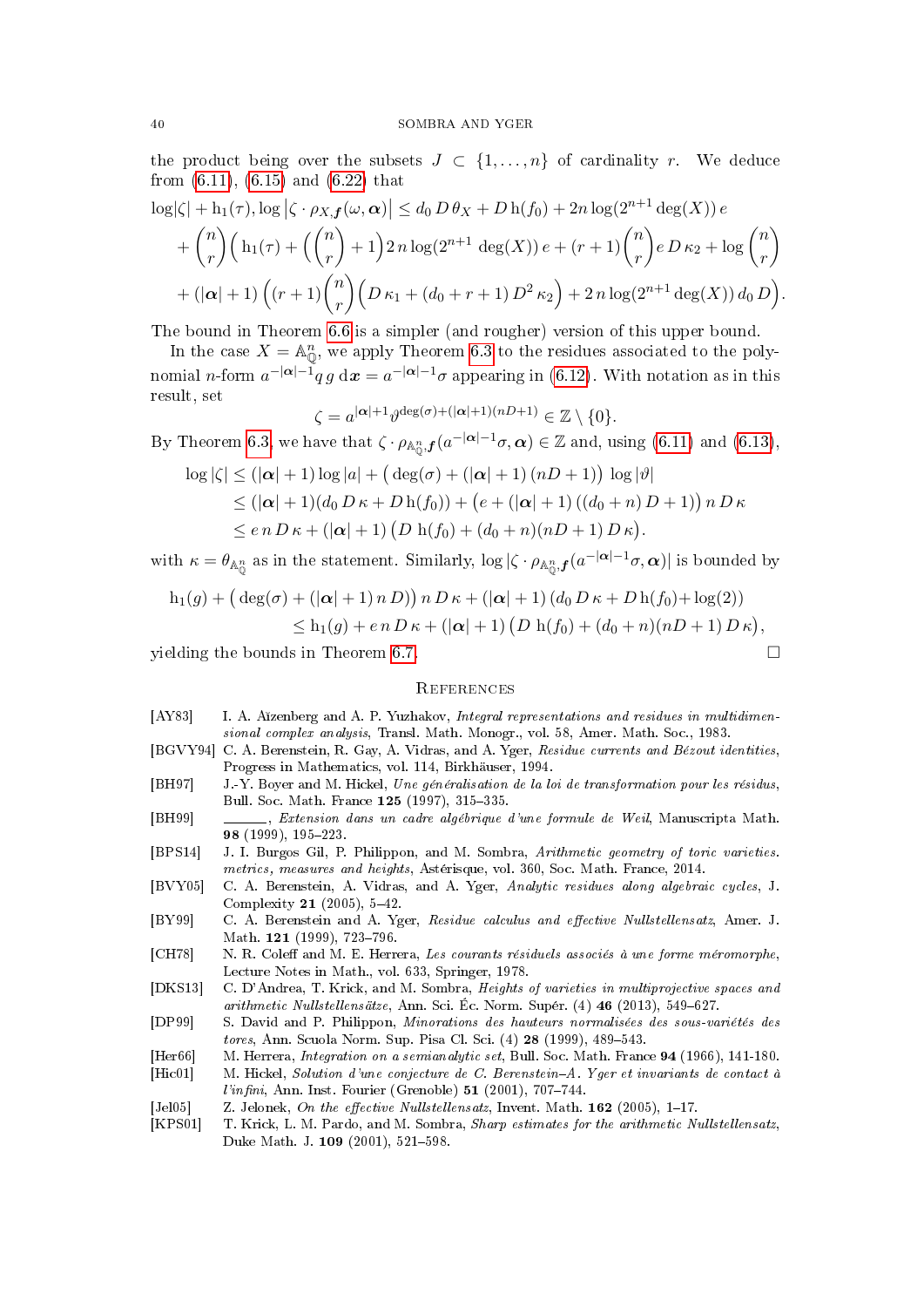the product being over the subsets $J \subset \{1,\dots,n\}$ of cardinality $r$. We deduce from (6.11), (6.15) and (6.22) that

$$\log|\zeta| + \mathrm{h}_1(\tau), \log\big|\zeta\cdot\rho_{X,\boldsymbol{f}}(\omega,\boldsymbol{\alpha})\big| \le d_0\,D\,\theta_X + D\,\mathrm{h}(f_0) + 2n\log(2^{n+1}\deg(X))\,e$$
$$+\binom{n}{r}\Big(\mathrm{h}_1(\tau) + \Big(\binom{n}{r}+1\Big)2\,n\log(2^{n+1}\deg(X))\,e + (r+1)\binom{n}{r}e\,D\,\kappa_2 + \log\binom{n}{r}$$
$$+(|\boldsymbol{\alpha}|+1)\,\Big((r+1)\binom{n}{r}\Big(D\,\kappa_1 + (d_0+r+1)\,D^2\,\kappa_2\Big) + 2\,n\log(2^{n+1}\deg(X))\,d_0\,D\Big).$$

The bound in Theorem 6.6 is a simpler (and rougher) version of this upper bound.

In the case $X=\mathbb{A}^n_{\mathbb{Q}}$, we apply Theorem 6.3 to the residues associated to the polynomial $n$-form $a^{-|\boldsymbol{\alpha}|-1}q\,g\,\mathrm{d}\boldsymbol{x} = a^{-|\boldsymbol{\alpha}|-1}\sigma$ appearing in (6.12). With notation as in this result, set

$$\zeta = a^{|\boldsymbol{\alpha}|+1}\vartheta^{\deg(\sigma)+(|\boldsymbol{\alpha}|+1)(nD+1)} \in \mathbb{Z}\setminus\{0\}.$$

By Theorem 6.3, we have that $\zeta\cdot\rho_{\mathbb{A}^n_{\mathbb{Q}},\boldsymbol{f}}(a^{-|\boldsymbol{\alpha}|-1}\sigma,\boldsymbol{\alpha})\in\mathbb{Z}$ and, using (6.11) and (6.13),

$$\begin{aligned}
\log|\zeta| &\le (|\boldsymbol{\alpha}|+1)\log|a| + \big(\deg(\sigma)+(|\boldsymbol{\alpha}|+1)\,(nD+1)\big)\,\log|\vartheta|\\
&\le (|\boldsymbol{\alpha}|+1)(d_0\,D\,\kappa + D\,\mathrm{h}(f_0)) + \big(e + (|\boldsymbol{\alpha}|+1)\,((d_0+n)\,D+1)\big)\,n\,D\,\kappa\\
&\le e\,n\,D\,\kappa + (|\boldsymbol{\alpha}|+1)\,\big(D\ \mathrm{h}(f_0) + (d_0+n)(nD+1)\,D\,\kappa\big).
\end{aligned}$$

with $\kappa=\theta_{\mathbb{A}^n_{\mathbb{Q}}}$ as in the statement. Similarly, $\log|\zeta\cdot\rho_{\mathbb{A}^n_{\mathbb{Q}},\boldsymbol{f}}(a^{-|\boldsymbol{\alpha}|-1}\sigma,\boldsymbol{\alpha})|$ is bounded by

$$\begin{aligned}
\mathrm{h}_1(g) + \big(\deg(\sigma)+(|\boldsymbol{\alpha}|+1)\,n\,D\big)\,n\,D\,\kappa + (|\boldsymbol{\alpha}|+1)\,(d_0\,D\,\kappa + D\,\mathrm{h}(f_0) + \log(2))\\
\le \mathrm{h}_1(g) + e\,n\,D\,\kappa + (|\boldsymbol{\alpha}|+1)\,\big(D\ \mathrm{h}(f_0) + (d_0+n)(nD+1)\,D\,\kappa\big),
\end{aligned}$$

yielding the bounds in Theorem 6.7. $\square$

## References

[AY83] I. A. Aĭzenberg and A. P. Yuzhakov, *Integral representations and residues in multidimensional complex analysis*, Transl. Math. Monogr., vol. 58, Amer. Math. Soc., 1983.

[BGVY94] C. A. Berenstein, R. Gay, A. Vidras, and A. Yger, *Residue currents and Bézout identities*, Progress in Mathematics, vol. 114, Birkhäuser, 1994.

[BH97] J.-Y. Boyer and M. Hickel, *Une généralisation de la loi de transformation pour les résidus*, Bull. Soc. Math. France **125** (1997), 315–335.

[BH99] ______, *Extension dans un cadre algébrique d'une formule de Weil*, Manuscripta Math. **98** (1999), 195–223.

[BPS14] J. I. Burgos Gil, P. Philippon, and M. Sombra, *Arithmetic geometry of toric varieties. metrics, measures and heights*, Astérisque, vol. 360, Soc. Math. France, 2014.

[BVY05] C. A. Berenstein, A. Vidras, and A. Yger, *Analytic residues along algebraic cycles*, J. Complexity **21** (2005), 5–42.

[BY99] C. A. Berenstein and A. Yger, *Residue calculus and effective Nullstellensatz*, Amer. J. Math. **121** (1999), 723–796.

[CH78] N. R. Coleff and M. E. Herrera, *Les courants résiduels associés à une forme méromorphe*, Lecture Notes in Math., vol. 633, Springer, 1978.

[DKS13] C. D'Andrea, T. Krick, and M. Sombra, *Heights of varieties in multiprojective spaces and arithmetic Nullstellensätze*, Ann. Sci. Éc. Norm. Supér. (4) **46** (2013), 549–627.

[DP99] S. David and P. Philippon, *Minorations des hauteurs normalisées des sous-variétés des tores*, Ann. Scuola Norm. Sup. Pisa Cl. Sci. (4) **28** (1999), 489–543.

[Her66] M. Herrera, *Integration on a semianalytic set*, Bull. Soc. Math. France **94** (1966), 141-180.

[Hic01] M. Hickel, *Solution d'une conjecture de C. Berenstein–A. Yger et invariants de contact à l'infini*, Ann. Inst. Fourier (Grenoble) **51** (2001), 707–744.

[Jel05] Z. Jelonek, *On the effective Nullstellensatz*, Invent. Math. **162** (2005), 1–17.

[KPS01] T. Krick, L. M. Pardo, and M. Sombra, *Sharp estimates for the arithmetic Nullstellensatz*, Duke Math. J. **109** (2001), 521–598.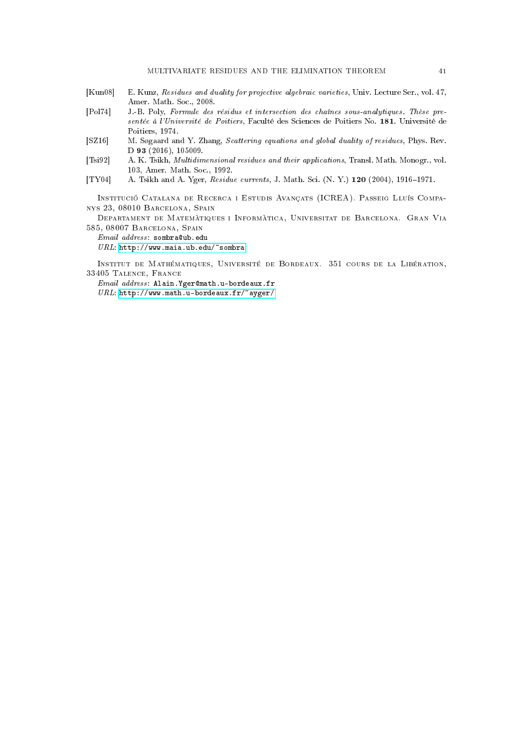[Kun08] E. Kunz, *Residues and duality for projective algebraic varieties*, Univ. Lecture Ser., vol. 47, Amer. Math. Soc., 2008.

[Pol74] J.-B. Poly, *Formule des résidus et intersection des chaînes sous-analytiques. Thèse presentée à l'Université de Poitiers*, Faculté des Sciences de Poitiers No. **181**. Université de Poitiers, 1974.

[SZ16] M. Søgaard and Y. Zhang, *Scattering equations and global duality of residues*, Phys. Rev. D **93** (2016), 105009.

[Tsi92] A. K. Tsikh, *Multidimensional residues and their applications*, Transl. Math. Monogr., vol. 103, Amer. Math. Soc., 1992.

[TY04] A. Tsikh and A. Yger, *Residue currents*, J. Math. Sci. (N. Y.) **120** (2004), 1916–1971.

Institució Catalana de Recerca i Estudis Avançats (ICREA). Passeig Lluís Companys 23, 08010 Barcelona, Spain

Departament de Matemàtiques i Informàtica, Universitat de Barcelona. Gran Via 585, 08007 Barcelona, Spain

*Email address*: sombra@ub.edu

*URL*: http://www.maia.ub.edu/~sombra

Institut de Mathématiques, Université de Bordeaux. 351 cours de la Libération, 33405 Talence, France

*Email address*: Alain.Yger@math.u-bordeaux.fr

*URL*: http://www.math.u-bordeaux.fr/~ayger/